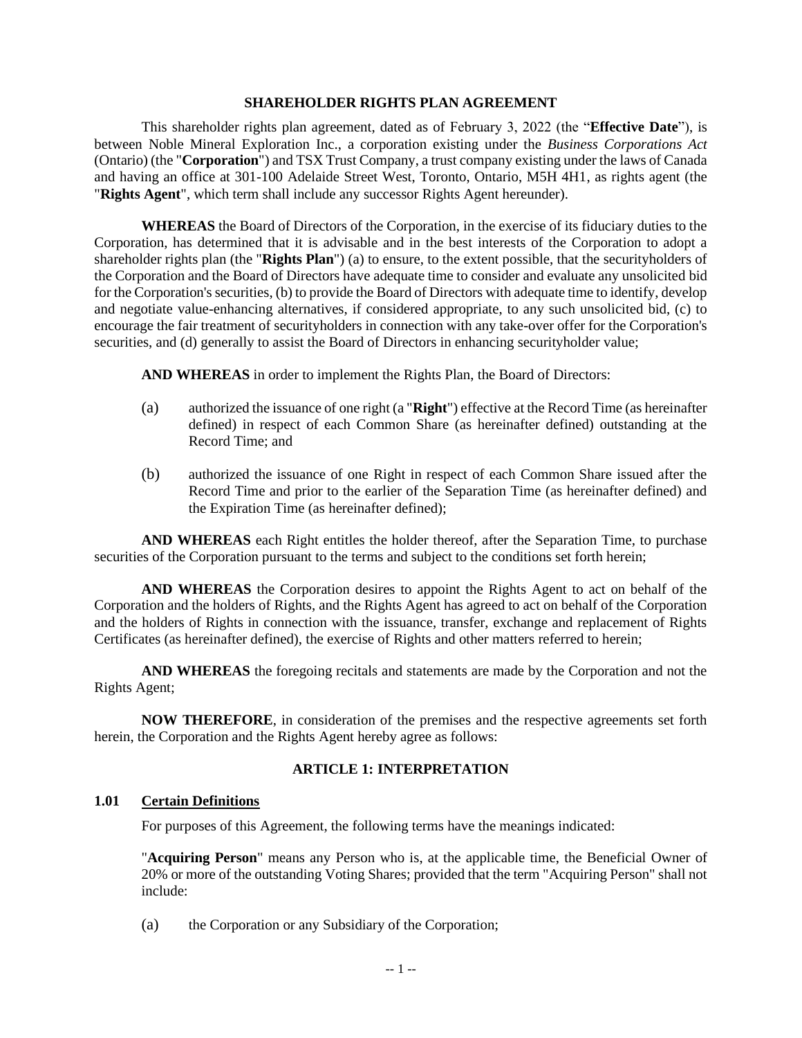# SHAREHOLDER RIGHTS PLAN AGREEMENT

This shareholder rights plan agreement, dated as of February 3, 2022 (the "**Effective Date**"), is between Noble Mineral Exploration Inc., a corporation existing under the *Business Corporations Act* (Ontario) (the "**Corporation**") and TSX Trust Company, a trust company existing under the laws of Canada and having an office at 301-100 Adelaide Street West, Toronto, Ontario, M5H 4H1, as rights agent (the "**Rights Agent**", which term shall include any successor Rights Agent hereunder).

**WHEREAS** the Board of Directors of the Corporation, in the exercise of its fiduciary duties to the Corporation, has determined that it is advisable and in the best interests of the Corporation to adopt a shareholder rights plan (the "**Rights Plan**") (a) to ensure, to the extent possible, that the securityholders of the Corporation and the Board of Directors have adequate time to consider and evaluate any unsolicited bid for the Corporation's securities, (b) to provide the Board of Directors with adequate time to identify, develop and negotiate value-enhancing alternatives, if considered appropriate, to any such unsolicited bid, (c) to encourage the fair treatment of securityholders in connection with any take-over offer for the Corporation's securities, and (d) generally to assist the Board of Directors in enhancing securityholder value;

**AND WHEREAS** in order to implement the Rights Plan, the Board of Directors:

(a) authorized the issuance of one right (a "**Right**") effective at the Record Time (as hereinafter defined) in respect of each Common Share (as hereinafter defined) outstanding at the Record Time; and

(b) authorized the issuance of one Right in respect of each Common Share issued after the Record Time and prior to the earlier of the Separation Time (as hereinafter defined) and the Expiration Time (as hereinafter defined);

**AND WHEREAS** each Right entitles the holder thereof, after the Separation Time, to purchase securities of the Corporation pursuant to the terms and subject to the conditions set forth herein;

**AND WHEREAS** the Corporation desires to appoint the Rights Agent to act on behalf of the Corporation and the holders of Rights, and the Rights Agent has agreed to act on behalf of the Corporation and the holders of Rights in connection with the issuance, transfer, exchange and replacement of Rights Certificates (as hereinafter defined), the exercise of Rights and other matters referred to herein;

**AND WHEREAS** the foregoing recitals and statements are made by the Corporation and not the Rights Agent;

**NOW THEREFORE**, in consideration of the premises and the respective agreements set forth herein, the Corporation and the Rights Agent hereby agree as follows:

## ARTICLE 1: INTERPRETATION

### 1.01 Certain Definitions

For purposes of this Agreement, the following terms have the meanings indicated:

"**Acquiring Person**" means any Person who is, at the applicable time, the Beneficial Owner of 20% or more of the outstanding Voting Shares; provided that the term "Acquiring Person" shall not include:

(a) the Corporation or any Subsidiary of the Corporation;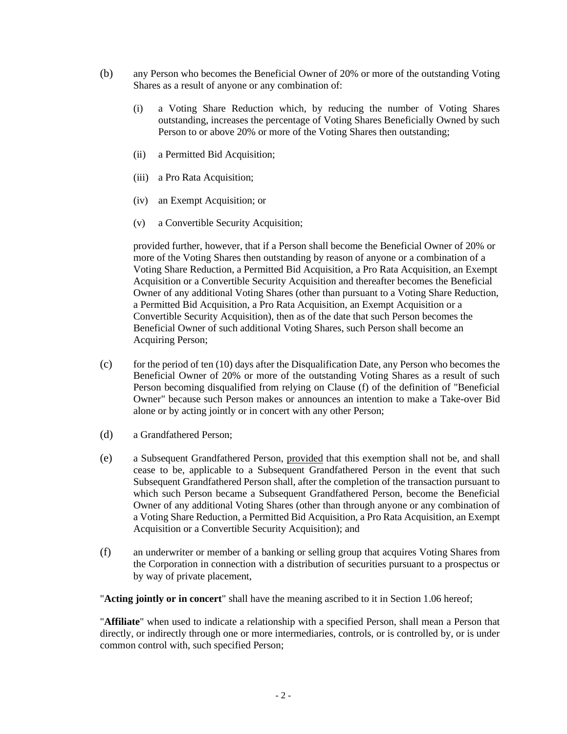(b) any Person who becomes the Beneficial Owner of 20% or more of the outstanding Voting Shares as a result of anyone or any combination of:

   (i) a Voting Share Reduction which, by reducing the number of Voting Shares outstanding, increases the percentage of Voting Shares Beneficially Owned by such Person to or above 20% or more of the Voting Shares then outstanding;

   (ii) a Permitted Bid Acquisition;

   (iii) a Pro Rata Acquisition;

   (iv) an Exempt Acquisition; or

   (v) a Convertible Security Acquisition;

   provided further, however, that if a Person shall become the Beneficial Owner of 20% or more of the Voting Shares then outstanding by reason of anyone or a combination of a Voting Share Reduction, a Permitted Bid Acquisition, a Pro Rata Acquisition, an Exempt Acquisition or a Convertible Security Acquisition and thereafter becomes the Beneficial Owner of any additional Voting Shares (other than pursuant to a Voting Share Reduction, a Permitted Bid Acquisition, a Pro Rata Acquisition, an Exempt Acquisition or a Convertible Security Acquisition), then as of the date that such Person becomes the Beneficial Owner of such additional Voting Shares, such Person shall become an Acquiring Person;

(c) for the period of ten (10) days after the Disqualification Date, any Person who becomes the Beneficial Owner of 20% or more of the outstanding Voting Shares as a result of such Person becoming disqualified from relying on Clause (f) of the definition of "Beneficial Owner" because such Person makes or announces an intention to make a Take-over Bid alone or by acting jointly or in concert with any other Person;

(d) a Grandfathered Person;

(e) a Subsequent Grandfathered Person, provided that this exemption shall not be, and shall cease to be, applicable to a Subsequent Grandfathered Person in the event that such Subsequent Grandfathered Person shall, after the completion of the transaction pursuant to which such Person became a Subsequent Grandfathered Person, become the Beneficial Owner of any additional Voting Shares (other than through anyone or any combination of a Voting Share Reduction, a Permitted Bid Acquisition, a Pro Rata Acquisition, an Exempt Acquisition or a Convertible Security Acquisition); and

(f) an underwriter or member of a banking or selling group that acquires Voting Shares from the Corporation in connection with a distribution of securities pursuant to a prospectus or by way of private placement,

"**Acting jointly or in concert**" shall have the meaning ascribed to it in Section 1.06 hereof;

"**Affiliate**" when used to indicate a relationship with a specified Person, shall mean a Person that directly, or indirectly through one or more intermediaries, controls, or is controlled by, or is under common control with, such specified Person;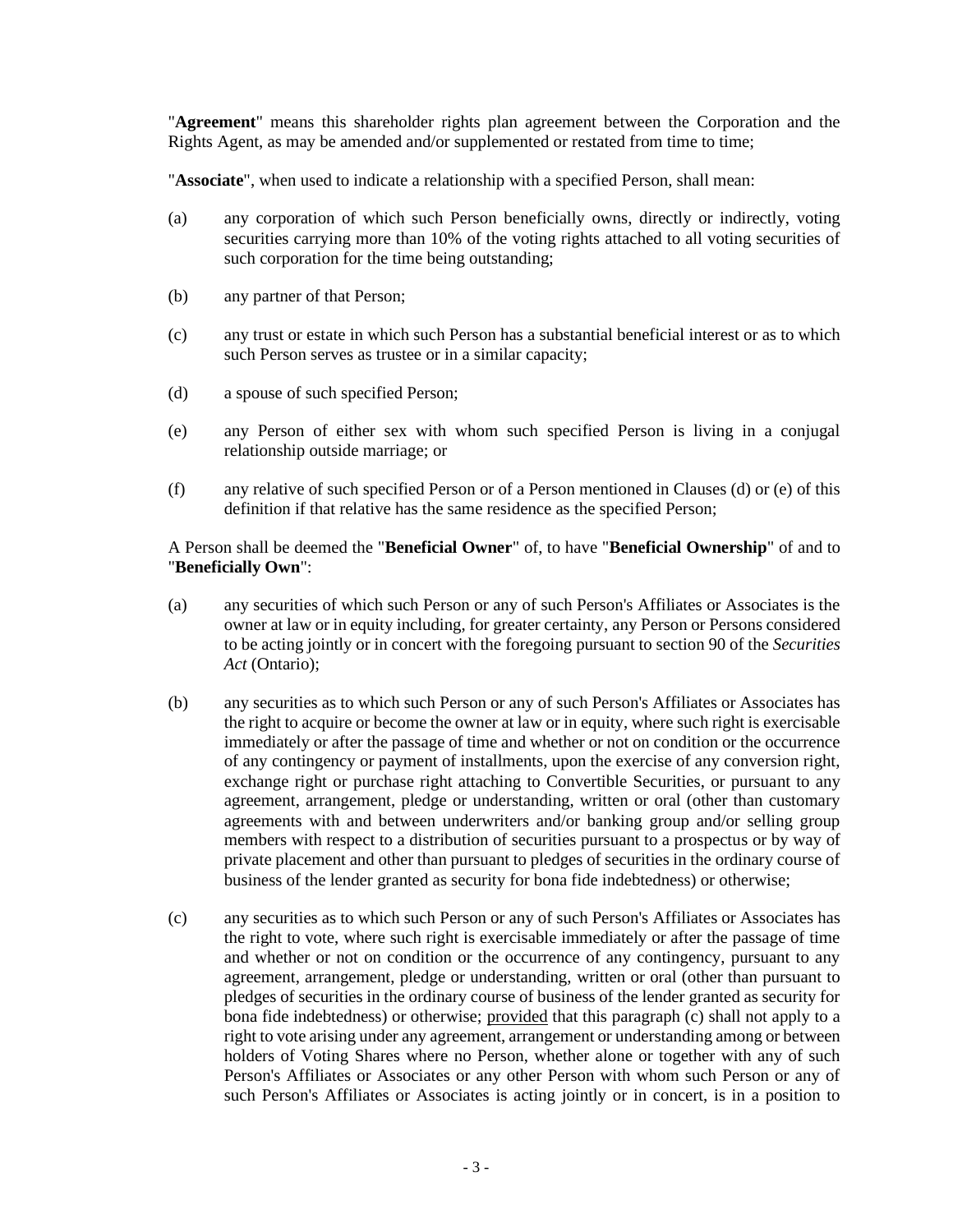"**Agreement**" means this shareholder rights plan agreement between the Corporation and the Rights Agent, as may be amended and/or supplemented or restated from time to time;

"**Associate**", when used to indicate a relationship with a specified Person, shall mean:

(a) any corporation of which such Person beneficially owns, directly or indirectly, voting securities carrying more than 10% of the voting rights attached to all voting securities of such corporation for the time being outstanding;

(b) any partner of that Person;

(c) any trust or estate in which such Person has a substantial beneficial interest or as to which such Person serves as trustee or in a similar capacity;

(d) a spouse of such specified Person;

(e) any Person of either sex with whom such specified Person is living in a conjugal relationship outside marriage; or

(f) any relative of such specified Person or of a Person mentioned in Clauses (d) or (e) of this definition if that relative has the same residence as the specified Person;

A Person shall be deemed the "**Beneficial Owner**" of, to have "**Beneficial Ownership**" of and to "**Beneficially Own**":

(a) any securities of which such Person or any of such Person's Affiliates or Associates is the owner at law or in equity including, for greater certainty, any Person or Persons considered to be acting jointly or in concert with the foregoing pursuant to section 90 of the *Securities Act* (Ontario);

(b) any securities as to which such Person or any of such Person's Affiliates or Associates has the right to acquire or become the owner at law or in equity, where such right is exercisable immediately or after the passage of time and whether or not on condition or the occurrence of any contingency or payment of installments, upon the exercise of any conversion right, exchange right or purchase right attaching to Convertible Securities, or pursuant to any agreement, arrangement, pledge or understanding, written or oral (other than customary agreements with and between underwriters and/or banking group and/or selling group members with respect to a distribution of securities pursuant to a prospectus or by way of private placement and other than pursuant to pledges of securities in the ordinary course of business of the lender granted as security for bona fide indebtedness) or otherwise;

(c) any securities as to which such Person or any of such Person's Affiliates or Associates has the right to vote, where such right is exercisable immediately or after the passage of time and whether or not on condition or the occurrence of any contingency, pursuant to any agreement, arrangement, pledge or understanding, written or oral (other than pursuant to pledges of securities in the ordinary course of business of the lender granted as security for bona fide indebtedness) or otherwise; provided that this paragraph (c) shall not apply to a right to vote arising under any agreement, arrangement or understanding among or between holders of Voting Shares where no Person, whether alone or together with any of such Person's Affiliates or Associates or any other Person with whom such Person or any of such Person's Affiliates or Associates is acting jointly or in concert, is in a position to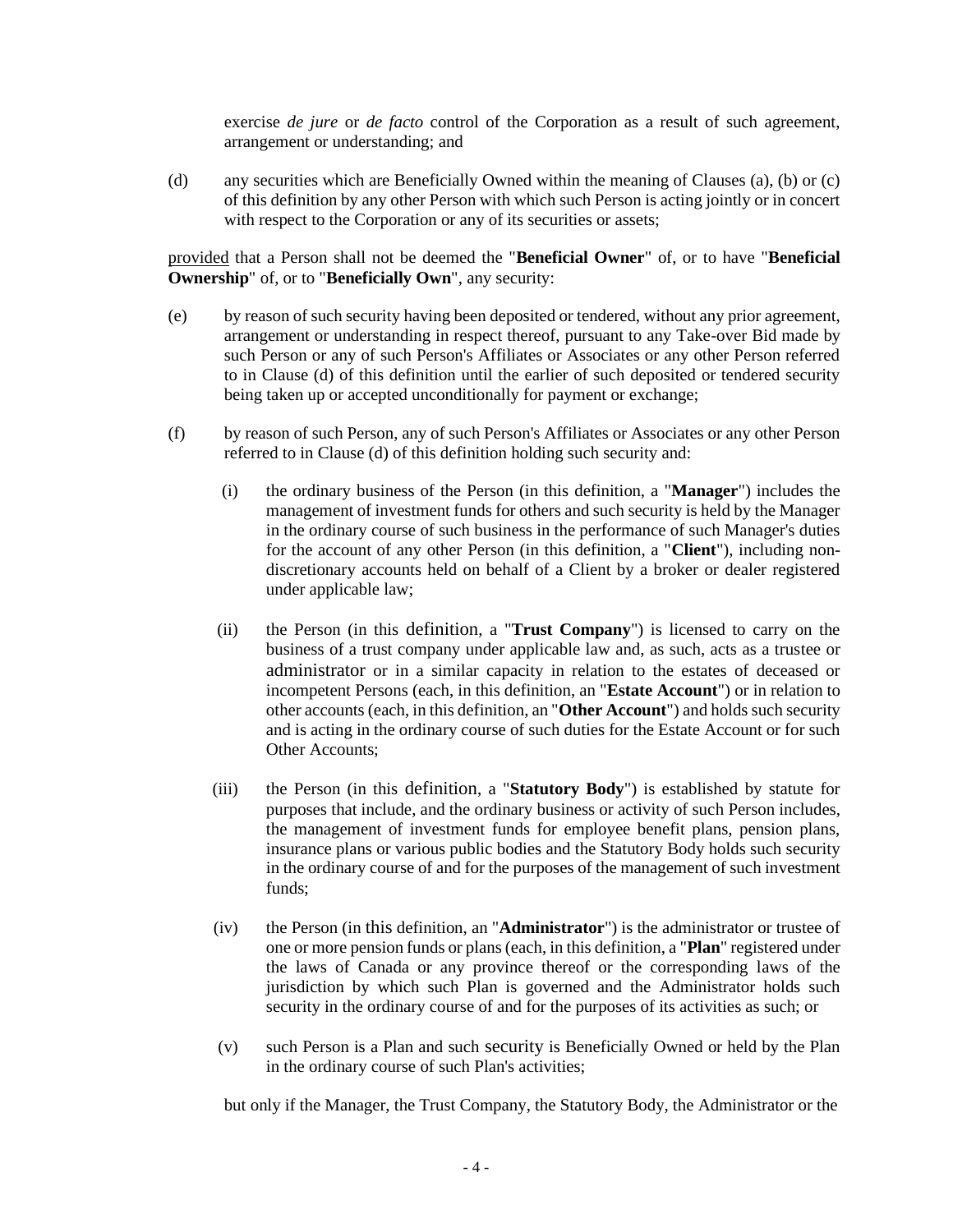exercise *de jure* or *de facto* control of the Corporation as a result of such agreement, arrangement or understanding; and

(d) any securities which are Beneficially Owned within the meaning of Clauses (a), (b) or (c) of this definition by any other Person with which such Person is acting jointly or in concert with respect to the Corporation or any of its securities or assets;

provided that a Person shall not be deemed the "**Beneficial Owner**" of, or to have "**Beneficial Ownership**" of, or to "**Beneficially Own**", any security:

(e) by reason of such security having been deposited or tendered, without any prior agreement, arrangement or understanding in respect thereof, pursuant to any Take-over Bid made by such Person or any of such Person's Affiliates or Associates or any other Person referred to in Clause (d) of this definition until the earlier of such deposited or tendered security being taken up or accepted unconditionally for payment or exchange;

(f) by reason of such Person, any of such Person's Affiliates or Associates or any other Person referred to in Clause (d) of this definition holding such security and:

(i) the ordinary business of the Person (in this definition, a "**Manager**") includes the management of investment funds for others and such security is held by the Manager in the ordinary course of such business in the performance of such Manager's duties for the account of any other Person (in this definition, a "**Client**"), including non-discretionary accounts held on behalf of a Client by a broker or dealer registered under applicable law;

(ii) the Person (in this definition, a "**Trust Company**") is licensed to carry on the business of a trust company under applicable law and, as such, acts as a trustee or administrator or in a similar capacity in relation to the estates of deceased or incompetent Persons (each, in this definition, an "**Estate Account**") or in relation to other accounts (each, in this definition, an "**Other Account**") and holds such security and is acting in the ordinary course of such duties for the Estate Account or for such Other Accounts;

(iii) the Person (in this definition, a "**Statutory Body**") is established by statute for purposes that include, and the ordinary business or activity of such Person includes, the management of investment funds for employee benefit plans, pension plans, insurance plans or various public bodies and the Statutory Body holds such security in the ordinary course of and for the purposes of the management of such investment funds;

(iv) the Person (in this definition, an "**Administrator**") is the administrator or trustee of one or more pension funds or plans (each, in this definition, a "**Plan**" registered under the laws of Canada or any province thereof or the corresponding laws of the jurisdiction by which such Plan is governed and the Administrator holds such security in the ordinary course of and for the purposes of its activities as such; or

(v) such Person is a Plan and such security is Beneficially Owned or held by the Plan in the ordinary course of such Plan's activities;

but only if the Manager, the Trust Company, the Statutory Body, the Administrator or the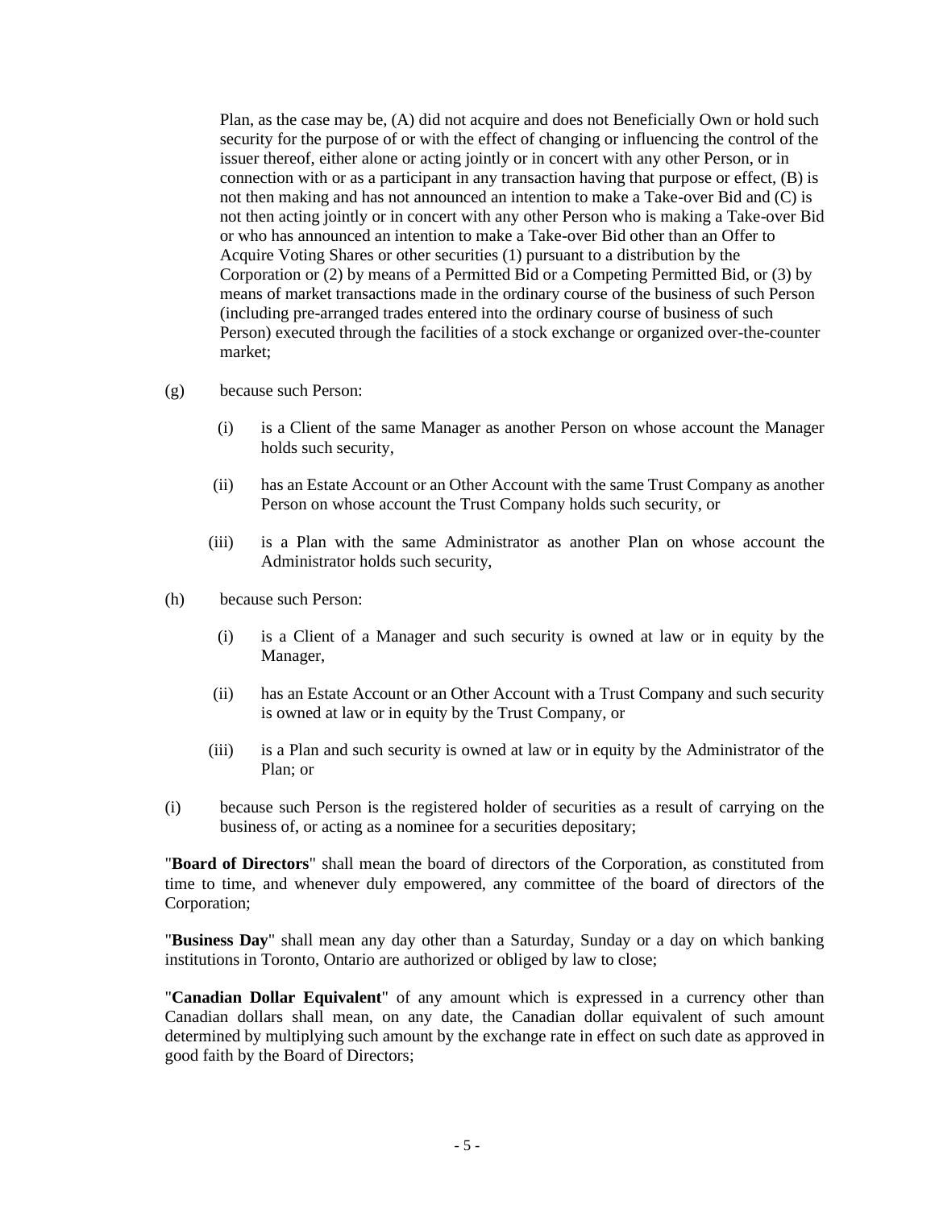Plan, as the case may be, (A) did not acquire and does not Beneficially Own or hold such security for the purpose of or with the effect of changing or influencing the control of the issuer thereof, either alone or acting jointly or in concert with any other Person, or in connection with or as a participant in any transaction having that purpose or effect, (B) is not then making and has not announced an intention to make a Take-over Bid and (C) is not then acting jointly or in concert with any other Person who is making a Take-over Bid or who has announced an intention to make a Take-over Bid other than an Offer to Acquire Voting Shares or other securities (1) pursuant to a distribution by the Corporation or (2) by means of a Permitted Bid or a Competing Permitted Bid, or (3) by means of market transactions made in the ordinary course of the business of such Person (including pre-arranged trades entered into the ordinary course of business of such Person) executed through the facilities of a stock exchange or organized over-the-counter market;

(g) because such Person:

(i) is a Client of the same Manager as another Person on whose account the Manager holds such security,

(ii) has an Estate Account or an Other Account with the same Trust Company as another Person on whose account the Trust Company holds such security, or

(iii) is a Plan with the same Administrator as another Plan on whose account the Administrator holds such security,

(h) because such Person:

(i) is a Client of a Manager and such security is owned at law or in equity by the Manager,

(ii) has an Estate Account or an Other Account with a Trust Company and such security is owned at law or in equity by the Trust Company, or

(iii) is a Plan and such security is owned at law or in equity by the Administrator of the Plan; or

(i) because such Person is the registered holder of securities as a result of carrying on the business of, or acting as a nominee for a securities depositary;

"**Board of Directors**" shall mean the board of directors of the Corporation, as constituted from time to time, and whenever duly empowered, any committee of the board of directors of the Corporation;

"**Business Day**" shall mean any day other than a Saturday, Sunday or a day on which banking institutions in Toronto, Ontario are authorized or obliged by law to close;

"**Canadian Dollar Equivalent**" of any amount which is expressed in a currency other than Canadian dollars shall mean, on any date, the Canadian dollar equivalent of such amount determined by multiplying such amount by the exchange rate in effect on such date as approved in good faith by the Board of Directors;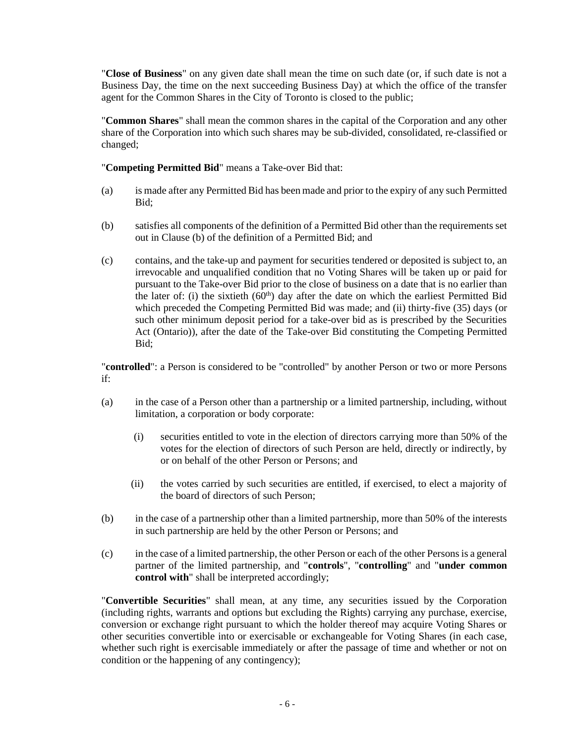"**Close of Business**" on any given date shall mean the time on such date (or, if such date is not a Business Day, the time on the next succeeding Business Day) at which the office of the transfer agent for the Common Shares in the City of Toronto is closed to the public;

"**Common Shares**" shall mean the common shares in the capital of the Corporation and any other share of the Corporation into which such shares may be sub-divided, consolidated, re-classified or changed;

"**Competing Permitted Bid**" means a Take-over Bid that:

(a) is made after any Permitted Bid has been made and prior to the expiry of any such Permitted Bid;

(b) satisfies all components of the definition of a Permitted Bid other than the requirements set out in Clause (b) of the definition of a Permitted Bid; and

(c) contains, and the take-up and payment for securities tendered or deposited is subject to, an irrevocable and unqualified condition that no Voting Shares will be taken up or paid for pursuant to the Take-over Bid prior to the close of business on a date that is no earlier than the later of: (i) the sixtieth (60th) day after the date on which the earliest Permitted Bid which preceded the Competing Permitted Bid was made; and (ii) thirty-five (35) days (or such other minimum deposit period for a take-over bid as is prescribed by the Securities Act (Ontario)), after the date of the Take-over Bid constituting the Competing Permitted Bid;

"**controlled**": a Person is considered to be "controlled" by another Person or two or more Persons if:

(a) in the case of a Person other than a partnership or a limited partnership, including, without limitation, a corporation or body corporate:

   (i) securities entitled to vote in the election of directors carrying more than 50% of the votes for the election of directors of such Person are held, directly or indirectly, by or on behalf of the other Person or Persons; and

   (ii) the votes carried by such securities are entitled, if exercised, to elect a majority of the board of directors of such Person;

(b) in the case of a partnership other than a limited partnership, more than 50% of the interests in such partnership are held by the other Person or Persons; and

(c) in the case of a limited partnership, the other Person or each of the other Persons is a general partner of the limited partnership, and "**controls**", "**controlling**" and "**under common control with**" shall be interpreted accordingly;

"**Convertible Securities**" shall mean, at any time, any securities issued by the Corporation (including rights, warrants and options but excluding the Rights) carrying any purchase, exercise, conversion or exchange right pursuant to which the holder thereof may acquire Voting Shares or other securities convertible into or exercisable or exchangeable for Voting Shares (in each case, whether such right is exercisable immediately or after the passage of time and whether or not on condition or the happening of any contingency);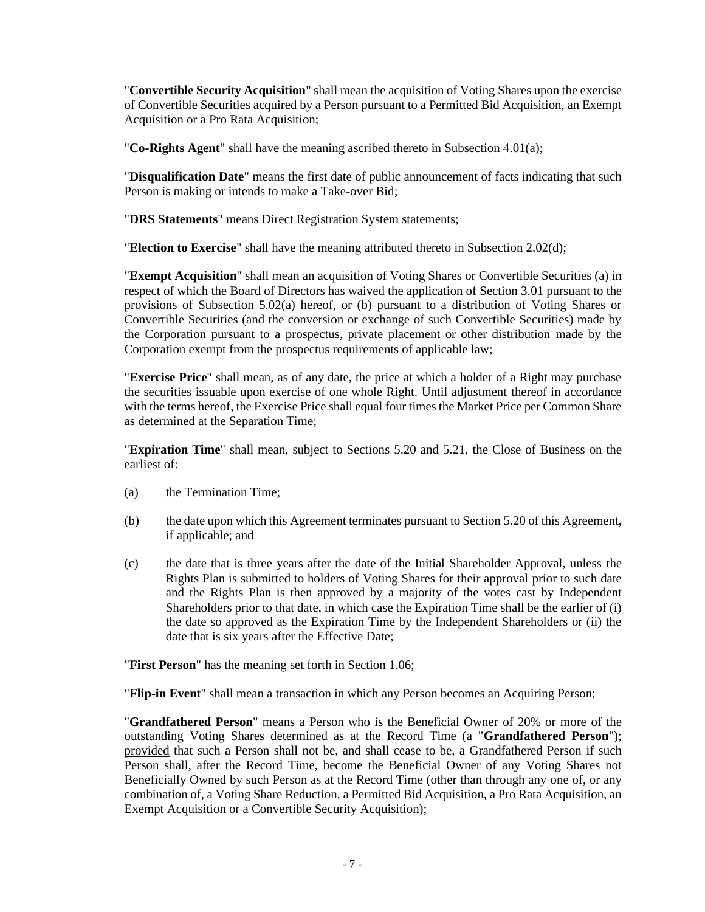"**Convertible Security Acquisition**" shall mean the acquisition of Voting Shares upon the exercise of Convertible Securities acquired by a Person pursuant to a Permitted Bid Acquisition, an Exempt Acquisition or a Pro Rata Acquisition;

"**Co-Rights Agent**" shall have the meaning ascribed thereto in Subsection 4.01(a);

"**Disqualification Date**" means the first date of public announcement of facts indicating that such Person is making or intends to make a Take-over Bid;

"**DRS Statements**" means Direct Registration System statements;

"**Election to Exercise**" shall have the meaning attributed thereto in Subsection 2.02(d);

"**Exempt Acquisition**" shall mean an acquisition of Voting Shares or Convertible Securities (a) in respect of which the Board of Directors has waived the application of Section 3.01 pursuant to the provisions of Subsection 5.02(a) hereof, or (b) pursuant to a distribution of Voting Shares or Convertible Securities (and the conversion or exchange of such Convertible Securities) made by the Corporation pursuant to a prospectus, private placement or other distribution made by the Corporation exempt from the prospectus requirements of applicable law;

"**Exercise Price**" shall mean, as of any date, the price at which a holder of a Right may purchase the securities issuable upon exercise of one whole Right. Until adjustment thereof in accordance with the terms hereof, the Exercise Price shall equal four times the Market Price per Common Share as determined at the Separation Time;

"**Expiration Time**" shall mean, subject to Sections 5.20 and 5.21, the Close of Business on the earliest of:

(a) the Termination Time;

(b) the date upon which this Agreement terminates pursuant to Section 5.20 of this Agreement, if applicable; and

(c) the date that is three years after the date of the Initial Shareholder Approval, unless the Rights Plan is submitted to holders of Voting Shares for their approval prior to such date and the Rights Plan is then approved by a majority of the votes cast by Independent Shareholders prior to that date, in which case the Expiration Time shall be the earlier of (i) the date so approved as the Expiration Time by the Independent Shareholders or (ii) the date that is six years after the Effective Date;

"**First Person**" has the meaning set forth in Section 1.06;

"**Flip-in Event**" shall mean a transaction in which any Person becomes an Acquiring Person;

"**Grandfathered Person**" means a Person who is the Beneficial Owner of 20% or more of the outstanding Voting Shares determined as at the Record Time (a "**Grandfathered Person**"); provided that such a Person shall not be, and shall cease to be, a Grandfathered Person if such Person shall, after the Record Time, become the Beneficial Owner of any Voting Shares not Beneficially Owned by such Person as at the Record Time (other than through any one of, or any combination of, a Voting Share Reduction, a Permitted Bid Acquisition, a Pro Rata Acquisition, an Exempt Acquisition or a Convertible Security Acquisition);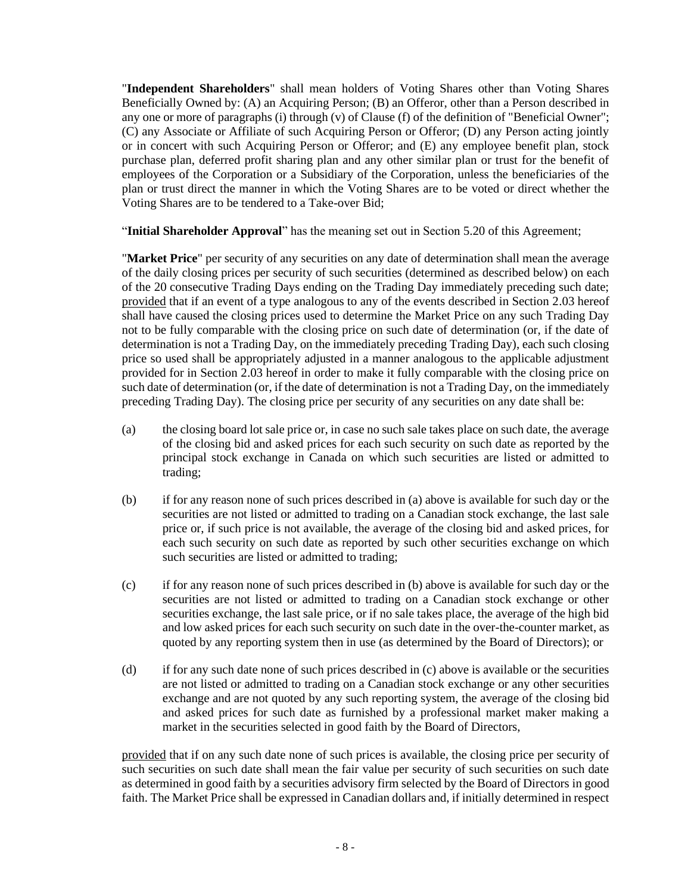"**Independent Shareholders**" shall mean holders of Voting Shares other than Voting Shares Beneficially Owned by: (A) an Acquiring Person; (B) an Offeror, other than a Person described in any one or more of paragraphs (i) through (v) of Clause (f) of the definition of "Beneficial Owner"; (C) any Associate or Affiliate of such Acquiring Person or Offeror; (D) any Person acting jointly or in concert with such Acquiring Person or Offeror; and (E) any employee benefit plan, stock purchase plan, deferred profit sharing plan and any other similar plan or trust for the benefit of employees of the Corporation or a Subsidiary of the Corporation, unless the beneficiaries of the plan or trust direct the manner in which the Voting Shares are to be voted or direct whether the Voting Shares are to be tendered to a Take-over Bid;

"**Initial Shareholder Approval**" has the meaning set out in Section 5.20 of this Agreement;

"**Market Price**" per security of any securities on any date of determination shall mean the average of the daily closing prices per security of such securities (determined as described below) on each of the 20 consecutive Trading Days ending on the Trading Day immediately preceding such date; provided that if an event of a type analogous to any of the events described in Section 2.03 hereof shall have caused the closing prices used to determine the Market Price on any such Trading Day not to be fully comparable with the closing price on such date of determination (or, if the date of determination is not a Trading Day, on the immediately preceding Trading Day), each such closing price so used shall be appropriately adjusted in a manner analogous to the applicable adjustment provided for in Section 2.03 hereof in order to make it fully comparable with the closing price on such date of determination (or, if the date of determination is not a Trading Day, on the immediately preceding Trading Day). The closing price per security of any securities on any date shall be:

(a) the closing board lot sale price or, in case no such sale takes place on such date, the average of the closing bid and asked prices for each such security on such date as reported by the principal stock exchange in Canada on which such securities are listed or admitted to trading;

(b) if for any reason none of such prices described in (a) above is available for such day or the securities are not listed or admitted to trading on a Canadian stock exchange, the last sale price or, if such price is not available, the average of the closing bid and asked prices, for each such security on such date as reported by such other securities exchange on which such securities are listed or admitted to trading;

(c) if for any reason none of such prices described in (b) above is available for such day or the securities are not listed or admitted to trading on a Canadian stock exchange or other securities exchange, the last sale price, or if no sale takes place, the average of the high bid and low asked prices for each such security on such date in the over-the-counter market, as quoted by any reporting system then in use (as determined by the Board of Directors); or

(d) if for any such date none of such prices described in (c) above is available or the securities are not listed or admitted to trading on a Canadian stock exchange or any other securities exchange and are not quoted by any such reporting system, the average of the closing bid and asked prices for such date as furnished by a professional market maker making a market in the securities selected in good faith by the Board of Directors,

provided that if on any such date none of such prices is available, the closing price per security of such securities on such date shall mean the fair value per security of such securities on such date as determined in good faith by a securities advisory firm selected by the Board of Directors in good faith. The Market Price shall be expressed in Canadian dollars and, if initially determined in respect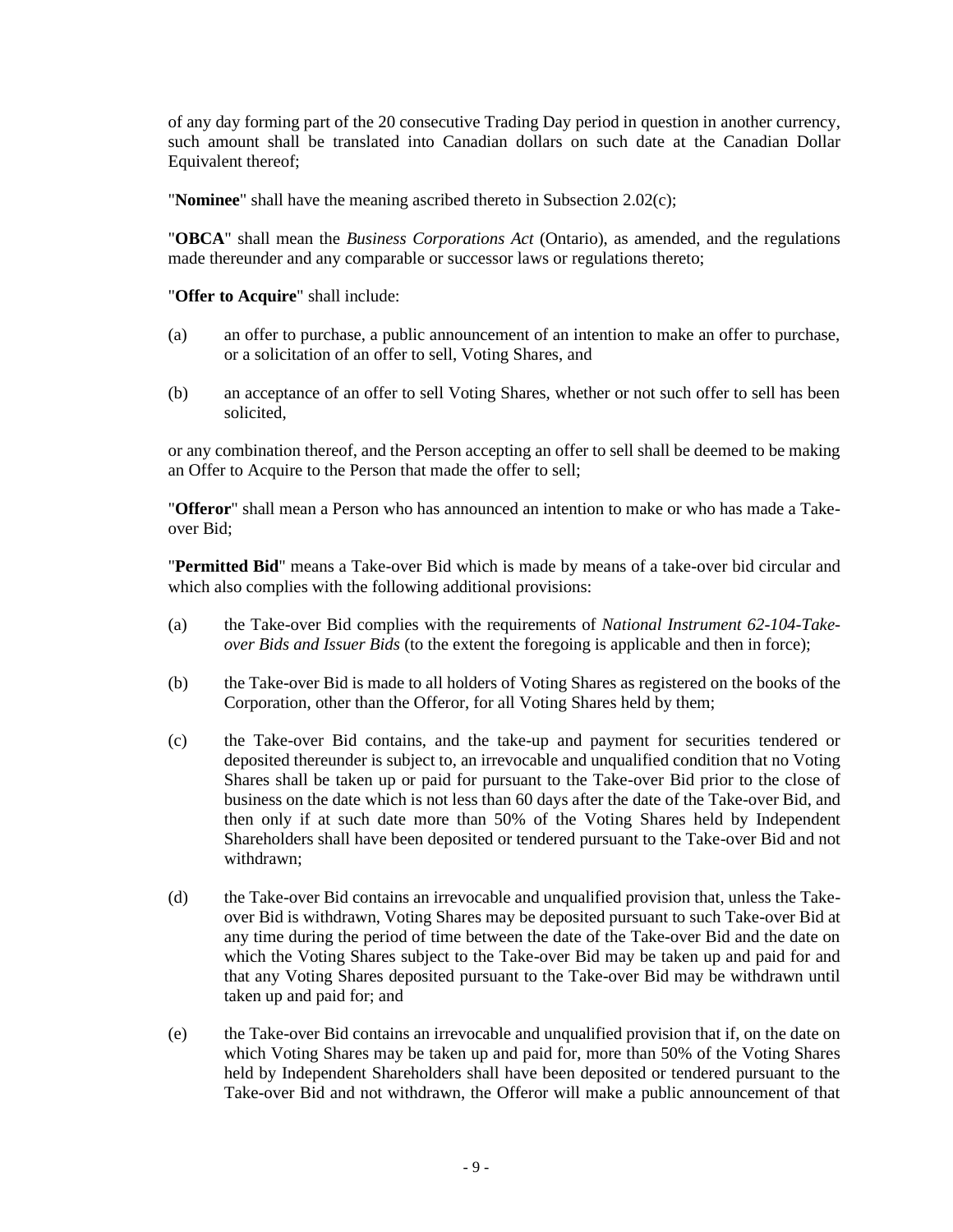of any day forming part of the 20 consecutive Trading Day period in question in another currency, such amount shall be translated into Canadian dollars on such date at the Canadian Dollar Equivalent thereof;

"**Nominee**" shall have the meaning ascribed thereto in Subsection 2.02(c);

"**OBCA**" shall mean the *Business Corporations Act* (Ontario), as amended, and the regulations made thereunder and any comparable or successor laws or regulations thereto;

"**Offer to Acquire**" shall include:

(a) an offer to purchase, a public announcement of an intention to make an offer to purchase, or a solicitation of an offer to sell, Voting Shares, and

(b) an acceptance of an offer to sell Voting Shares, whether or not such offer to sell has been solicited,

or any combination thereof, and the Person accepting an offer to sell shall be deemed to be making an Offer to Acquire to the Person that made the offer to sell;

"**Offeror**" shall mean a Person who has announced an intention to make or who has made a Take-over Bid;

"**Permitted Bid**" means a Take-over Bid which is made by means of a take-over bid circular and which also complies with the following additional provisions:

(a) the Take-over Bid complies with the requirements of *National Instrument 62-104-Take-over Bids and Issuer Bids* (to the extent the foregoing is applicable and then in force);

(b) the Take-over Bid is made to all holders of Voting Shares as registered on the books of the Corporation, other than the Offeror, for all Voting Shares held by them;

(c) the Take-over Bid contains, and the take-up and payment for securities tendered or deposited thereunder is subject to, an irrevocable and unqualified condition that no Voting Shares shall be taken up or paid for pursuant to the Take-over Bid prior to the close of business on the date which is not less than 60 days after the date of the Take-over Bid, and then only if at such date more than 50% of the Voting Shares held by Independent Shareholders shall have been deposited or tendered pursuant to the Take-over Bid and not withdrawn;

(d) the Take-over Bid contains an irrevocable and unqualified provision that, unless the Take-over Bid is withdrawn, Voting Shares may be deposited pursuant to such Take-over Bid at any time during the period of time between the date of the Take-over Bid and the date on which the Voting Shares subject to the Take-over Bid may be taken up and paid for and that any Voting Shares deposited pursuant to the Take-over Bid may be withdrawn until taken up and paid for; and

(e) the Take-over Bid contains an irrevocable and unqualified provision that if, on the date on which Voting Shares may be taken up and paid for, more than 50% of the Voting Shares held by Independent Shareholders shall have been deposited or tendered pursuant to the Take-over Bid and not withdrawn, the Offeror will make a public announcement of that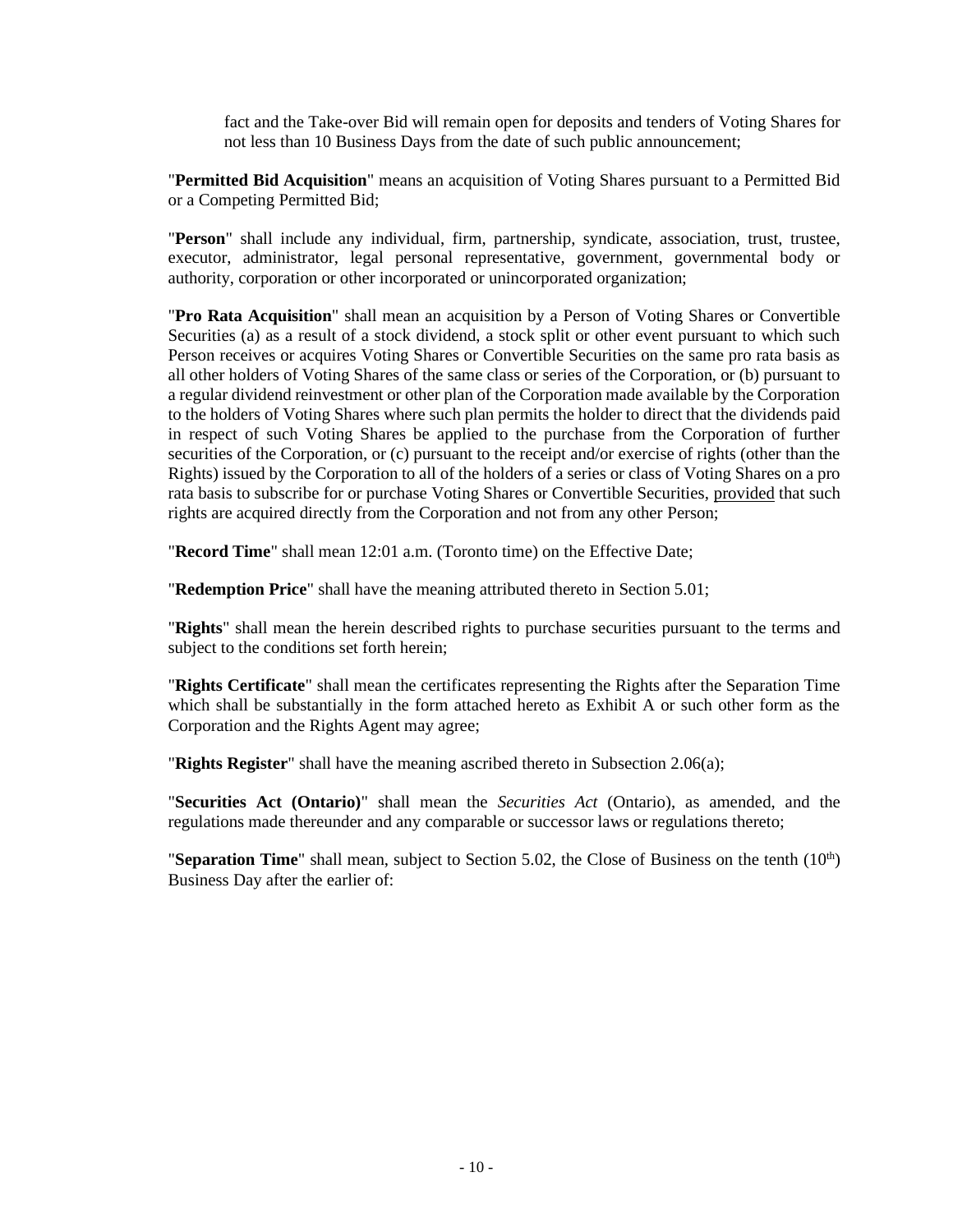fact and the Take-over Bid will remain open for deposits and tenders of Voting Shares for not less than 10 Business Days from the date of such public announcement;

"**Permitted Bid Acquisition**" means an acquisition of Voting Shares pursuant to a Permitted Bid or a Competing Permitted Bid;

"**Person**" shall include any individual, firm, partnership, syndicate, association, trust, trustee, executor, administrator, legal personal representative, government, governmental body or authority, corporation or other incorporated or unincorporated organization;

"**Pro Rata Acquisition**" shall mean an acquisition by a Person of Voting Shares or Convertible Securities (a) as a result of a stock dividend, a stock split or other event pursuant to which such Person receives or acquires Voting Shares or Convertible Securities on the same pro rata basis as all other holders of Voting Shares of the same class or series of the Corporation, or (b) pursuant to a regular dividend reinvestment or other plan of the Corporation made available by the Corporation to the holders of Voting Shares where such plan permits the holder to direct that the dividends paid in respect of such Voting Shares be applied to the purchase from the Corporation of further securities of the Corporation, or (c) pursuant to the receipt and/or exercise of rights (other than the Rights) issued by the Corporation to all of the holders of a series or class of Voting Shares on a pro rata basis to subscribe for or purchase Voting Shares or Convertible Securities, provided that such rights are acquired directly from the Corporation and not from any other Person;

"**Record Time**" shall mean 12:01 a.m. (Toronto time) on the Effective Date;

"**Redemption Price**" shall have the meaning attributed thereto in Section 5.01;

"**Rights**" shall mean the herein described rights to purchase securities pursuant to the terms and subject to the conditions set forth herein;

"**Rights Certificate**" shall mean the certificates representing the Rights after the Separation Time which shall be substantially in the form attached hereto as Exhibit A or such other form as the Corporation and the Rights Agent may agree;

"**Rights Register**" shall have the meaning ascribed thereto in Subsection 2.06(a);

"**Securities Act (Ontario)**" shall mean the *Securities Act* (Ontario), as amended, and the regulations made thereunder and any comparable or successor laws or regulations thereto;

"**Separation Time**" shall mean, subject to Section 5.02, the Close of Business on the tenth (10th) Business Day after the earlier of: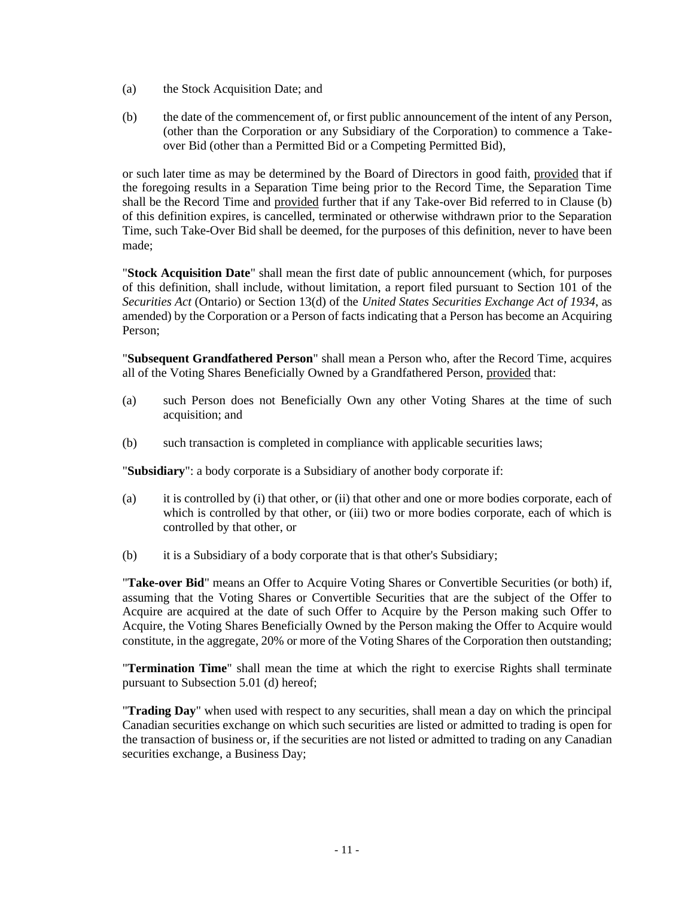(a) the Stock Acquisition Date; and

(b) the date of the commencement of, or first public announcement of the intent of any Person, (other than the Corporation or any Subsidiary of the Corporation) to commence a Take-over Bid (other than a Permitted Bid or a Competing Permitted Bid),

or such later time as may be determined by the Board of Directors in good faith, provided that if the foregoing results in a Separation Time being prior to the Record Time, the Separation Time shall be the Record Time and provided further that if any Take-over Bid referred to in Clause (b) of this definition expires, is cancelled, terminated or otherwise withdrawn prior to the Separation Time, such Take-Over Bid shall be deemed, for the purposes of this definition, never to have been made;

"**Stock Acquisition Date**" shall mean the first date of public announcement (which, for purposes of this definition, shall include, without limitation, a report filed pursuant to Section 101 of the *Securities Act* (Ontario) or Section 13(d) of the *United States Securities Exchange Act of 1934*, as amended) by the Corporation or a Person of facts indicating that a Person has become an Acquiring Person;

"**Subsequent Grandfathered Person**" shall mean a Person who, after the Record Time, acquires all of the Voting Shares Beneficially Owned by a Grandfathered Person, provided that:

(a) such Person does not Beneficially Own any other Voting Shares at the time of such acquisition; and

(b) such transaction is completed in compliance with applicable securities laws;

"**Subsidiary**": a body corporate is a Subsidiary of another body corporate if:

(a) it is controlled by (i) that other, or (ii) that other and one or more bodies corporate, each of which is controlled by that other, or (iii) two or more bodies corporate, each of which is controlled by that other, or

(b) it is a Subsidiary of a body corporate that is that other's Subsidiary;

"**Take-over Bid**" means an Offer to Acquire Voting Shares or Convertible Securities (or both) if, assuming that the Voting Shares or Convertible Securities that are the subject of the Offer to Acquire are acquired at the date of such Offer to Acquire by the Person making such Offer to Acquire, the Voting Shares Beneficially Owned by the Person making the Offer to Acquire would constitute, in the aggregate, 20% or more of the Voting Shares of the Corporation then outstanding;

"**Termination Time**" shall mean the time at which the right to exercise Rights shall terminate pursuant to Subsection 5.01 (d) hereof;

"**Trading Day**" when used with respect to any securities, shall mean a day on which the principal Canadian securities exchange on which such securities are listed or admitted to trading is open for the transaction of business or, if the securities are not listed or admitted to trading on any Canadian securities exchange, a Business Day;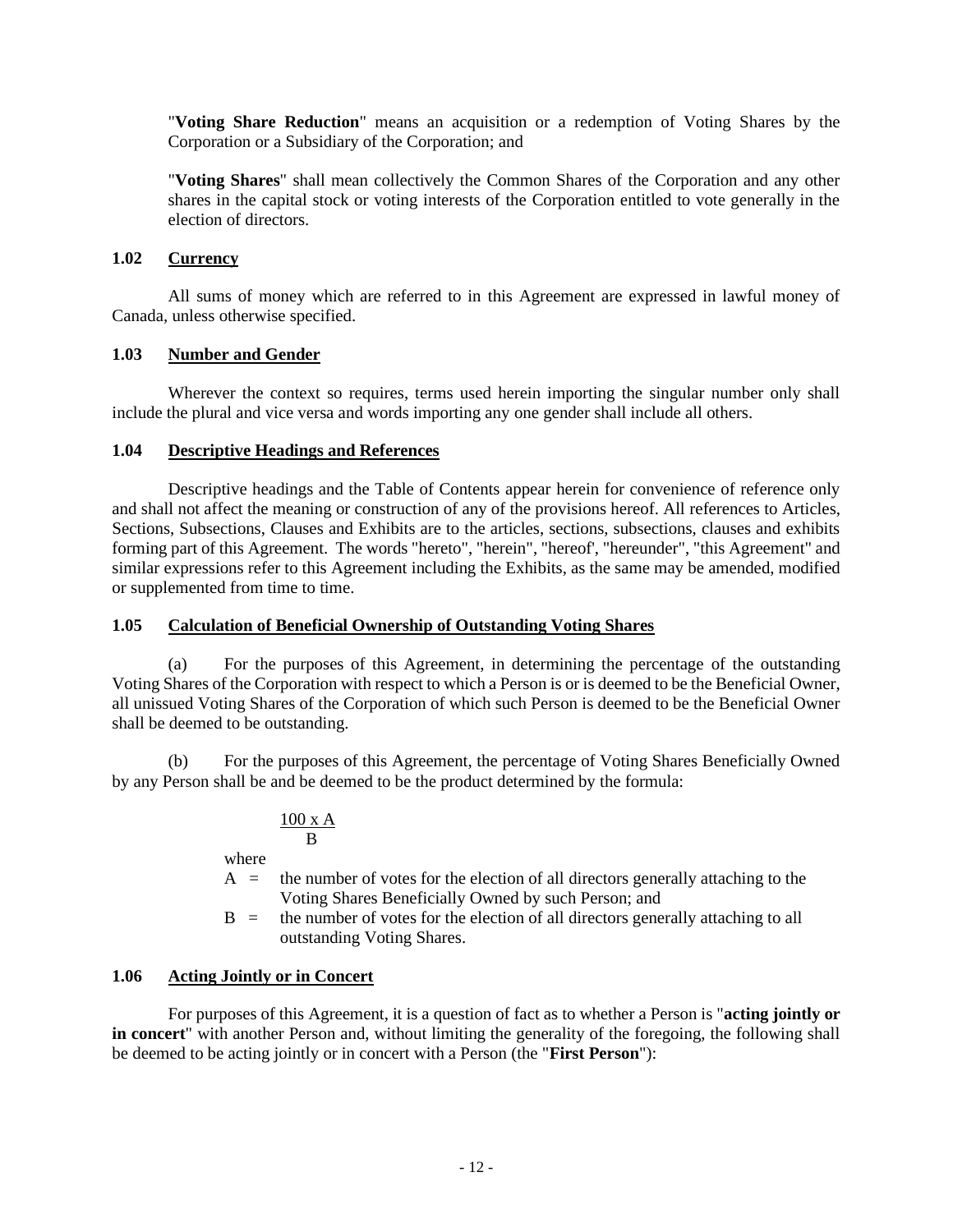"**Voting Share Reduction**" means an acquisition or a redemption of Voting Shares by the Corporation or a Subsidiary of the Corporation; and

"**Voting Shares**" shall mean collectively the Common Shares of the Corporation and any other shares in the capital stock or voting interests of the Corporation entitled to vote generally in the election of directors.

### 1.02 Currency

All sums of money which are referred to in this Agreement are expressed in lawful money of Canada, unless otherwise specified.

### 1.03 Number and Gender

Wherever the context so requires, terms used herein importing the singular number only shall include the plural and vice versa and words importing any one gender shall include all others.

### 1.04 Descriptive Headings and References

Descriptive headings and the Table of Contents appear herein for convenience of reference only and shall not affect the meaning or construction of any of the provisions hereof. All references to Articles, Sections, Subsections, Clauses and Exhibits are to the articles, sections, subsections, clauses and exhibits forming part of this Agreement. The words "hereto", "herein", "hereof', "hereunder", "this Agreement" and similar expressions refer to this Agreement including the Exhibits, as the same may be amended, modified or supplemented from time to time.

### 1.05 Calculation of Beneficial Ownership of Outstanding Voting Shares

(a) For the purposes of this Agreement, in determining the percentage of the outstanding Voting Shares of the Corporation with respect to which a Person is or is deemed to be the Beneficial Owner, all unissued Voting Shares of the Corporation of which such Person is deemed to be the Beneficial Owner shall be deemed to be outstanding.

(b) For the purposes of this Agreement, the percentage of Voting Shares Beneficially Owned by any Person shall be and be deemed to be the product determined by the formula:

$$\frac{100 \times A}{B}$$

where

$A$ = the number of votes for the election of all directors generally attaching to the Voting Shares Beneficially Owned by such Person; and

$B$ = the number of votes for the election of all directors generally attaching to all outstanding Voting Shares.

### 1.06 Acting Jointly or in Concert

For purposes of this Agreement, it is a question of fact as to whether a Person is "**acting jointly or in concert**" with another Person and, without limiting the generality of the foregoing, the following shall be deemed to be acting jointly or in concert with a Person (the "**First Person**"):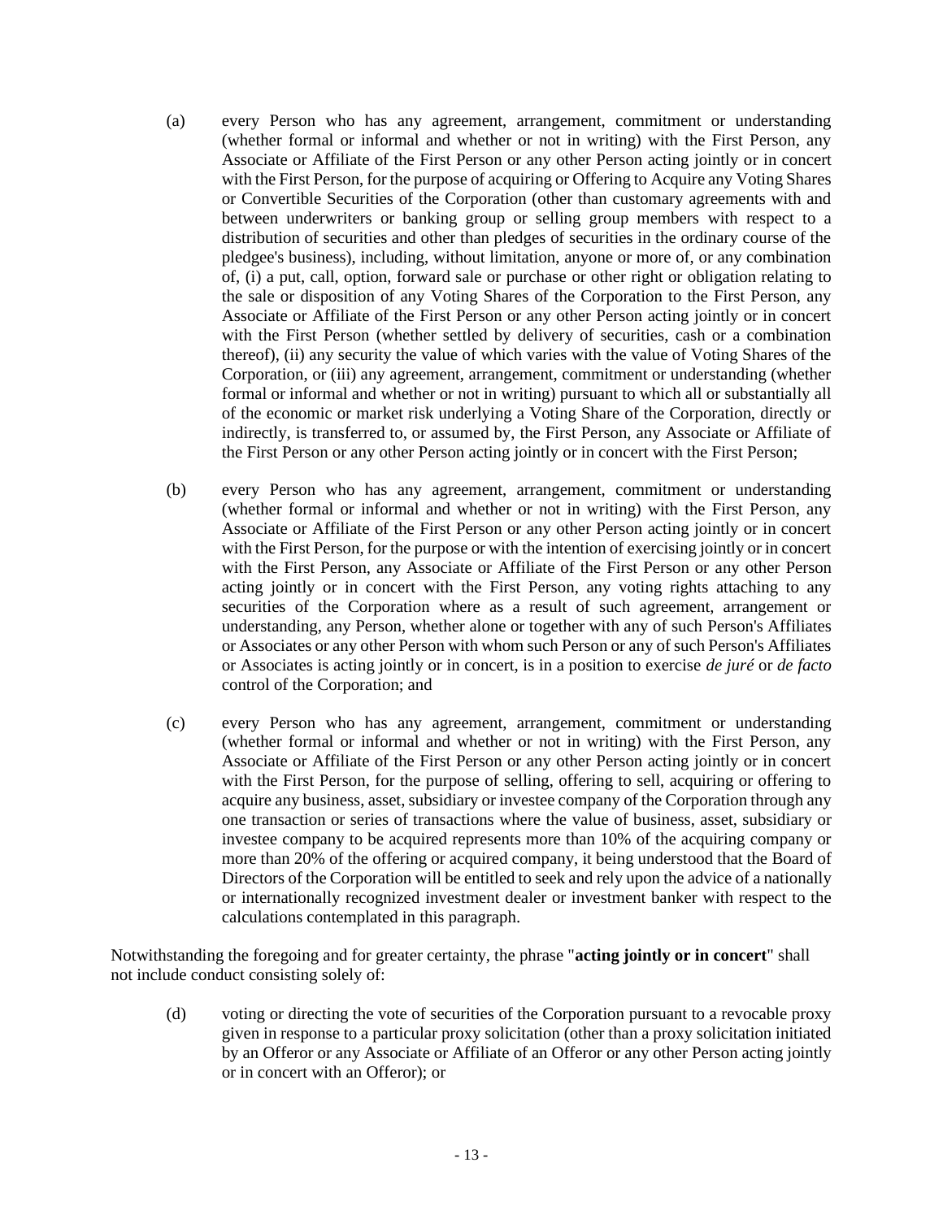(a) every Person who has any agreement, arrangement, commitment or understanding (whether formal or informal and whether or not in writing) with the First Person, any Associate or Affiliate of the First Person or any other Person acting jointly or in concert with the First Person, for the purpose of acquiring or Offering to Acquire any Voting Shares or Convertible Securities of the Corporation (other than customary agreements with and between underwriters or banking group or selling group members with respect to a distribution of securities and other than pledges of securities in the ordinary course of the pledgee's business), including, without limitation, anyone or more of, or any combination of, (i) a put, call, option, forward sale or purchase or other right or obligation relating to the sale or disposition of any Voting Shares of the Corporation to the First Person, any Associate or Affiliate of the First Person or any other Person acting jointly or in concert with the First Person (whether settled by delivery of securities, cash or a combination thereof), (ii) any security the value of which varies with the value of Voting Shares of the Corporation, or (iii) any agreement, arrangement, commitment or understanding (whether formal or informal and whether or not in writing) pursuant to which all or substantially all of the economic or market risk underlying a Voting Share of the Corporation, directly or indirectly, is transferred to, or assumed by, the First Person, any Associate or Affiliate of the First Person or any other Person acting jointly or in concert with the First Person;

(b) every Person who has any agreement, arrangement, commitment or understanding (whether formal or informal and whether or not in writing) with the First Person, any Associate or Affiliate of the First Person or any other Person acting jointly or in concert with the First Person, for the purpose or with the intention of exercising jointly or in concert with the First Person, any Associate or Affiliate of the First Person or any other Person acting jointly or in concert with the First Person, any voting rights attaching to any securities of the Corporation where as a result of such agreement, arrangement or understanding, any Person, whether alone or together with any of such Person's Affiliates or Associates or any other Person with whom such Person or any of such Person's Affiliates or Associates is acting jointly or in concert, is in a position to exercise *de juré* or *de facto* control of the Corporation; and

(c) every Person who has any agreement, arrangement, commitment or understanding (whether formal or informal and whether or not in writing) with the First Person, any Associate or Affiliate of the First Person or any other Person acting jointly or in concert with the First Person, for the purpose of selling, offering to sell, acquiring or offering to acquire any business, asset, subsidiary or investee company of the Corporation through any one transaction or series of transactions where the value of business, asset, subsidiary or investee company to be acquired represents more than 10% of the acquiring company or more than 20% of the offering or acquired company, it being understood that the Board of Directors of the Corporation will be entitled to seek and rely upon the advice of a nationally or internationally recognized investment dealer or investment banker with respect to the calculations contemplated in this paragraph.

Notwithstanding the foregoing and for greater certainty, the phrase "**acting jointly or in concert**" shall not include conduct consisting solely of:

(d) voting or directing the vote of securities of the Corporation pursuant to a revocable proxy given in response to a particular proxy solicitation (other than a proxy solicitation initiated by an Offeror or any Associate or Affiliate of an Offeror or any other Person acting jointly or in concert with an Offeror); or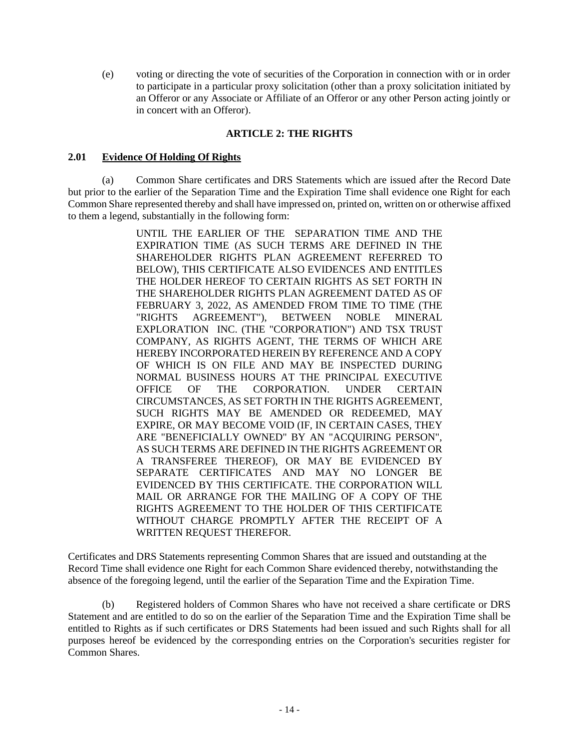(e) voting or directing the vote of securities of the Corporation in connection with or in order to participate in a particular proxy solicitation (other than a proxy solicitation initiated by an Offeror or any Associate or Affiliate of an Offeror or any other Person acting jointly or in concert with an Offeror).

## ARTICLE 2: THE RIGHTS

### 2.01 Evidence Of Holding Of Rights

(a) Common Share certificates and DRS Statements which are issued after the Record Date but prior to the earlier of the Separation Time and the Expiration Time shall evidence one Right for each Common Share represented thereby and shall have impressed on, printed on, written on or otherwise affixed to them a legend, substantially in the following form:

> UNTIL THE EARLIER OF THE SEPARATION TIME AND THE EXPIRATION TIME (AS SUCH TERMS ARE DEFINED IN THE SHAREHOLDER RIGHTS PLAN AGREEMENT REFERRED TO BELOW), THIS CERTIFICATE ALSO EVIDENCES AND ENTITLES THE HOLDER HEREOF TO CERTAIN RIGHTS AS SET FORTH IN THE SHAREHOLDER RIGHTS PLAN AGREEMENT DATED AS OF FEBRUARY 3, 2022, AS AMENDED FROM TIME TO TIME (THE "RIGHTS AGREEMENT"), BETWEEN NOBLE MINERAL EXPLORATION INC. (THE "CORPORATION") AND TSX TRUST COMPANY, AS RIGHTS AGENT, THE TERMS OF WHICH ARE HEREBY INCORPORATED HEREIN BY REFERENCE AND A COPY OF WHICH IS ON FILE AND MAY BE INSPECTED DURING NORMAL BUSINESS HOURS AT THE PRINCIPAL EXECUTIVE OFFICE OF THE CORPORATION. UNDER CERTAIN CIRCUMSTANCES, AS SET FORTH IN THE RIGHTS AGREEMENT, SUCH RIGHTS MAY BE AMENDED OR REDEEMED, MAY EXPIRE, OR MAY BECOME VOID (IF, IN CERTAIN CASES, THEY ARE "BENEFICIALLY OWNED" BY AN "ACQUIRING PERSON", AS SUCH TERMS ARE DEFINED IN THE RIGHTS AGREEMENT OR A TRANSFEREE THEREOF), OR MAY BE EVIDENCED BY SEPARATE CERTIFICATES AND MAY NO LONGER BE EVIDENCED BY THIS CERTIFICATE. THE CORPORATION WILL MAIL OR ARRANGE FOR THE MAILING OF A COPY OF THE RIGHTS AGREEMENT TO THE HOLDER OF THIS CERTIFICATE WITHOUT CHARGE PROMPTLY AFTER THE RECEIPT OF A WRITTEN REQUEST THEREFOR.

Certificates and DRS Statements representing Common Shares that are issued and outstanding at the Record Time shall evidence one Right for each Common Share evidenced thereby, notwithstanding the absence of the foregoing legend, until the earlier of the Separation Time and the Expiration Time.

(b) Registered holders of Common Shares who have not received a share certificate or DRS Statement and are entitled to do so on the earlier of the Separation Time and the Expiration Time shall be entitled to Rights as if such certificates or DRS Statements had been issued and such Rights shall for all purposes hereof be evidenced by the corresponding entries on the Corporation's securities register for Common Shares.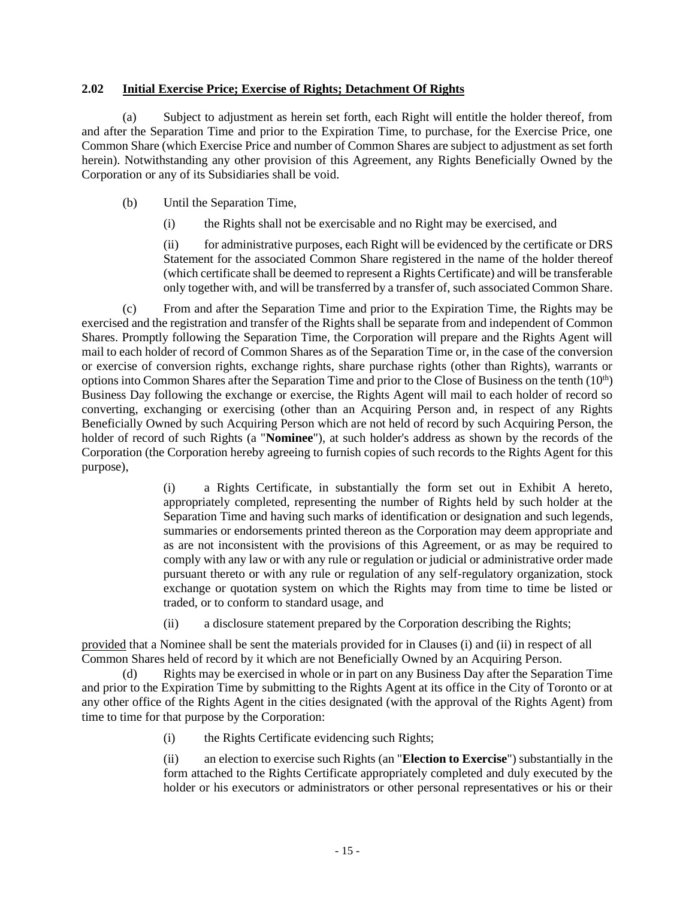### 2.02 Initial Exercise Price; Exercise of Rights; Detachment Of Rights

(a) Subject to adjustment as herein set forth, each Right will entitle the holder thereof, from and after the Separation Time and prior to the Expiration Time, to purchase, for the Exercise Price, one Common Share (which Exercise Price and number of Common Shares are subject to adjustment as set forth herein). Notwithstanding any other provision of this Agreement, any Rights Beneficially Owned by the Corporation or any of its Subsidiaries shall be void.

(b) Until the Separation Time,

(i) the Rights shall not be exercisable and no Right may be exercised, and

(ii) for administrative purposes, each Right will be evidenced by the certificate or DRS Statement for the associated Common Share registered in the name of the holder thereof (which certificate shall be deemed to represent a Rights Certificate) and will be transferable only together with, and will be transferred by a transfer of, such associated Common Share.

(c) From and after the Separation Time and prior to the Expiration Time, the Rights may be exercised and the registration and transfer of the Rights shall be separate from and independent of Common Shares. Promptly following the Separation Time, the Corporation will prepare and the Rights Agent will mail to each holder of record of Common Shares as of the Separation Time or, in the case of the conversion or exercise of conversion rights, exchange rights, share purchase rights (other than Rights), warrants or options into Common Shares after the Separation Time and prior to the Close of Business on the tenth (10th) Business Day following the exchange or exercise, the Rights Agent will mail to each holder of record so converting, exchanging or exercising (other than an Acquiring Person and, in respect of any Rights Beneficially Owned by such Acquiring Person which are not held of record by such Acquiring Person, the holder of record of such Rights (a "**Nominee**"), at such holder's address as shown by the records of the Corporation (the Corporation hereby agreeing to furnish copies of such records to the Rights Agent for this purpose),

(i) a Rights Certificate, in substantially the form set out in Exhibit A hereto, appropriately completed, representing the number of Rights held by such holder at the Separation Time and having such marks of identification or designation and such legends, summaries or endorsements printed thereon as the Corporation may deem appropriate and as are not inconsistent with the provisions of this Agreement, or as may be required to comply with any law or with any rule or regulation or judicial or administrative order made pursuant thereto or with any rule or regulation of any self-regulatory organization, stock exchange or quotation system on which the Rights may from time to time be listed or traded, or to conform to standard usage, and

(ii) a disclosure statement prepared by the Corporation describing the Rights;

provided that a Nominee shall be sent the materials provided for in Clauses (i) and (ii) in respect of all Common Shares held of record by it which are not Beneficially Owned by an Acquiring Person.

(d) Rights may be exercised in whole or in part on any Business Day after the Separation Time and prior to the Expiration Time by submitting to the Rights Agent at its office in the City of Toronto or at any other office of the Rights Agent in the cities designated (with the approval of the Rights Agent) from time to time for that purpose by the Corporation:

(i) the Rights Certificate evidencing such Rights;

(ii) an election to exercise such Rights (an "**Election to Exercise**") substantially in the form attached to the Rights Certificate appropriately completed and duly executed by the holder or his executors or administrators or other personal representatives or his or their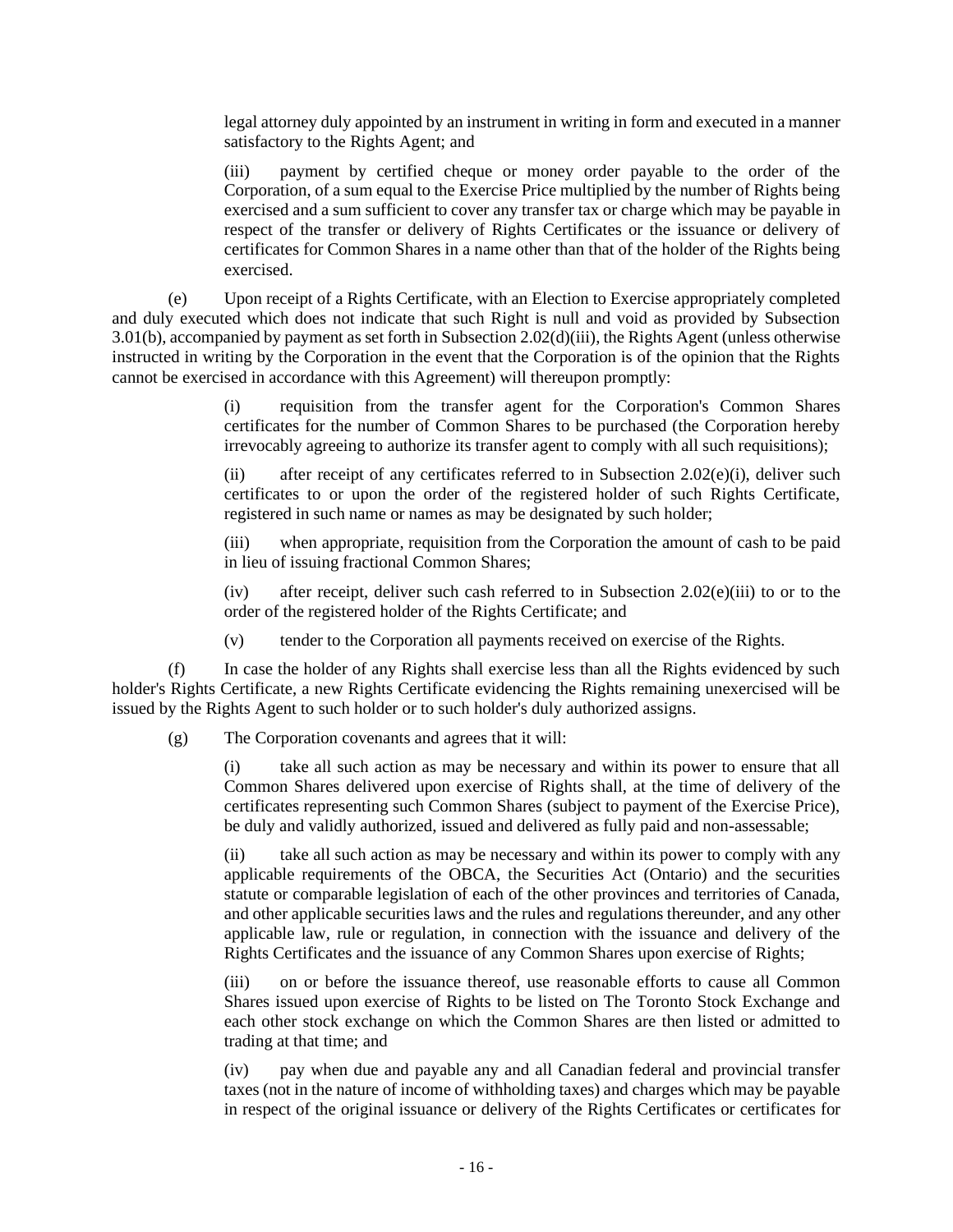legal attorney duly appointed by an instrument in writing in form and executed in a manner satisfactory to the Rights Agent; and

(iii) payment by certified cheque or money order payable to the order of the Corporation, of a sum equal to the Exercise Price multiplied by the number of Rights being exercised and a sum sufficient to cover any transfer tax or charge which may be payable in respect of the transfer or delivery of Rights Certificates or the issuance or delivery of certificates for Common Shares in a name other than that of the holder of the Rights being exercised.

(e) Upon receipt of a Rights Certificate, with an Election to Exercise appropriately completed and duly executed which does not indicate that such Right is null and void as provided by Subsection 3.01(b), accompanied by payment as set forth in Subsection 2.02(d)(iii), the Rights Agent (unless otherwise instructed in writing by the Corporation in the event that the Corporation is of the opinion that the Rights cannot be exercised in accordance with this Agreement) will thereupon promptly:

(i) requisition from the transfer agent for the Corporation's Common Shares certificates for the number of Common Shares to be purchased (the Corporation hereby irrevocably agreeing to authorize its transfer agent to comply with all such requisitions);

(ii) after receipt of any certificates referred to in Subsection 2.02(e)(i), deliver such certificates to or upon the order of the registered holder of such Rights Certificate, registered in such name or names as may be designated by such holder;

(iii) when appropriate, requisition from the Corporation the amount of cash to be paid in lieu of issuing fractional Common Shares;

(iv) after receipt, deliver such cash referred to in Subsection 2.02(e)(iii) to or to the order of the registered holder of the Rights Certificate; and

(v) tender to the Corporation all payments received on exercise of the Rights.

(f) In case the holder of any Rights shall exercise less than all the Rights evidenced by such holder's Rights Certificate, a new Rights Certificate evidencing the Rights remaining unexercised will be issued by the Rights Agent to such holder or to such holder's duly authorized assigns.

(g) The Corporation covenants and agrees that it will:

(i) take all such action as may be necessary and within its power to ensure that all Common Shares delivered upon exercise of Rights shall, at the time of delivery of the certificates representing such Common Shares (subject to payment of the Exercise Price), be duly and validly authorized, issued and delivered as fully paid and non-assessable;

(ii) take all such action as may be necessary and within its power to comply with any applicable requirements of the OBCA, the Securities Act (Ontario) and the securities statute or comparable legislation of each of the other provinces and territories of Canada, and other applicable securities laws and the rules and regulations thereunder, and any other applicable law, rule or regulation, in connection with the issuance and delivery of the Rights Certificates and the issuance of any Common Shares upon exercise of Rights;

(iii) on or before the issuance thereof, use reasonable efforts to cause all Common Shares issued upon exercise of Rights to be listed on The Toronto Stock Exchange and each other stock exchange on which the Common Shares are then listed or admitted to trading at that time; and

(iv) pay when due and payable any and all Canadian federal and provincial transfer taxes (not in the nature of income of withholding taxes) and charges which may be payable in respect of the original issuance or delivery of the Rights Certificates or certificates for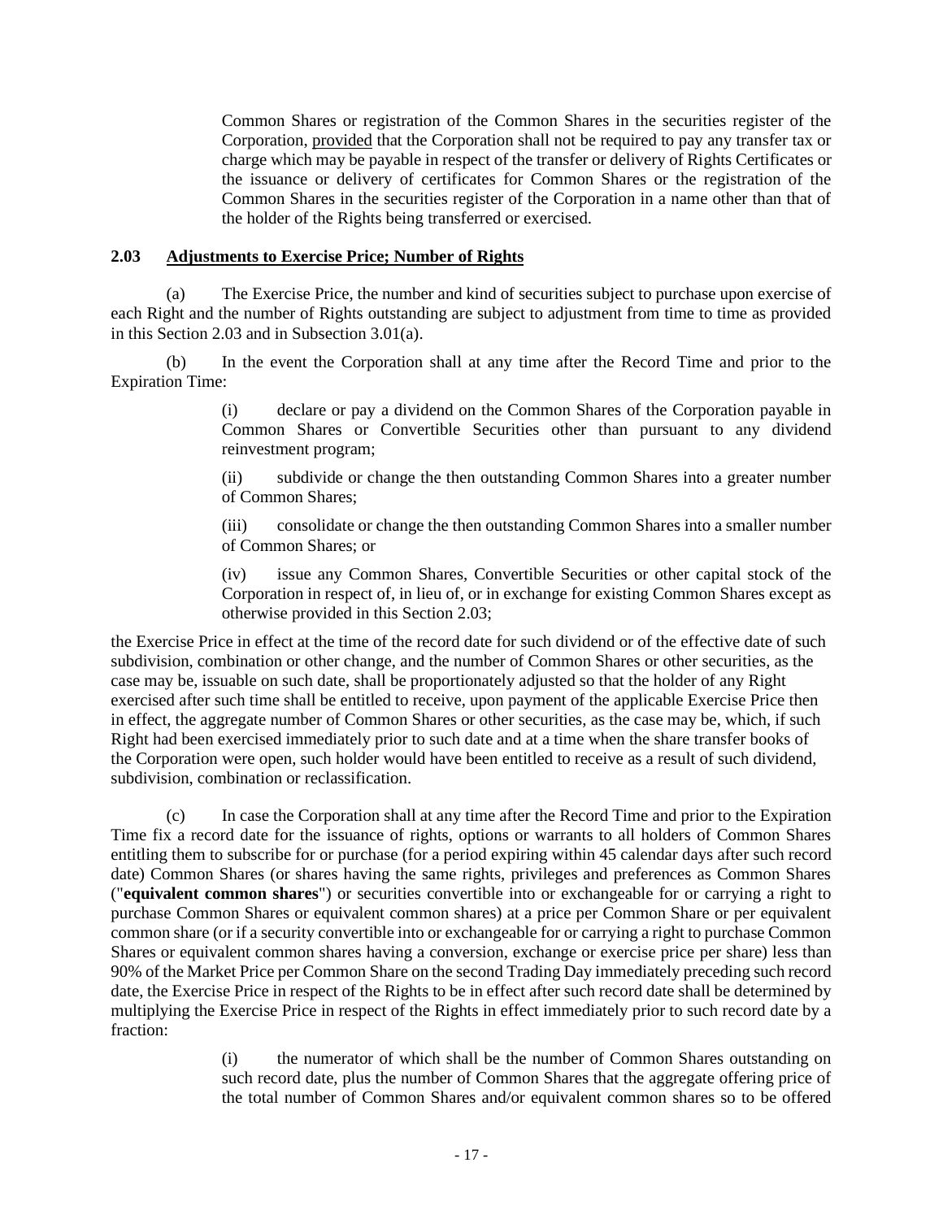Common Shares or registration of the Common Shares in the securities register of the Corporation, provided that the Corporation shall not be required to pay any transfer tax or charge which may be payable in respect of the transfer or delivery of Rights Certificates or the issuance or delivery of certificates for Common Shares or the registration of the Common Shares in the securities register of the Corporation in a name other than that of the holder of the Rights being transferred or exercised.

**2.03 Adjustments to Exercise Price; Number of Rights**

(a) The Exercise Price, the number and kind of securities subject to purchase upon exercise of each Right and the number of Rights outstanding are subject to adjustment from time to time as provided in this Section 2.03 and in Subsection 3.01(a).

(b) In the event the Corporation shall at any time after the Record Time and prior to the Expiration Time:

> (i) declare or pay a dividend on the Common Shares of the Corporation payable in Common Shares or Convertible Securities other than pursuant to any dividend reinvestment program;
>
> (ii) subdivide or change the then outstanding Common Shares into a greater number of Common Shares;
>
> (iii) consolidate or change the then outstanding Common Shares into a smaller number of Common Shares; or
>
> (iv) issue any Common Shares, Convertible Securities or other capital stock of the Corporation in respect of, in lieu of, or in exchange for existing Common Shares except as otherwise provided in this Section 2.03;

the Exercise Price in effect at the time of the record date for such dividend or of the effective date of such subdivision, combination or other change, and the number of Common Shares or other securities, as the case may be, issuable on such date, shall be proportionately adjusted so that the holder of any Right exercised after such time shall be entitled to receive, upon payment of the applicable Exercise Price then in effect, the aggregate number of Common Shares or other securities, as the case may be, which, if such Right had been exercised immediately prior to such date and at a time when the share transfer books of the Corporation were open, such holder would have been entitled to receive as a result of such dividend, subdivision, combination or reclassification.

(c) In case the Corporation shall at any time after the Record Time and prior to the Expiration Time fix a record date for the issuance of rights, options or warrants to all holders of Common Shares entitling them to subscribe for or purchase (for a period expiring within 45 calendar days after such record date) Common Shares (or shares having the same rights, privileges and preferences as Common Shares ("**equivalent common shares**") or securities convertible into or exchangeable for or carrying a right to purchase Common Shares or equivalent common shares) at a price per Common Share or per equivalent common share (or if a security convertible into or exchangeable for or carrying a right to purchase Common Shares or equivalent common shares having a conversion, exchange or exercise price per share) less than 90% of the Market Price per Common Share on the second Trading Day immediately preceding such record date, the Exercise Price in respect of the Rights to be in effect after such record date shall be determined by multiplying the Exercise Price in respect of the Rights in effect immediately prior to such record date by a fraction:

> (i) the numerator of which shall be the number of Common Shares outstanding on such record date, plus the number of Common Shares that the aggregate offering price of the total number of Common Shares and/or equivalent common shares so to be offered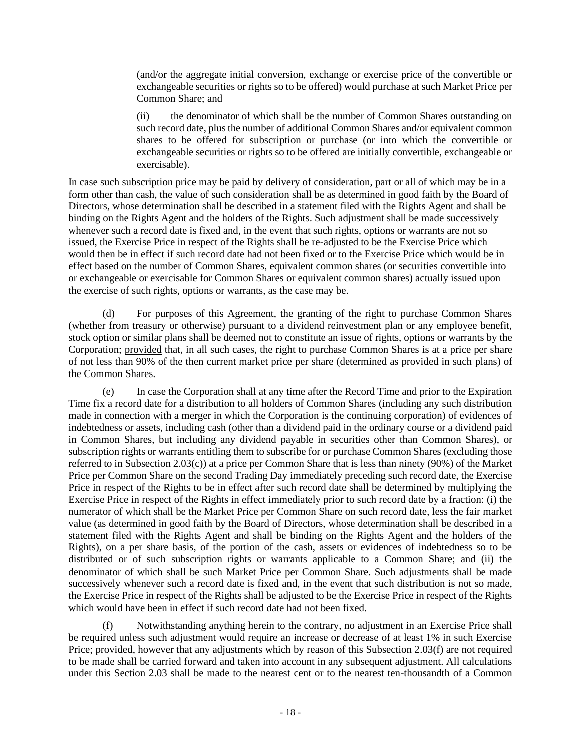(and/or the aggregate initial conversion, exchange or exercise price of the convertible or exchangeable securities or rights so to be offered) would purchase at such Market Price per Common Share; and

(ii) the denominator of which shall be the number of Common Shares outstanding on such record date, plus the number of additional Common Shares and/or equivalent common shares to be offered for subscription or purchase (or into which the convertible or exchangeable securities or rights so to be offered are initially convertible, exchangeable or exercisable).

In case such subscription price may be paid by delivery of consideration, part or all of which may be in a form other than cash, the value of such consideration shall be as determined in good faith by the Board of Directors, whose determination shall be described in a statement filed with the Rights Agent and shall be binding on the Rights Agent and the holders of the Rights. Such adjustment shall be made successively whenever such a record date is fixed and, in the event that such rights, options or warrants are not so issued, the Exercise Price in respect of the Rights shall be re-adjusted to be the Exercise Price which would then be in effect if such record date had not been fixed or to the Exercise Price which would be in effect based on the number of Common Shares, equivalent common shares (or securities convertible into or exchangeable or exercisable for Common Shares or equivalent common shares) actually issued upon the exercise of such rights, options or warrants, as the case may be.

(d) For purposes of this Agreement, the granting of the right to purchase Common Shares (whether from treasury or otherwise) pursuant to a dividend reinvestment plan or any employee benefit, stock option or similar plans shall be deemed not to constitute an issue of rights, options or warrants by the Corporation; provided that, in all such cases, the right to purchase Common Shares is at a price per share of not less than 90% of the then current market price per share (determined as provided in such plans) of the Common Shares.

(e) In case the Corporation shall at any time after the Record Time and prior to the Expiration Time fix a record date for a distribution to all holders of Common Shares (including any such distribution made in connection with a merger in which the Corporation is the continuing corporation) of evidences of indebtedness or assets, including cash (other than a dividend paid in the ordinary course or a dividend paid in Common Shares, but including any dividend payable in securities other than Common Shares), or subscription rights or warrants entitling them to subscribe for or purchase Common Shares (excluding those referred to in Subsection 2.03(c)) at a price per Common Share that is less than ninety (90%) of the Market Price per Common Share on the second Trading Day immediately preceding such record date, the Exercise Price in respect of the Rights to be in effect after such record date shall be determined by multiplying the Exercise Price in respect of the Rights in effect immediately prior to such record date by a fraction: (i) the numerator of which shall be the Market Price per Common Share on such record date, less the fair market value (as determined in good faith by the Board of Directors, whose determination shall be described in a statement filed with the Rights Agent and shall be binding on the Rights Agent and the holders of the Rights), on a per share basis, of the portion of the cash, assets or evidences of indebtedness so to be distributed or of such subscription rights or warrants applicable to a Common Share; and (ii) the denominator of which shall be such Market Price per Common Share. Such adjustments shall be made successively whenever such a record date is fixed and, in the event that such distribution is not so made, the Exercise Price in respect of the Rights shall be adjusted to be the Exercise Price in respect of the Rights which would have been in effect if such record date had not been fixed.

(f) Notwithstanding anything herein to the contrary, no adjustment in an Exercise Price shall be required unless such adjustment would require an increase or decrease of at least 1% in such Exercise Price; provided, however that any adjustments which by reason of this Subsection 2.03(f) are not required to be made shall be carried forward and taken into account in any subsequent adjustment. All calculations under this Section 2.03 shall be made to the nearest cent or to the nearest ten-thousandth of a Common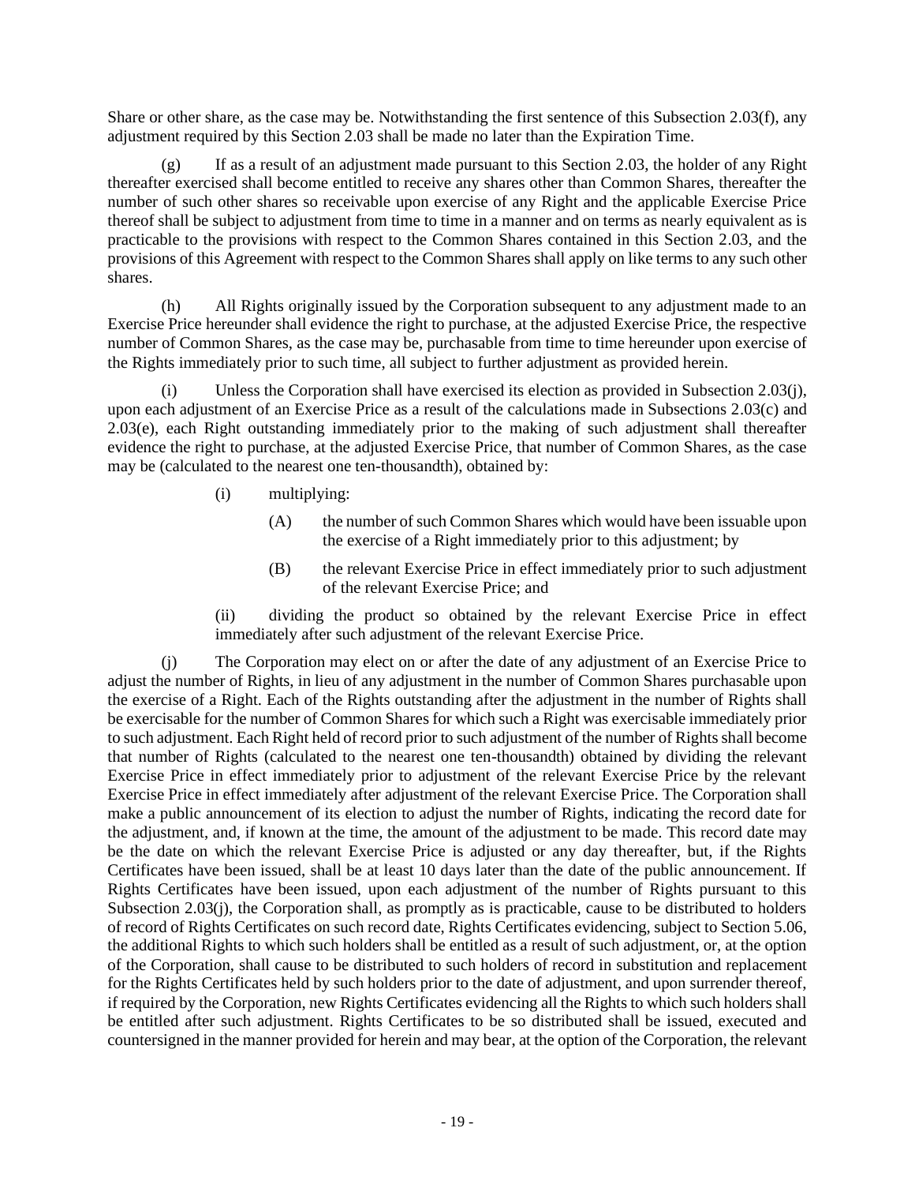Share or other share, as the case may be. Notwithstanding the first sentence of this Subsection 2.03(f), any adjustment required by this Section 2.03 shall be made no later than the Expiration Time.

(g) If as a result of an adjustment made pursuant to this Section 2.03, the holder of any Right thereafter exercised shall become entitled to receive any shares other than Common Shares, thereafter the number of such other shares so receivable upon exercise of any Right and the applicable Exercise Price thereof shall be subject to adjustment from time to time in a manner and on terms as nearly equivalent as is practicable to the provisions with respect to the Common Shares contained in this Section 2.03, and the provisions of this Agreement with respect to the Common Shares shall apply on like terms to any such other shares.

(h) All Rights originally issued by the Corporation subsequent to any adjustment made to an Exercise Price hereunder shall evidence the right to purchase, at the adjusted Exercise Price, the respective number of Common Shares, as the case may be, purchasable from time to time hereunder upon exercise of the Rights immediately prior to such time, all subject to further adjustment as provided herein.

(i) Unless the Corporation shall have exercised its election as provided in Subsection 2.03(j), upon each adjustment of an Exercise Price as a result of the calculations made in Subsections 2.03(c) and 2.03(e), each Right outstanding immediately prior to the making of such adjustment shall thereafter evidence the right to purchase, at the adjusted Exercise Price, that number of Common Shares, as the case may be (calculated to the nearest one ten-thousandth), obtained by:

(i) multiplying:

(A) the number of such Common Shares which would have been issuable upon the exercise of a Right immediately prior to this adjustment; by

(B) the relevant Exercise Price in effect immediately prior to such adjustment of the relevant Exercise Price; and

(ii) dividing the product so obtained by the relevant Exercise Price in effect immediately after such adjustment of the relevant Exercise Price.

(j) The Corporation may elect on or after the date of any adjustment of an Exercise Price to adjust the number of Rights, in lieu of any adjustment in the number of Common Shares purchasable upon the exercise of a Right. Each of the Rights outstanding after the adjustment in the number of Rights shall be exercisable for the number of Common Shares for which such a Right was exercisable immediately prior to such adjustment. Each Right held of record prior to such adjustment of the number of Rights shall become that number of Rights (calculated to the nearest one ten-thousandth) obtained by dividing the relevant Exercise Price in effect immediately prior to adjustment of the relevant Exercise Price by the relevant Exercise Price in effect immediately after adjustment of the relevant Exercise Price. The Corporation shall make a public announcement of its election to adjust the number of Rights, indicating the record date for the adjustment, and, if known at the time, the amount of the adjustment to be made. This record date may be the date on which the relevant Exercise Price is adjusted or any day thereafter, but, if the Rights Certificates have been issued, shall be at least 10 days later than the date of the public announcement. If Rights Certificates have been issued, upon each adjustment of the number of Rights pursuant to this Subsection 2.03(j), the Corporation shall, as promptly as is practicable, cause to be distributed to holders of record of Rights Certificates on such record date, Rights Certificates evidencing, subject to Section 5.06, the additional Rights to which such holders shall be entitled as a result of such adjustment, or, at the option of the Corporation, shall cause to be distributed to such holders of record in substitution and replacement for the Rights Certificates held by such holders prior to the date of adjustment, and upon surrender thereof, if required by the Corporation, new Rights Certificates evidencing all the Rights to which such holders shall be entitled after such adjustment. Rights Certificates to be so distributed shall be issued, executed and countersigned in the manner provided for herein and may bear, at the option of the Corporation, the relevant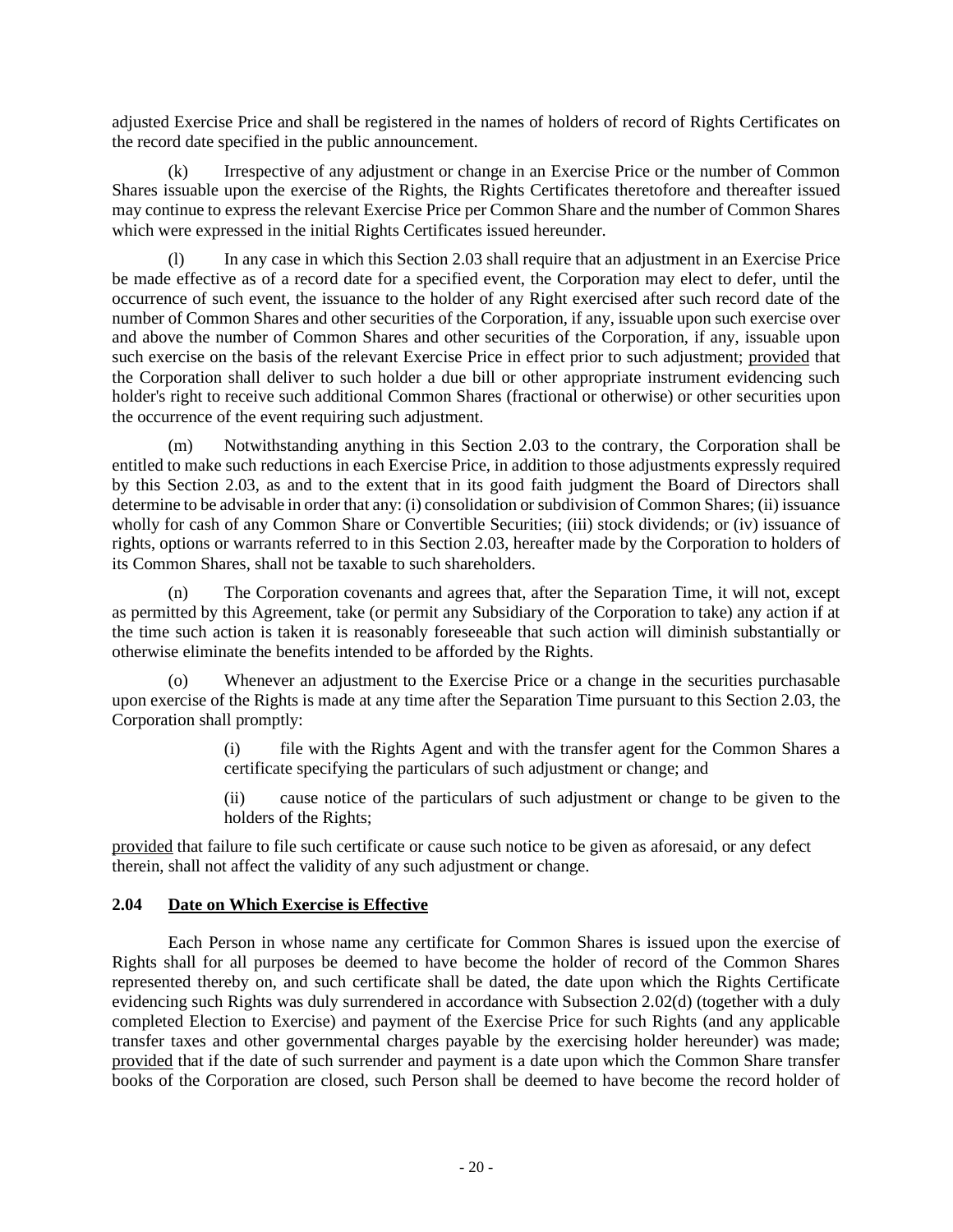adjusted Exercise Price and shall be registered in the names of holders of record of Rights Certificates on the record date specified in the public announcement.

(k) Irrespective of any adjustment or change in an Exercise Price or the number of Common Shares issuable upon the exercise of the Rights, the Rights Certificates theretofore and thereafter issued may continue to express the relevant Exercise Price per Common Share and the number of Common Shares which were expressed in the initial Rights Certificates issued hereunder.

(l) In any case in which this Section 2.03 shall require that an adjustment in an Exercise Price be made effective as of a record date for a specified event, the Corporation may elect to defer, until the occurrence of such event, the issuance to the holder of any Right exercised after such record date of the number of Common Shares and other securities of the Corporation, if any, issuable upon such exercise over and above the number of Common Shares and other securities of the Corporation, if any, issuable upon such exercise on the basis of the relevant Exercise Price in effect prior to such adjustment; provided that the Corporation shall deliver to such holder a due bill or other appropriate instrument evidencing such holder's right to receive such additional Common Shares (fractional or otherwise) or other securities upon the occurrence of the event requiring such adjustment.

(m) Notwithstanding anything in this Section 2.03 to the contrary, the Corporation shall be entitled to make such reductions in each Exercise Price, in addition to those adjustments expressly required by this Section 2.03, as and to the extent that in its good faith judgment the Board of Directors shall determine to be advisable in order that any: (i) consolidation or subdivision of Common Shares; (ii) issuance wholly for cash of any Common Share or Convertible Securities; (iii) stock dividends; or (iv) issuance of rights, options or warrants referred to in this Section 2.03, hereafter made by the Corporation to holders of its Common Shares, shall not be taxable to such shareholders.

(n) The Corporation covenants and agrees that, after the Separation Time, it will not, except as permitted by this Agreement, take (or permit any Subsidiary of the Corporation to take) any action if at the time such action is taken it is reasonably foreseeable that such action will diminish substantially or otherwise eliminate the benefits intended to be afforded by the Rights.

(o) Whenever an adjustment to the Exercise Price or a change in the securities purchasable upon exercise of the Rights is made at any time after the Separation Time pursuant to this Section 2.03, the Corporation shall promptly:

> (i) file with the Rights Agent and with the transfer agent for the Common Shares a certificate specifying the particulars of such adjustment or change; and
>
> (ii) cause notice of the particulars of such adjustment or change to be given to the holders of the Rights;

provided that failure to file such certificate or cause such notice to be given as aforesaid, or any defect therein, shall not affect the validity of any such adjustment or change.

### 2.04 Date on Which Exercise is Effective

Each Person in whose name any certificate for Common Shares is issued upon the exercise of Rights shall for all purposes be deemed to have become the holder of record of the Common Shares represented thereby on, and such certificate shall be dated, the date upon which the Rights Certificate evidencing such Rights was duly surrendered in accordance with Subsection 2.02(d) (together with a duly completed Election to Exercise) and payment of the Exercise Price for such Rights (and any applicable transfer taxes and other governmental charges payable by the exercising holder hereunder) was made; provided that if the date of such surrender and payment is a date upon which the Common Share transfer books of the Corporation are closed, such Person shall be deemed to have become the record holder of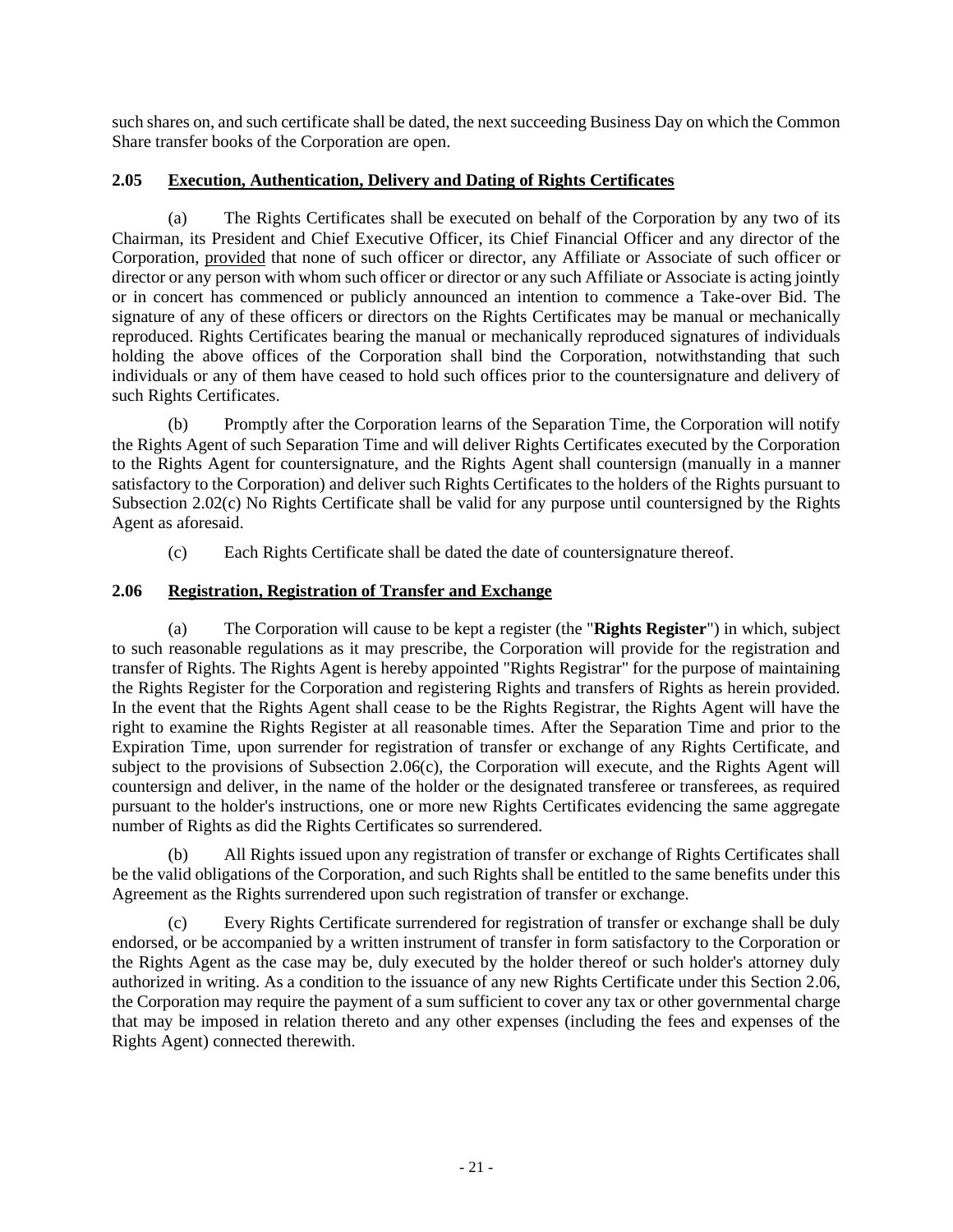such shares on, and such certificate shall be dated, the next succeeding Business Day on which the Common Share transfer books of the Corporation are open.

### 2.05 Execution, Authentication, Delivery and Dating of Rights Certificates

(a) The Rights Certificates shall be executed on behalf of the Corporation by any two of its Chairman, its President and Chief Executive Officer, its Chief Financial Officer and any director of the Corporation, provided that none of such officer or director, any Affiliate or Associate of such officer or director or any person with whom such officer or director or any such Affiliate or Associate is acting jointly or in concert has commenced or publicly announced an intention to commence a Take-over Bid. The signature of any of these officers or directors on the Rights Certificates may be manual or mechanically reproduced. Rights Certificates bearing the manual or mechanically reproduced signatures of individuals holding the above offices of the Corporation shall bind the Corporation, notwithstanding that such individuals or any of them have ceased to hold such offices prior to the countersignature and delivery of such Rights Certificates.

(b) Promptly after the Corporation learns of the Separation Time, the Corporation will notify the Rights Agent of such Separation Time and will deliver Rights Certificates executed by the Corporation to the Rights Agent for countersignature, and the Rights Agent shall countersign (manually in a manner satisfactory to the Corporation) and deliver such Rights Certificates to the holders of the Rights pursuant to Subsection 2.02(c) No Rights Certificate shall be valid for any purpose until countersigned by the Rights Agent as aforesaid.

(c) Each Rights Certificate shall be dated the date of countersignature thereof.

### 2.06 Registration, Registration of Transfer and Exchange

(a) The Corporation will cause to be kept a register (the "**Rights Register**") in which, subject to such reasonable regulations as it may prescribe, the Corporation will provide for the registration and transfer of Rights. The Rights Agent is hereby appointed "Rights Registrar" for the purpose of maintaining the Rights Register for the Corporation and registering Rights and transfers of Rights as herein provided. In the event that the Rights Agent shall cease to be the Rights Registrar, the Rights Agent will have the right to examine the Rights Register at all reasonable times. After the Separation Time and prior to the Expiration Time, upon surrender for registration of transfer or exchange of any Rights Certificate, and subject to the provisions of Subsection 2.06(c), the Corporation will execute, and the Rights Agent will countersign and deliver, in the name of the holder or the designated transferee or transferees, as required pursuant to the holder's instructions, one or more new Rights Certificates evidencing the same aggregate number of Rights as did the Rights Certificates so surrendered.

(b) All Rights issued upon any registration of transfer or exchange of Rights Certificates shall be the valid obligations of the Corporation, and such Rights shall be entitled to the same benefits under this Agreement as the Rights surrendered upon such registration of transfer or exchange.

(c) Every Rights Certificate surrendered for registration of transfer or exchange shall be duly endorsed, or be accompanied by a written instrument of transfer in form satisfactory to the Corporation or the Rights Agent as the case may be, duly executed by the holder thereof or such holder's attorney duly authorized in writing. As a condition to the issuance of any new Rights Certificate under this Section 2.06, the Corporation may require the payment of a sum sufficient to cover any tax or other governmental charge that may be imposed in relation thereto and any other expenses (including the fees and expenses of the Rights Agent) connected therewith.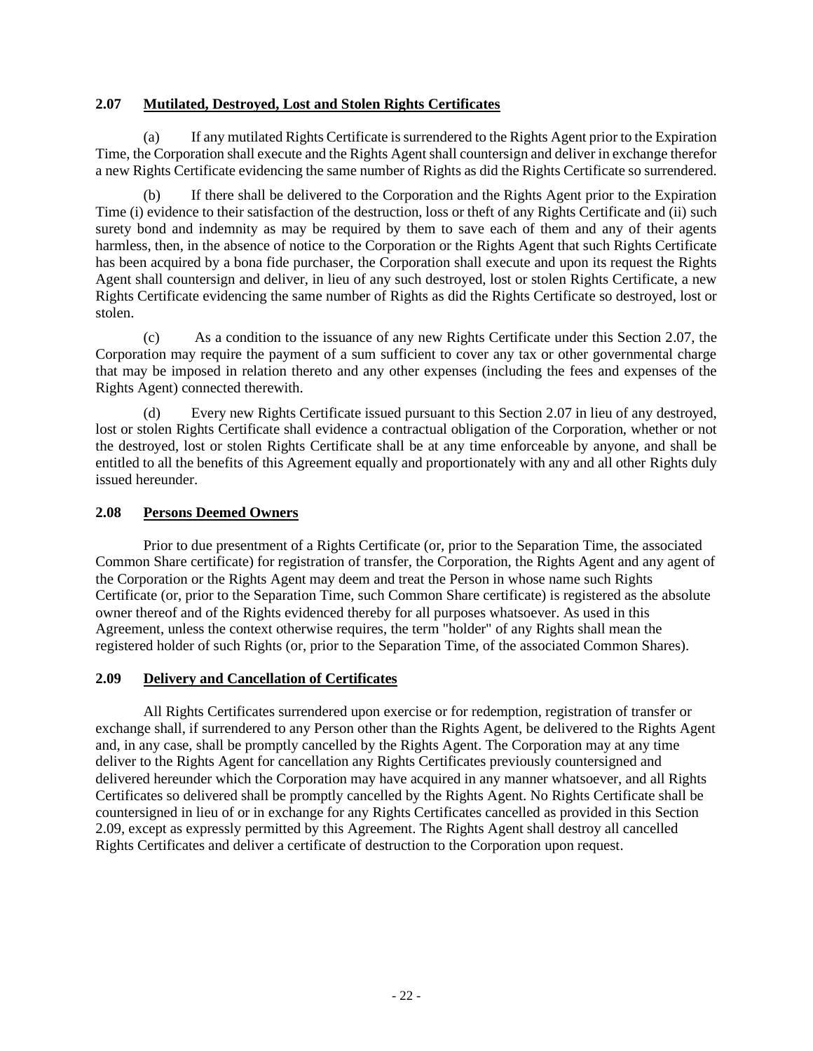### 2.07 Mutilated, Destroyed, Lost and Stolen Rights Certificates

(a) If any mutilated Rights Certificate is surrendered to the Rights Agent prior to the Expiration Time, the Corporation shall execute and the Rights Agent shall countersign and deliver in exchange therefor a new Rights Certificate evidencing the same number of Rights as did the Rights Certificate so surrendered.

(b) If there shall be delivered to the Corporation and the Rights Agent prior to the Expiration Time (i) evidence to their satisfaction of the destruction, loss or theft of any Rights Certificate and (ii) such surety bond and indemnity as may be required by them to save each of them and any of their agents harmless, then, in the absence of notice to the Corporation or the Rights Agent that such Rights Certificate has been acquired by a bona fide purchaser, the Corporation shall execute and upon its request the Rights Agent shall countersign and deliver, in lieu of any such destroyed, lost or stolen Rights Certificate, a new Rights Certificate evidencing the same number of Rights as did the Rights Certificate so destroyed, lost or stolen.

(c) As a condition to the issuance of any new Rights Certificate under this Section 2.07, the Corporation may require the payment of a sum sufficient to cover any tax or other governmental charge that may be imposed in relation thereto and any other expenses (including the fees and expenses of the Rights Agent) connected therewith.

(d) Every new Rights Certificate issued pursuant to this Section 2.07 in lieu of any destroyed, lost or stolen Rights Certificate shall evidence a contractual obligation of the Corporation, whether or not the destroyed, lost or stolen Rights Certificate shall be at any time enforceable by anyone, and shall be entitled to all the benefits of this Agreement equally and proportionately with any and all other Rights duly issued hereunder.

### 2.08 Persons Deemed Owners

Prior to due presentment of a Rights Certificate (or, prior to the Separation Time, the associated Common Share certificate) for registration of transfer, the Corporation, the Rights Agent and any agent of the Corporation or the Rights Agent may deem and treat the Person in whose name such Rights Certificate (or, prior to the Separation Time, such Common Share certificate) is registered as the absolute owner thereof and of the Rights evidenced thereby for all purposes whatsoever. As used in this Agreement, unless the context otherwise requires, the term "holder" of any Rights shall mean the registered holder of such Rights (or, prior to the Separation Time, of the associated Common Shares).

### 2.09 Delivery and Cancellation of Certificates

All Rights Certificates surrendered upon exercise or for redemption, registration of transfer or exchange shall, if surrendered to any Person other than the Rights Agent, be delivered to the Rights Agent and, in any case, shall be promptly cancelled by the Rights Agent. The Corporation may at any time deliver to the Rights Agent for cancellation any Rights Certificates previously countersigned and delivered hereunder which the Corporation may have acquired in any manner whatsoever, and all Rights Certificates so delivered shall be promptly cancelled by the Rights Agent. No Rights Certificate shall be countersigned in lieu of or in exchange for any Rights Certificates cancelled as provided in this Section 2.09, except as expressly permitted by this Agreement. The Rights Agent shall destroy all cancelled Rights Certificates and deliver a certificate of destruction to the Corporation upon request.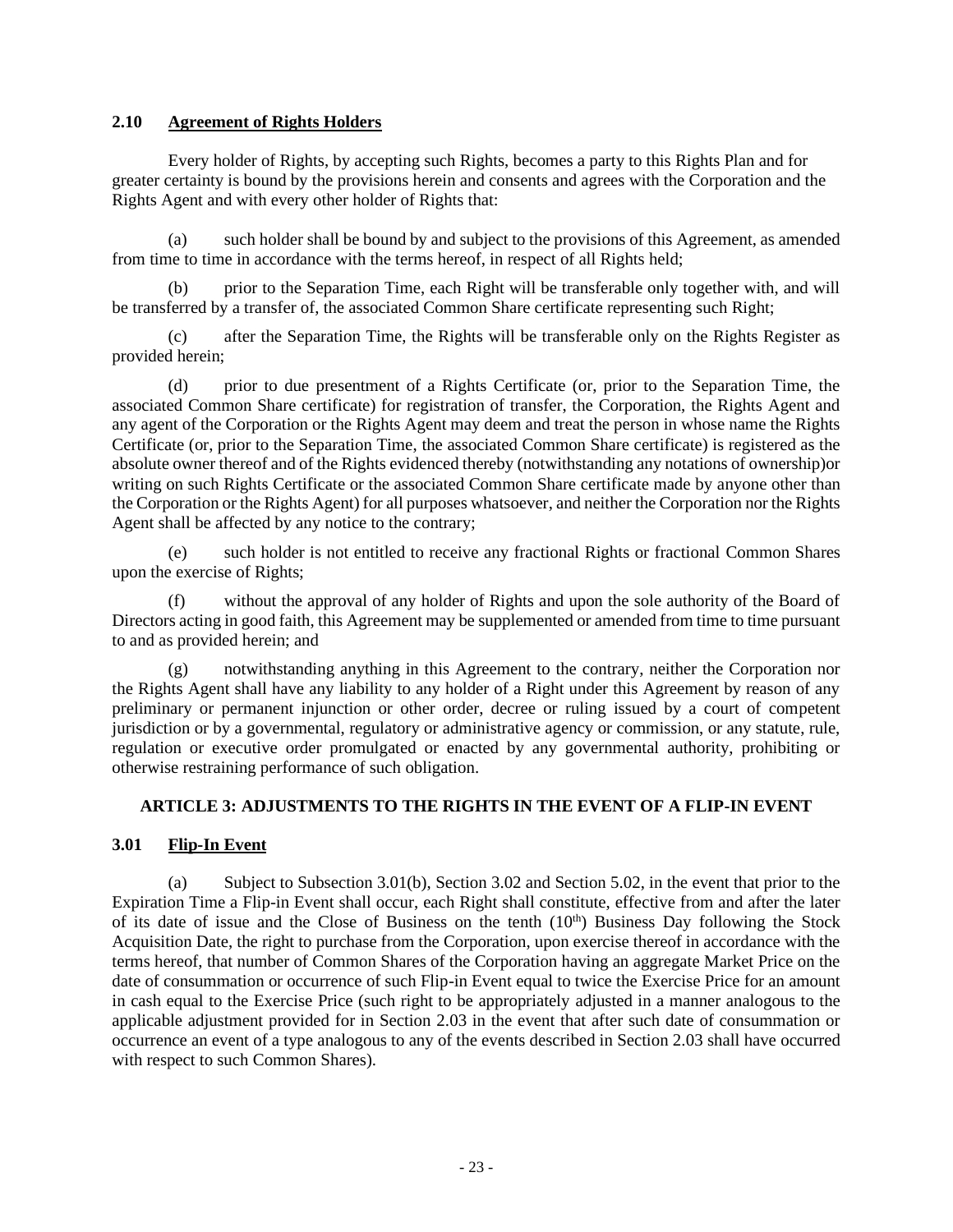### 2.10 Agreement of Rights Holders

Every holder of Rights, by accepting such Rights, becomes a party to this Rights Plan and for greater certainty is bound by the provisions herein and consents and agrees with the Corporation and the Rights Agent and with every other holder of Rights that:

(a) such holder shall be bound by and subject to the provisions of this Agreement, as amended from time to time in accordance with the terms hereof, in respect of all Rights held;

(b) prior to the Separation Time, each Right will be transferable only together with, and will be transferred by a transfer of, the associated Common Share certificate representing such Right;

(c) after the Separation Time, the Rights will be transferable only on the Rights Register as provided herein;

(d) prior to due presentment of a Rights Certificate (or, prior to the Separation Time, the associated Common Share certificate) for registration of transfer, the Corporation, the Rights Agent and any agent of the Corporation or the Rights Agent may deem and treat the person in whose name the Rights Certificate (or, prior to the Separation Time, the associated Common Share certificate) is registered as the absolute owner thereof and of the Rights evidenced thereby (notwithstanding any notations of ownership)or writing on such Rights Certificate or the associated Common Share certificate made by anyone other than the Corporation or the Rights Agent) for all purposes whatsoever, and neither the Corporation nor the Rights Agent shall be affected by any notice to the contrary;

(e) such holder is not entitled to receive any fractional Rights or fractional Common Shares upon the exercise of Rights;

(f) without the approval of any holder of Rights and upon the sole authority of the Board of Directors acting in good faith, this Agreement may be supplemented or amended from time to time pursuant to and as provided herein; and

(g) notwithstanding anything in this Agreement to the contrary, neither the Corporation nor the Rights Agent shall have any liability to any holder of a Right under this Agreement by reason of any preliminary or permanent injunction or other order, decree or ruling issued by a court of competent jurisdiction or by a governmental, regulatory or administrative agency or commission, or any statute, rule, regulation or executive order promulgated or enacted by any governmental authority, prohibiting or otherwise restraining performance of such obligation.

## ARTICLE 3: ADJUSTMENTS TO THE RIGHTS IN THE EVENT OF A FLIP-IN EVENT

### 3.01 Flip-In Event

(a) Subject to Subsection 3.01(b), Section 3.02 and Section 5.02, in the event that prior to the Expiration Time a Flip-in Event shall occur, each Right shall constitute, effective from and after the later of its date of issue and the Close of Business on the tenth (10th) Business Day following the Stock Acquisition Date, the right to purchase from the Corporation, upon exercise thereof in accordance with the terms hereof, that number of Common Shares of the Corporation having an aggregate Market Price on the date of consummation or occurrence of such Flip-in Event equal to twice the Exercise Price for an amount in cash equal to the Exercise Price (such right to be appropriately adjusted in a manner analogous to the applicable adjustment provided for in Section 2.03 in the event that after such date of consummation or occurrence an event of a type analogous to any of the events described in Section 2.03 shall have occurred with respect to such Common Shares).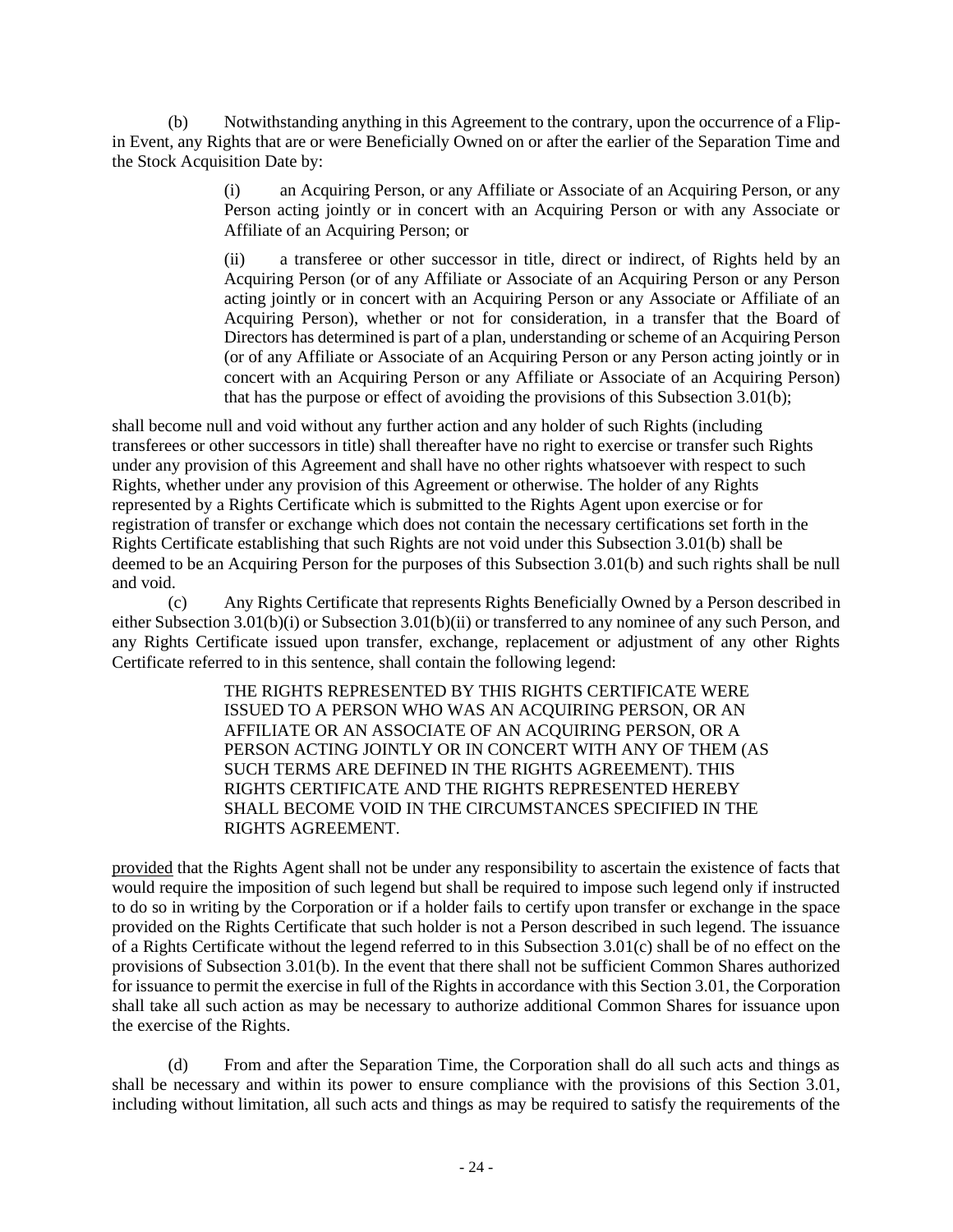(b) Notwithstanding anything in this Agreement to the contrary, upon the occurrence of a Flip-in Event, any Rights that are or were Beneficially Owned on or after the earlier of the Separation Time and the Stock Acquisition Date by:

> (i) an Acquiring Person, or any Affiliate or Associate of an Acquiring Person, or any Person acting jointly or in concert with an Acquiring Person or with any Associate or Affiliate of an Acquiring Person; or
>
> (ii) a transferee or other successor in title, direct or indirect, of Rights held by an Acquiring Person (or of any Affiliate or Associate of an Acquiring Person or any Person acting jointly or in concert with an Acquiring Person or any Associate or Affiliate of an Acquiring Person), whether or not for consideration, in a transfer that the Board of Directors has determined is part of a plan, understanding or scheme of an Acquiring Person (or of any Affiliate or Associate of an Acquiring Person or any Person acting jointly or in concert with an Acquiring Person or any Affiliate or Associate of an Acquiring Person) that has the purpose or effect of avoiding the provisions of this Subsection 3.01(b);

shall become null and void without any further action and any holder of such Rights (including transferees or other successors in title) shall thereafter have no right to exercise or transfer such Rights under any provision of this Agreement and shall have no other rights whatsoever with respect to such Rights, whether under any provision of this Agreement or otherwise. The holder of any Rights represented by a Rights Certificate which is submitted to the Rights Agent upon exercise or for registration of transfer or exchange which does not contain the necessary certifications set forth in the Rights Certificate establishing that such Rights are not void under this Subsection 3.01(b) shall be deemed to be an Acquiring Person for the purposes of this Subsection 3.01(b) and such rights shall be null and void.

(c) Any Rights Certificate that represents Rights Beneficially Owned by a Person described in either Subsection 3.01(b)(i) or Subsection 3.01(b)(ii) or transferred to any nominee of any such Person, and any Rights Certificate issued upon transfer, exchange, replacement or adjustment of any other Rights Certificate referred to in this sentence, shall contain the following legend:

> THE RIGHTS REPRESENTED BY THIS RIGHTS CERTIFICATE WERE ISSUED TO A PERSON WHO WAS AN ACQUIRING PERSON, OR AN AFFILIATE OR AN ASSOCIATE OF AN ACQUIRING PERSON, OR A PERSON ACTING JOINTLY OR IN CONCERT WITH ANY OF THEM (AS SUCH TERMS ARE DEFINED IN THE RIGHTS AGREEMENT). THIS RIGHTS CERTIFICATE AND THE RIGHTS REPRESENTED HEREBY SHALL BECOME VOID IN THE CIRCUMSTANCES SPECIFIED IN THE RIGHTS AGREEMENT.

provided that the Rights Agent shall not be under any responsibility to ascertain the existence of facts that would require the imposition of such legend but shall be required to impose such legend only if instructed to do so in writing by the Corporation or if a holder fails to certify upon transfer or exchange in the space provided on the Rights Certificate that such holder is not a Person described in such legend. The issuance of a Rights Certificate without the legend referred to in this Subsection 3.01(c) shall be of no effect on the provisions of Subsection 3.01(b). In the event that there shall not be sufficient Common Shares authorized for issuance to permit the exercise in full of the Rights in accordance with this Section 3.01, the Corporation shall take all such action as may be necessary to authorize additional Common Shares for issuance upon the exercise of the Rights.

(d) From and after the Separation Time, the Corporation shall do all such acts and things as shall be necessary and within its power to ensure compliance with the provisions of this Section 3.01, including without limitation, all such acts and things as may be required to satisfy the requirements of the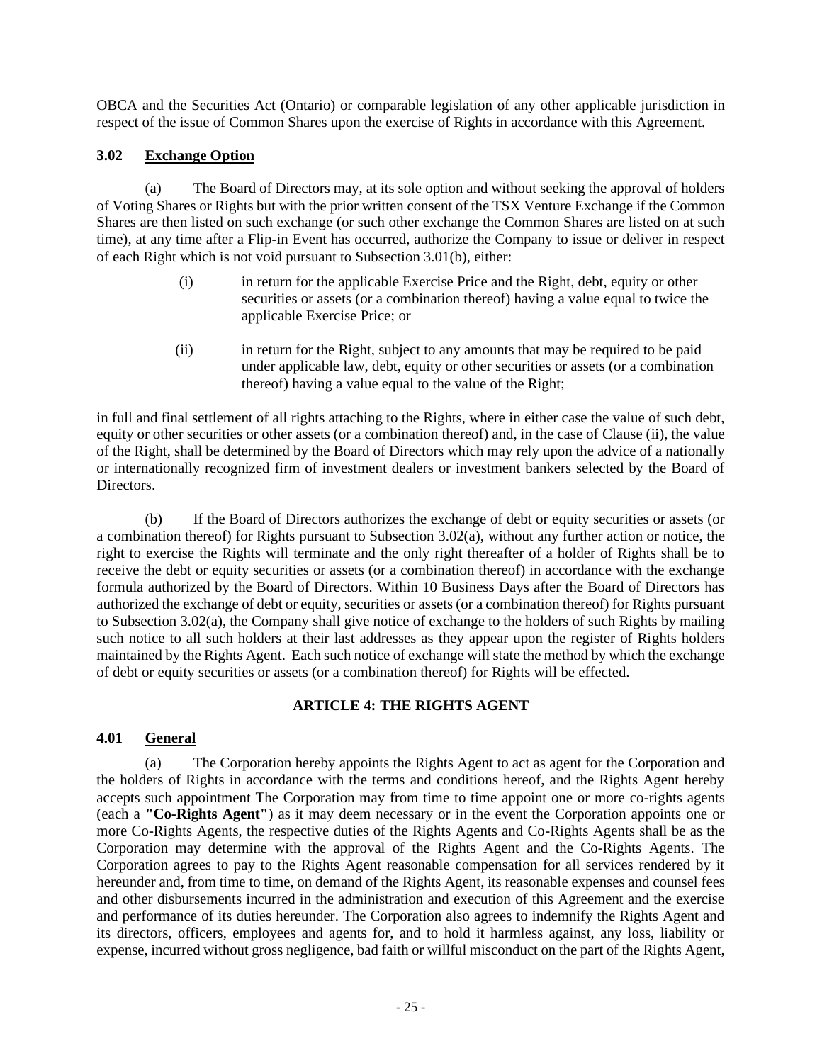OBCA and the Securities Act (Ontario) or comparable legislation of any other applicable jurisdiction in respect of the issue of Common Shares upon the exercise of Rights in accordance with this Agreement.

### 3.02 Exchange Option

(a) The Board of Directors may, at its sole option and without seeking the approval of holders of Voting Shares or Rights but with the prior written consent of the TSX Venture Exchange if the Common Shares are then listed on such exchange (or such other exchange the Common Shares are listed on at such time), at any time after a Flip-in Event has occurred, authorize the Company to issue or deliver in respect of each Right which is not void pursuant to Subsection 3.01(b), either:

> (i) in return for the applicable Exercise Price and the Right, debt, equity or other securities or assets (or a combination thereof) having a value equal to twice the applicable Exercise Price; or
>
> (ii) in return for the Right, subject to any amounts that may be required to be paid under applicable law, debt, equity or other securities or assets (or a combination thereof) having a value equal to the value of the Right;

in full and final settlement of all rights attaching to the Rights, where in either case the value of such debt, equity or other securities or other assets (or a combination thereof) and, in the case of Clause (ii), the value of the Right, shall be determined by the Board of Directors which may rely upon the advice of a nationally or internationally recognized firm of investment dealers or investment bankers selected by the Board of Directors.

(b) If the Board of Directors authorizes the exchange of debt or equity securities or assets (or a combination thereof) for Rights pursuant to Subsection 3.02(a), without any further action or notice, the right to exercise the Rights will terminate and the only right thereafter of a holder of Rights shall be to receive the debt or equity securities or assets (or a combination thereof) in accordance with the exchange formula authorized by the Board of Directors. Within 10 Business Days after the Board of Directors has authorized the exchange of debt or equity, securities or assets (or a combination thereof) for Rights pursuant to Subsection 3.02(a), the Company shall give notice of exchange to the holders of such Rights by mailing such notice to all such holders at their last addresses as they appear upon the register of Rights holders maintained by the Rights Agent. Each such notice of exchange will state the method by which the exchange of debt or equity securities or assets (or a combination thereof) for Rights will be effected.

## ARTICLE 4: THE RIGHTS AGENT

### 4.01 General

(a) The Corporation hereby appoints the Rights Agent to act as agent for the Corporation and the holders of Rights in accordance with the terms and conditions hereof, and the Rights Agent hereby accepts such appointment The Corporation may from time to time appoint one or more co-rights agents (each a **"Co-Rights Agent"**) as it may deem necessary or in the event the Corporation appoints one or more Co-Rights Agents, the respective duties of the Rights Agents and Co-Rights Agents shall be as the Corporation may determine with the approval of the Rights Agent and the Co-Rights Agents. The Corporation agrees to pay to the Rights Agent reasonable compensation for all services rendered by it hereunder and, from time to time, on demand of the Rights Agent, its reasonable expenses and counsel fees and other disbursements incurred in the administration and execution of this Agreement and the exercise and performance of its duties hereunder. The Corporation also agrees to indemnify the Rights Agent and its directors, officers, employees and agents for, and to hold it harmless against, any loss, liability or expense, incurred without gross negligence, bad faith or willful misconduct on the part of the Rights Agent,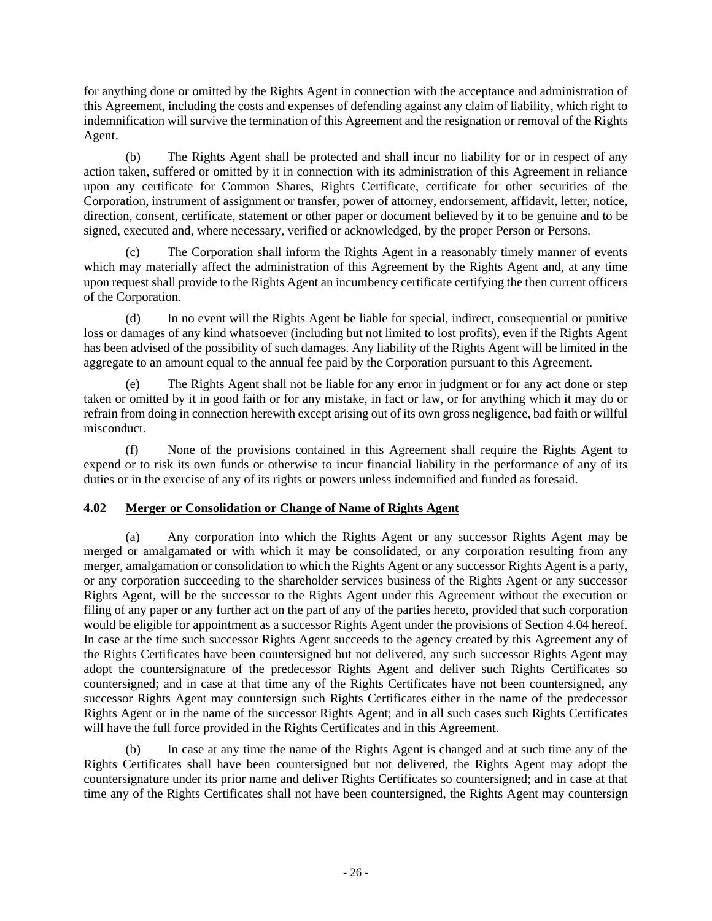for anything done or omitted by the Rights Agent in connection with the acceptance and administration of this Agreement, including the costs and expenses of defending against any claim of liability, which right to indemnification will survive the termination of this Agreement and the resignation or removal of the Rights Agent.

(b) The Rights Agent shall be protected and shall incur no liability for or in respect of any action taken, suffered or omitted by it in connection with its administration of this Agreement in reliance upon any certificate for Common Shares, Rights Certificate, certificate for other securities of the Corporation, instrument of assignment or transfer, power of attorney, endorsement, affidavit, letter, notice, direction, consent, certificate, statement or other paper or document believed by it to be genuine and to be signed, executed and, where necessary, verified or acknowledged, by the proper Person or Persons.

(c) The Corporation shall inform the Rights Agent in a reasonably timely manner of events which may materially affect the administration of this Agreement by the Rights Agent and, at any time upon request shall provide to the Rights Agent an incumbency certificate certifying the then current officers of the Corporation.

(d) In no event will the Rights Agent be liable for special, indirect, consequential or punitive loss or damages of any kind whatsoever (including but not limited to lost profits), even if the Rights Agent has been advised of the possibility of such damages. Any liability of the Rights Agent will be limited in the aggregate to an amount equal to the annual fee paid by the Corporation pursuant to this Agreement.

(e) The Rights Agent shall not be liable for any error in judgment or for any act done or step taken or omitted by it in good faith or for any mistake, in fact or law, or for anything which it may do or refrain from doing in connection herewith except arising out of its own gross negligence, bad faith or willful misconduct.

(f) None of the provisions contained in this Agreement shall require the Rights Agent to expend or to risk its own funds or otherwise to incur financial liability in the performance of any of its duties or in the exercise of any of its rights or powers unless indemnified and funded as foresaid.

### 4.02 Merger or Consolidation or Change of Name of Rights Agent

(a) Any corporation into which the Rights Agent or any successor Rights Agent may be merged or amalgamated or with which it may be consolidated, or any corporation resulting from any merger, amalgamation or consolidation to which the Rights Agent or any successor Rights Agent is a party, or any corporation succeeding to the shareholder services business of the Rights Agent or any successor Rights Agent, will be the successor to the Rights Agent under this Agreement without the execution or filing of any paper or any further act on the part of any of the parties hereto, provided that such corporation would be eligible for appointment as a successor Rights Agent under the provisions of Section 4.04 hereof. In case at the time such successor Rights Agent succeeds to the agency created by this Agreement any of the Rights Certificates have been countersigned but not delivered, any such successor Rights Agent may adopt the countersignature of the predecessor Rights Agent and deliver such Rights Certificates so countersigned; and in case at that time any of the Rights Certificates have not been countersigned, any successor Rights Agent may countersign such Rights Certificates either in the name of the predecessor Rights Agent or in the name of the successor Rights Agent; and in all such cases such Rights Certificates will have the full force provided in the Rights Certificates and in this Agreement.

(b) In case at any time the name of the Rights Agent is changed and at such time any of the Rights Certificates shall have been countersigned but not delivered, the Rights Agent may adopt the countersignature under its prior name and deliver Rights Certificates so countersigned; and in case at that time any of the Rights Certificates shall not have been countersigned, the Rights Agent may countersign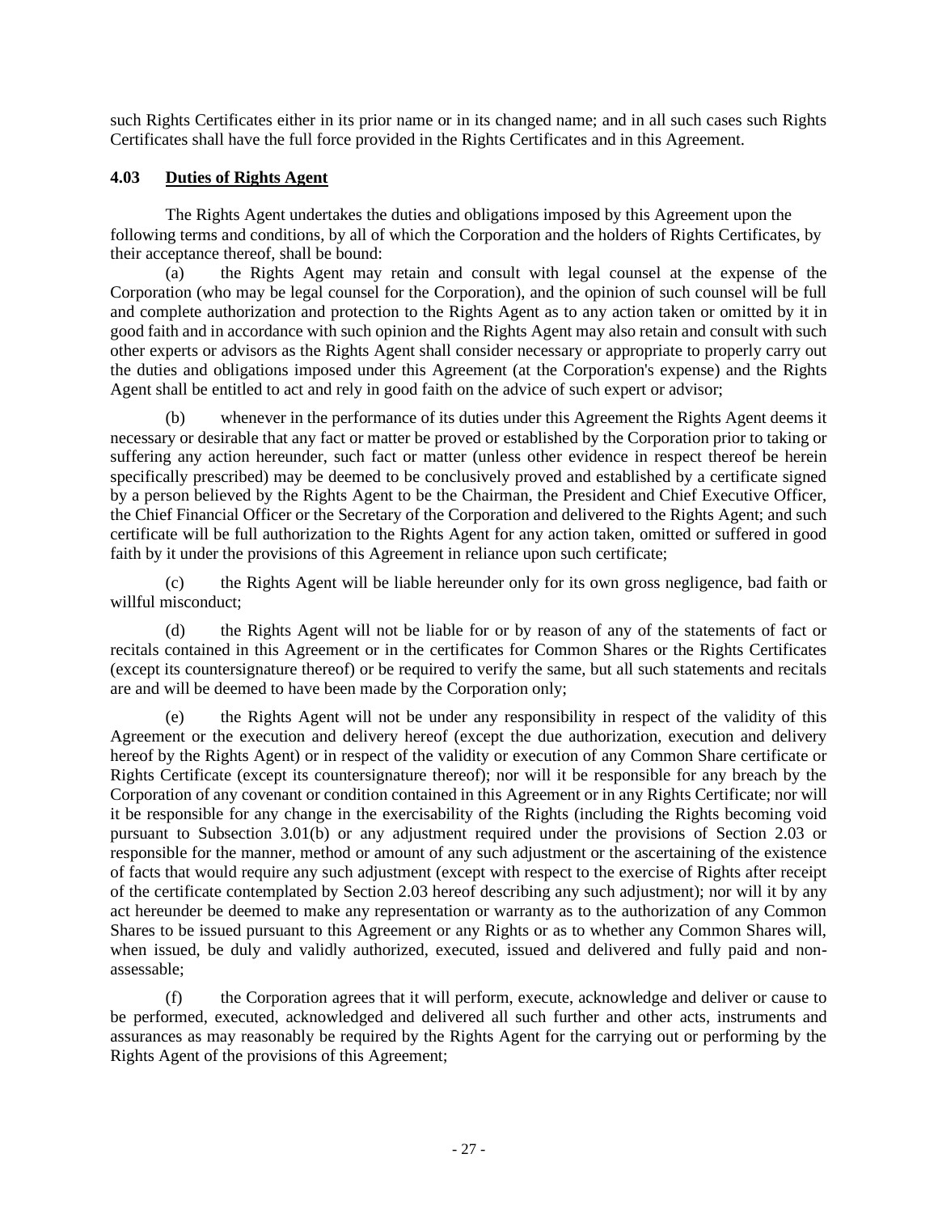such Rights Certificates either in its prior name or in its changed name; and in all such cases such Rights Certificates shall have the full force provided in the Rights Certificates and in this Agreement.

### **4.03 Duties of Rights Agent**

The Rights Agent undertakes the duties and obligations imposed by this Agreement upon the following terms and conditions, by all of which the Corporation and the holders of Rights Certificates, by their acceptance thereof, shall be bound:

(a) the Rights Agent may retain and consult with legal counsel at the expense of the Corporation (who may be legal counsel for the Corporation), and the opinion of such counsel will be full and complete authorization and protection to the Rights Agent as to any action taken or omitted by it in good faith and in accordance with such opinion and the Rights Agent may also retain and consult with such other experts or advisors as the Rights Agent shall consider necessary or appropriate to properly carry out the duties and obligations imposed under this Agreement (at the Corporation's expense) and the Rights Agent shall be entitled to act and rely in good faith on the advice of such expert or advisor;

(b) whenever in the performance of its duties under this Agreement the Rights Agent deems it necessary or desirable that any fact or matter be proved or established by the Corporation prior to taking or suffering any action hereunder, such fact or matter (unless other evidence in respect thereof be herein specifically prescribed) may be deemed to be conclusively proved and established by a certificate signed by a person believed by the Rights Agent to be the Chairman, the President and Chief Executive Officer, the Chief Financial Officer or the Secretary of the Corporation and delivered to the Rights Agent; and such certificate will be full authorization to the Rights Agent for any action taken, omitted or suffered in good faith by it under the provisions of this Agreement in reliance upon such certificate;

(c) the Rights Agent will be liable hereunder only for its own gross negligence, bad faith or willful misconduct;

(d) the Rights Agent will not be liable for or by reason of any of the statements of fact or recitals contained in this Agreement or in the certificates for Common Shares or the Rights Certificates (except its countersignature thereof) or be required to verify the same, but all such statements and recitals are and will be deemed to have been made by the Corporation only;

(e) the Rights Agent will not be under any responsibility in respect of the validity of this Agreement or the execution and delivery hereof (except the due authorization, execution and delivery hereof by the Rights Agent) or in respect of the validity or execution of any Common Share certificate or Rights Certificate (except its countersignature thereof); nor will it be responsible for any breach by the Corporation of any covenant or condition contained in this Agreement or in any Rights Certificate; nor will it be responsible for any change in the exercisability of the Rights (including the Rights becoming void pursuant to Subsection 3.01(b) or any adjustment required under the provisions of Section 2.03 or responsible for the manner, method or amount of any such adjustment or the ascertaining of the existence of facts that would require any such adjustment (except with respect to the exercise of Rights after receipt of the certificate contemplated by Section 2.03 hereof describing any such adjustment); nor will it by any act hereunder be deemed to make any representation or warranty as to the authorization of any Common Shares to be issued pursuant to this Agreement or any Rights or as to whether any Common Shares will, when issued, be duly and validly authorized, executed, issued and delivered and fully paid and non-assessable;

(f) the Corporation agrees that it will perform, execute, acknowledge and deliver or cause to be performed, executed, acknowledged and delivered all such further and other acts, instruments and assurances as may reasonably be required by the Rights Agent for the carrying out or performing by the Rights Agent of the provisions of this Agreement;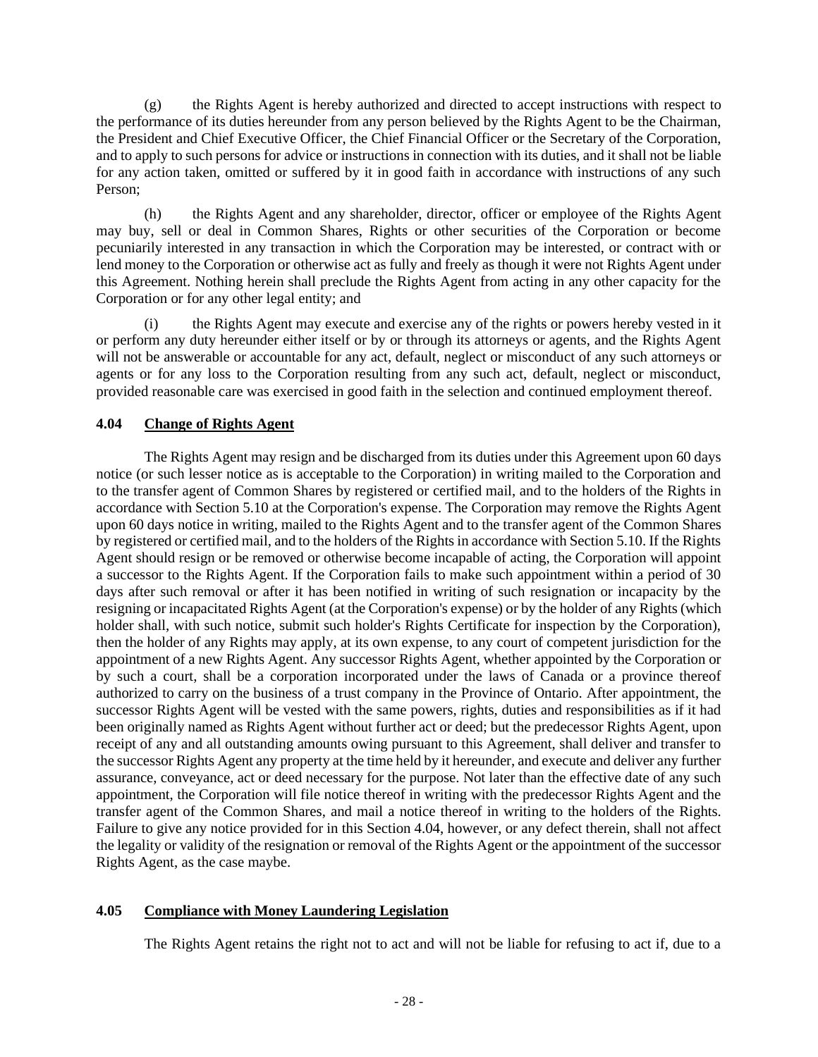(g) the Rights Agent is hereby authorized and directed to accept instructions with respect to the performance of its duties hereunder from any person believed by the Rights Agent to be the Chairman, the President and Chief Executive Officer, the Chief Financial Officer or the Secretary of the Corporation, and to apply to such persons for advice or instructions in connection with its duties, and it shall not be liable for any action taken, omitted or suffered by it in good faith in accordance with instructions of any such Person;

(h) the Rights Agent and any shareholder, director, officer or employee of the Rights Agent may buy, sell or deal in Common Shares, Rights or other securities of the Corporation or become pecuniarily interested in any transaction in which the Corporation may be interested, or contract with or lend money to the Corporation or otherwise act as fully and freely as though it were not Rights Agent under this Agreement. Nothing herein shall preclude the Rights Agent from acting in any other capacity for the Corporation or for any other legal entity; and

(i) the Rights Agent may execute and exercise any of the rights or powers hereby vested in it or perform any duty hereunder either itself or by or through its attorneys or agents, and the Rights Agent will not be answerable or accountable for any act, default, neglect or misconduct of any such attorneys or agents or for any loss to the Corporation resulting from any such act, default, neglect or misconduct, provided reasonable care was exercised in good faith in the selection and continued employment thereof.

### 4.04 Change of Rights Agent

The Rights Agent may resign and be discharged from its duties under this Agreement upon 60 days notice (or such lesser notice as is acceptable to the Corporation) in writing mailed to the Corporation and to the transfer agent of Common Shares by registered or certified mail, and to the holders of the Rights in accordance with Section 5.10 at the Corporation's expense. The Corporation may remove the Rights Agent upon 60 days notice in writing, mailed to the Rights Agent and to the transfer agent of the Common Shares by registered or certified mail, and to the holders of the Rights in accordance with Section 5.10. If the Rights Agent should resign or be removed or otherwise become incapable of acting, the Corporation will appoint a successor to the Rights Agent. If the Corporation fails to make such appointment within a period of 30 days after such removal or after it has been notified in writing of such resignation or incapacity by the resigning or incapacitated Rights Agent (at the Corporation's expense) or by the holder of any Rights (which holder shall, with such notice, submit such holder's Rights Certificate for inspection by the Corporation), then the holder of any Rights may apply, at its own expense, to any court of competent jurisdiction for the appointment of a new Rights Agent. Any successor Rights Agent, whether appointed by the Corporation or by such a court, shall be a corporation incorporated under the laws of Canada or a province thereof authorized to carry on the business of a trust company in the Province of Ontario. After appointment, the successor Rights Agent will be vested with the same powers, rights, duties and responsibilities as if it had been originally named as Rights Agent without further act or deed; but the predecessor Rights Agent, upon receipt of any and all outstanding amounts owing pursuant to this Agreement, shall deliver and transfer to the successor Rights Agent any property at the time held by it hereunder, and execute and deliver any further assurance, conveyance, act or deed necessary for the purpose. Not later than the effective date of any such appointment, the Corporation will file notice thereof in writing with the predecessor Rights Agent and the transfer agent of the Common Shares, and mail a notice thereof in writing to the holders of the Rights. Failure to give any notice provided for in this Section 4.04, however, or any defect therein, shall not affect the legality or validity of the resignation or removal of the Rights Agent or the appointment of the successor Rights Agent, as the case maybe.

### 4.05 Compliance with Money Laundering Legislation

The Rights Agent retains the right not to act and will not be liable for refusing to act if, due to a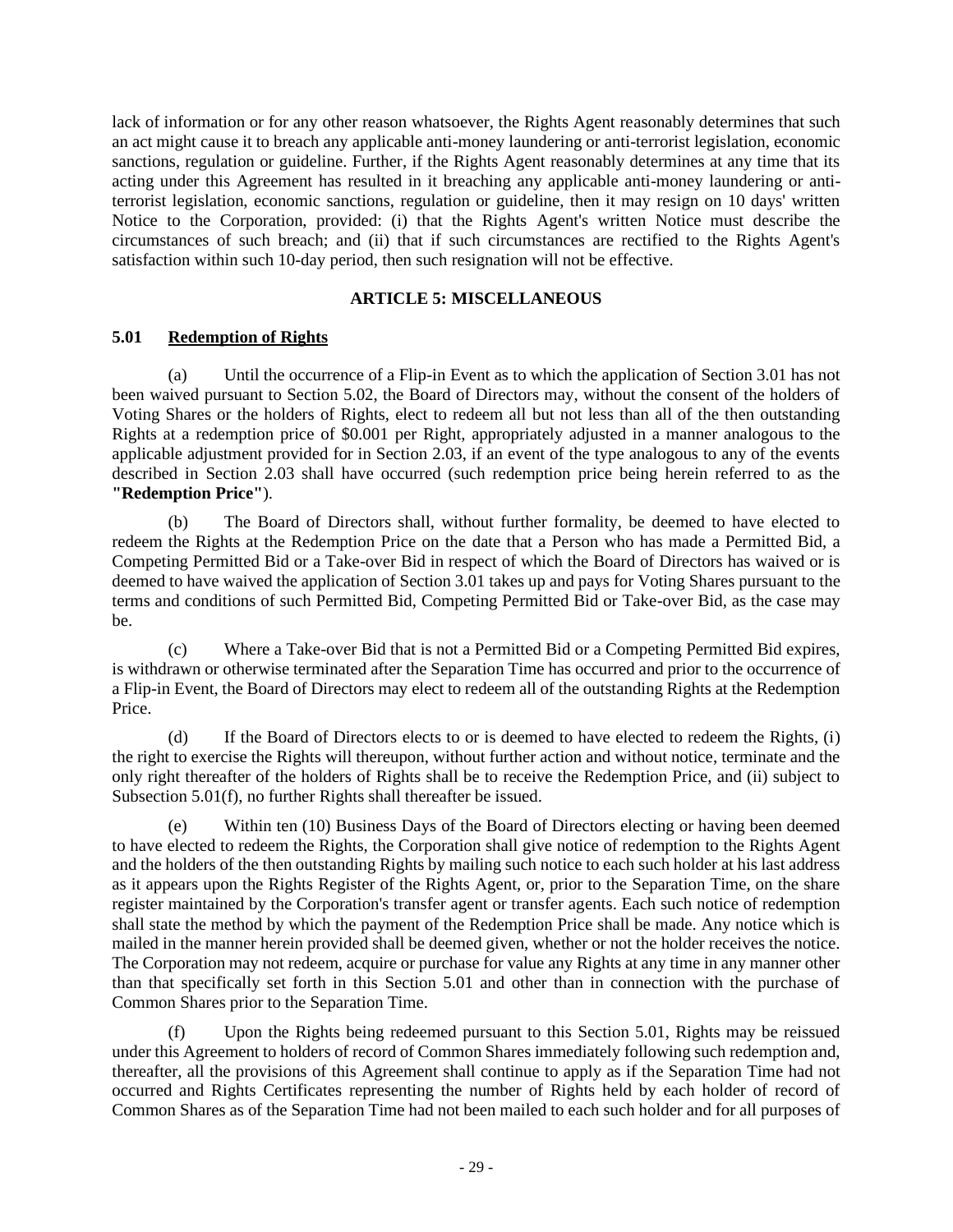lack of information or for any other reason whatsoever, the Rights Agent reasonably determines that such an act might cause it to breach any applicable anti-money laundering or anti-terrorist legislation, economic sanctions, regulation or guideline. Further, if the Rights Agent reasonably determines at any time that its acting under this Agreement has resulted in it breaching any applicable anti-money laundering or anti-terrorist legislation, economic sanctions, regulation or guideline, then it may resign on 10 days' written Notice to the Corporation, provided: (i) that the Rights Agent's written Notice must describe the circumstances of such breach; and (ii) that if such circumstances are rectified to the Rights Agent's satisfaction within such 10-day period, then such resignation will not be effective.

## ARTICLE 5: MISCELLANEOUS

### 5.01 Redemption of Rights

(a) Until the occurrence of a Flip-in Event as to which the application of Section 3.01 has not been waived pursuant to Section 5.02, the Board of Directors may, without the consent of the holders of Voting Shares or the holders of Rights, elect to redeem all but not less than all of the then outstanding Rights at a redemption price of $0.001 per Right, appropriately adjusted in a manner analogous to the applicable adjustment provided for in Section 2.03, if an event of the type analogous to any of the events described in Section 2.03 shall have occurred (such redemption price being herein referred to as the **"Redemption Price"**).

(b) The Board of Directors shall, without further formality, be deemed to have elected to redeem the Rights at the Redemption Price on the date that a Person who has made a Permitted Bid, a Competing Permitted Bid or a Take-over Bid in respect of which the Board of Directors has waived or is deemed to have waived the application of Section 3.01 takes up and pays for Voting Shares pursuant to the terms and conditions of such Permitted Bid, Competing Permitted Bid or Take-over Bid, as the case may be.

(c) Where a Take-over Bid that is not a Permitted Bid or a Competing Permitted Bid expires, is withdrawn or otherwise terminated after the Separation Time has occurred and prior to the occurrence of a Flip-in Event, the Board of Directors may elect to redeem all of the outstanding Rights at the Redemption Price.

(d) If the Board of Directors elects to or is deemed to have elected to redeem the Rights, (i) the right to exercise the Rights will thereupon, without further action and without notice, terminate and the only right thereafter of the holders of Rights shall be to receive the Redemption Price, and (ii) subject to Subsection 5.01(f), no further Rights shall thereafter be issued.

(e) Within ten (10) Business Days of the Board of Directors electing or having been deemed to have elected to redeem the Rights, the Corporation shall give notice of redemption to the Rights Agent and the holders of the then outstanding Rights by mailing such notice to each such holder at his last address as it appears upon the Rights Register of the Rights Agent, or, prior to the Separation Time, on the share register maintained by the Corporation's transfer agent or transfer agents. Each such notice of redemption shall state the method by which the payment of the Redemption Price shall be made. Any notice which is mailed in the manner herein provided shall be deemed given, whether or not the holder receives the notice. The Corporation may not redeem, acquire or purchase for value any Rights at any time in any manner other than that specifically set forth in this Section 5.01 and other than in connection with the purchase of Common Shares prior to the Separation Time.

(f) Upon the Rights being redeemed pursuant to this Section 5.01, Rights may be reissued under this Agreement to holders of record of Common Shares immediately following such redemption and, thereafter, all the provisions of this Agreement shall continue to apply as if the Separation Time had not occurred and Rights Certificates representing the number of Rights held by each holder of record of Common Shares as of the Separation Time had not been mailed to each such holder and for all purposes of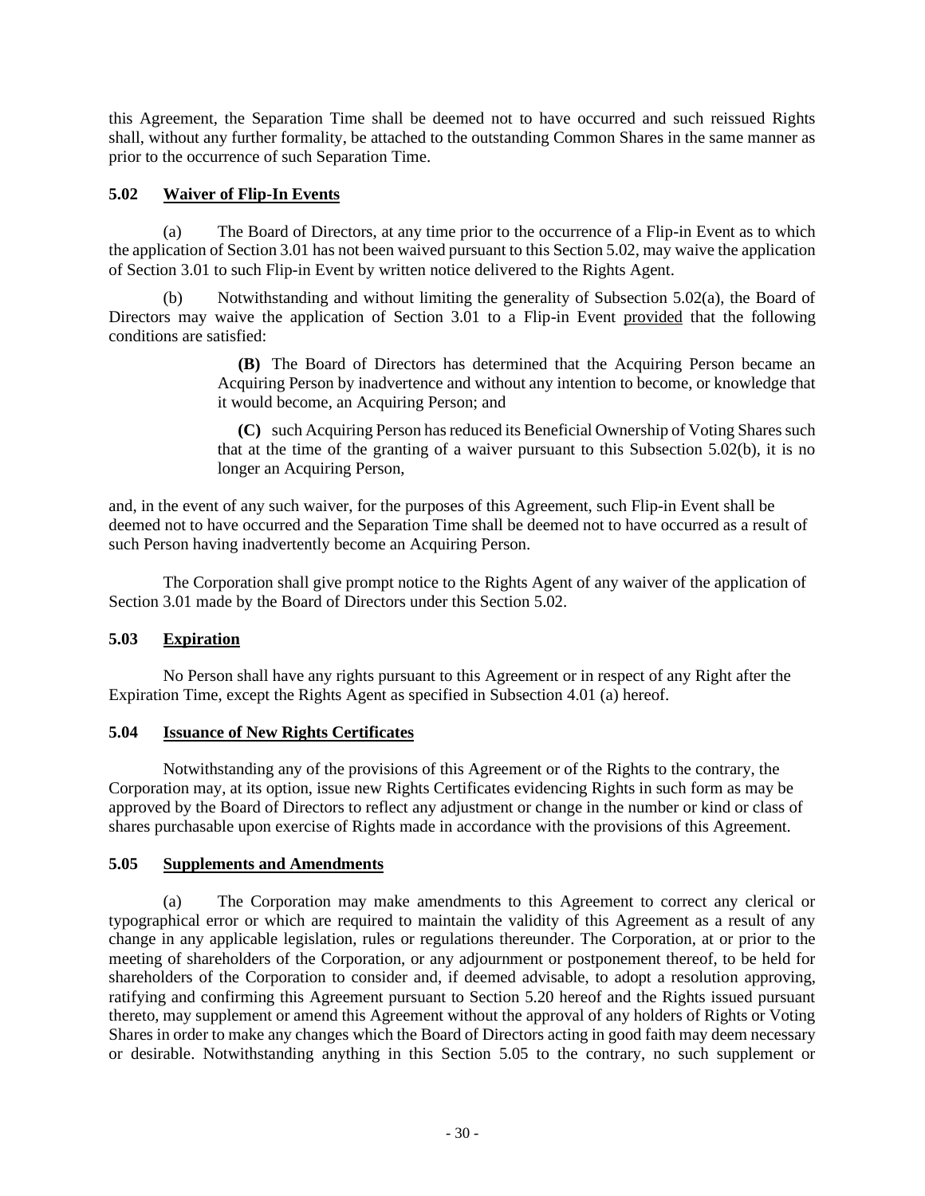this Agreement, the Separation Time shall be deemed not to have occurred and such reissued Rights shall, without any further formality, be attached to the outstanding Common Shares in the same manner as prior to the occurrence of such Separation Time.

### 5.02 Waiver of Flip-In Events

(a) The Board of Directors, at any time prior to the occurrence of a Flip-in Event as to which the application of Section 3.01 has not been waived pursuant to this Section 5.02, may waive the application of Section 3.01 to such Flip-in Event by written notice delivered to the Rights Agent.

(b) Notwithstanding and without limiting the generality of Subsection 5.02(a), the Board of Directors may waive the application of Section 3.01 to a Flip-in Event provided that the following conditions are satisfied:

> **(B)** The Board of Directors has determined that the Acquiring Person became an Acquiring Person by inadvertence and without any intention to become, or knowledge that it would become, an Acquiring Person; and
>
> **(C)** such Acquiring Person has reduced its Beneficial Ownership of Voting Shares such that at the time of the granting of a waiver pursuant to this Subsection 5.02(b), it is no longer an Acquiring Person,

and, in the event of any such waiver, for the purposes of this Agreement, such Flip-in Event shall be deemed not to have occurred and the Separation Time shall be deemed not to have occurred as a result of such Person having inadvertently become an Acquiring Person.

The Corporation shall give prompt notice to the Rights Agent of any waiver of the application of Section 3.01 made by the Board of Directors under this Section 5.02.

### 5.03 Expiration

No Person shall have any rights pursuant to this Agreement or in respect of any Right after the Expiration Time, except the Rights Agent as specified in Subsection 4.01 (a) hereof.

### 5.04 Issuance of New Rights Certificates

Notwithstanding any of the provisions of this Agreement or of the Rights to the contrary, the Corporation may, at its option, issue new Rights Certificates evidencing Rights in such form as may be approved by the Board of Directors to reflect any adjustment or change in the number or kind or class of shares purchasable upon exercise of Rights made in accordance with the provisions of this Agreement.

### 5.05 Supplements and Amendments

(a) The Corporation may make amendments to this Agreement to correct any clerical or typographical error or which are required to maintain the validity of this Agreement as a result of any change in any applicable legislation, rules or regulations thereunder. The Corporation, at or prior to the meeting of shareholders of the Corporation, or any adjournment or postponement thereof, to be held for shareholders of the Corporation to consider and, if deemed advisable, to adopt a resolution approving, ratifying and confirming this Agreement pursuant to Section 5.20 hereof and the Rights issued pursuant thereto, may supplement or amend this Agreement without the approval of any holders of Rights or Voting Shares in order to make any changes which the Board of Directors acting in good faith may deem necessary or desirable. Notwithstanding anything in this Section 5.05 to the contrary, no such supplement or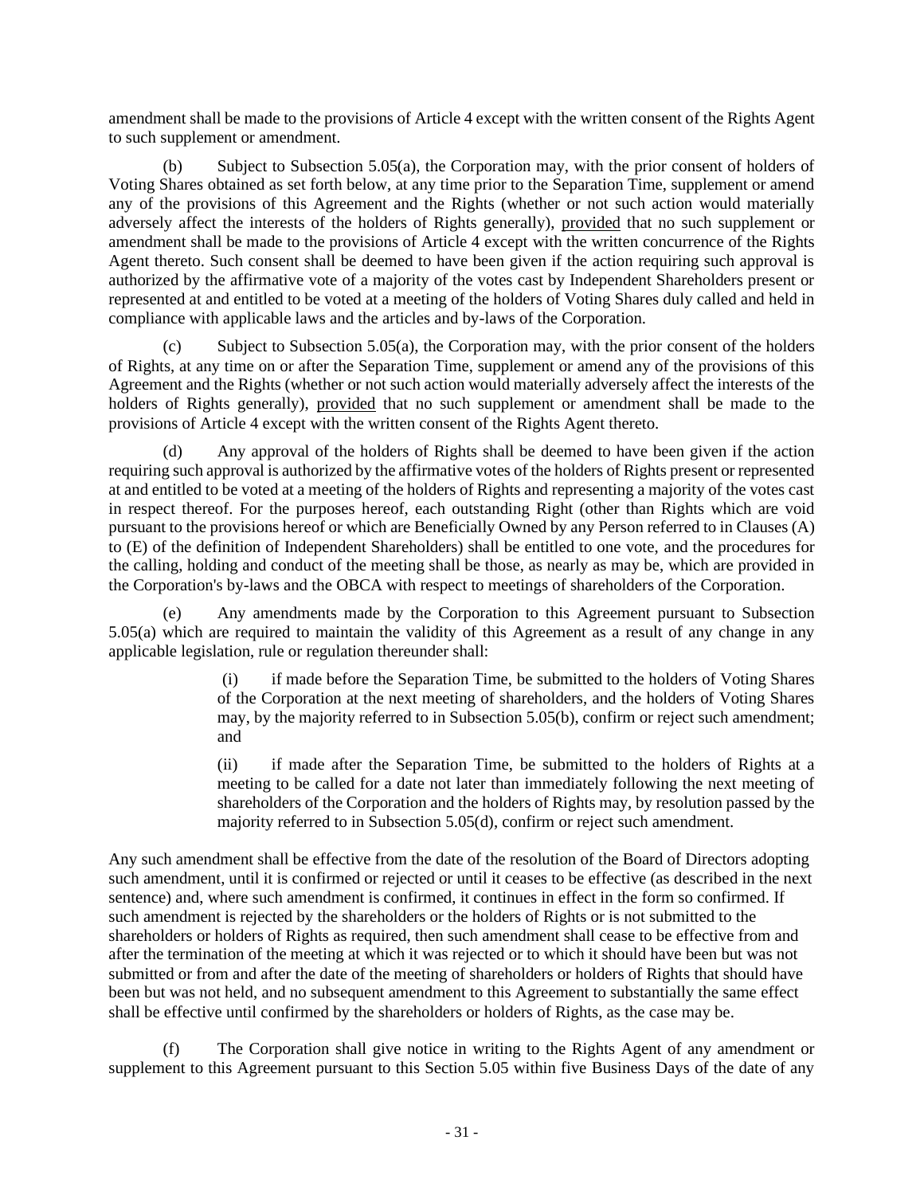amendment shall be made to the provisions of Article 4 except with the written consent of the Rights Agent to such supplement or amendment.

(b) Subject to Subsection 5.05(a), the Corporation may, with the prior consent of holders of Voting Shares obtained as set forth below, at any time prior to the Separation Time, supplement or amend any of the provisions of this Agreement and the Rights (whether or not such action would materially adversely affect the interests of the holders of Rights generally), provided that no such supplement or amendment shall be made to the provisions of Article 4 except with the written concurrence of the Rights Agent thereto. Such consent shall be deemed to have been given if the action requiring such approval is authorized by the affirmative vote of a majority of the votes cast by Independent Shareholders present or represented at and entitled to be voted at a meeting of the holders of Voting Shares duly called and held in compliance with applicable laws and the articles and by-laws of the Corporation.

(c) Subject to Subsection 5.05(a), the Corporation may, with the prior consent of the holders of Rights, at any time on or after the Separation Time, supplement or amend any of the provisions of this Agreement and the Rights (whether or not such action would materially adversely affect the interests of the holders of Rights generally), provided that no such supplement or amendment shall be made to the provisions of Article 4 except with the written consent of the Rights Agent thereto.

(d) Any approval of the holders of Rights shall be deemed to have been given if the action requiring such approval is authorized by the affirmative votes of the holders of Rights present or represented at and entitled to be voted at a meeting of the holders of Rights and representing a majority of the votes cast in respect thereof. For the purposes hereof, each outstanding Right (other than Rights which are void pursuant to the provisions hereof or which are Beneficially Owned by any Person referred to in Clauses (A) to (E) of the definition of Independent Shareholders) shall be entitled to one vote, and the procedures for the calling, holding and conduct of the meeting shall be those, as nearly as may be, which are provided in the Corporation's by-laws and the OBCA with respect to meetings of shareholders of the Corporation.

(e) Any amendments made by the Corporation to this Agreement pursuant to Subsection 5.05(a) which are required to maintain the validity of this Agreement as a result of any change in any applicable legislation, rule or regulation thereunder shall:

(i) if made before the Separation Time, be submitted to the holders of Voting Shares of the Corporation at the next meeting of shareholders, and the holders of Voting Shares may, by the majority referred to in Subsection 5.05(b), confirm or reject such amendment; and

(ii) if made after the Separation Time, be submitted to the holders of Rights at a meeting to be called for a date not later than immediately following the next meeting of shareholders of the Corporation and the holders of Rights may, by resolution passed by the majority referred to in Subsection 5.05(d), confirm or reject such amendment.

Any such amendment shall be effective from the date of the resolution of the Board of Directors adopting such amendment, until it is confirmed or rejected or until it ceases to be effective (as described in the next sentence) and, where such amendment is confirmed, it continues in effect in the form so confirmed. If such amendment is rejected by the shareholders or the holders of Rights or is not submitted to the shareholders or holders of Rights as required, then such amendment shall cease to be effective from and after the termination of the meeting at which it was rejected or to which it should have been but was not submitted or from and after the date of the meeting of shareholders or holders of Rights that should have been but was not held, and no subsequent amendment to this Agreement to substantially the same effect shall be effective until confirmed by the shareholders or holders of Rights, as the case may be.

(f) The Corporation shall give notice in writing to the Rights Agent of any amendment or supplement to this Agreement pursuant to this Section 5.05 within five Business Days of the date of any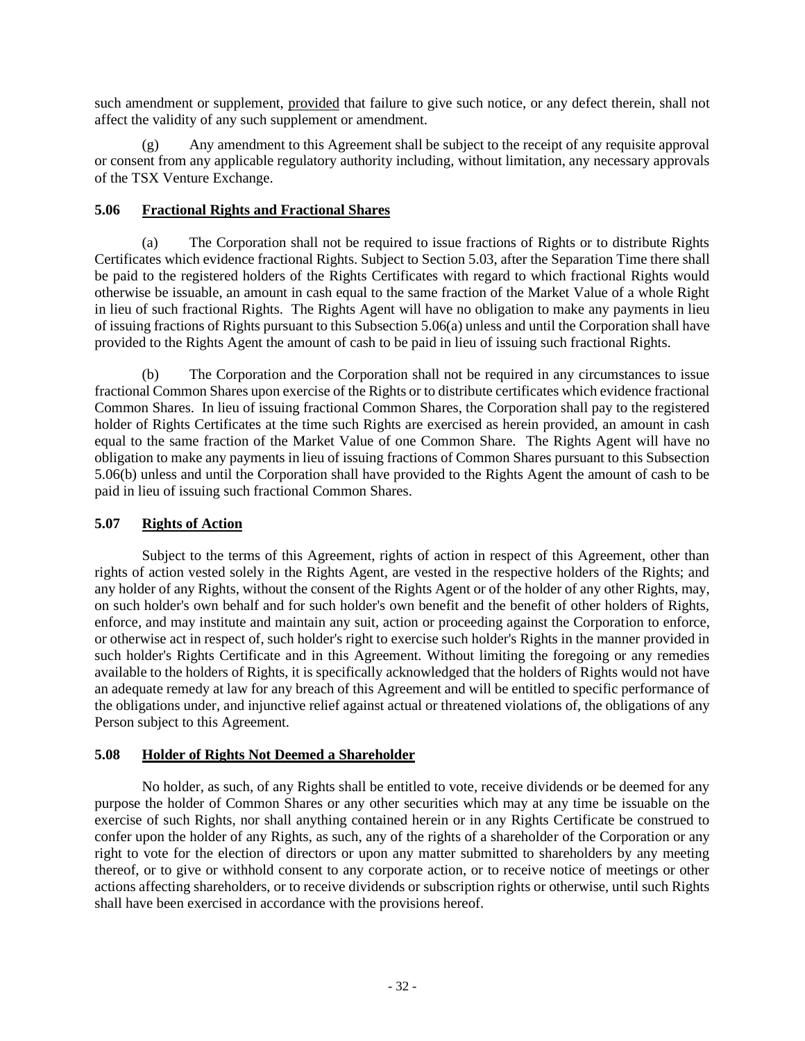such amendment or supplement, provided that failure to give such notice, or any defect therein, shall not affect the validity of any such supplement or amendment.

(g) Any amendment to this Agreement shall be subject to the receipt of any requisite approval or consent from any applicable regulatory authority including, without limitation, any necessary approvals of the TSX Venture Exchange.

### 5.06 Fractional Rights and Fractional Shares

(a) The Corporation shall not be required to issue fractions of Rights or to distribute Rights Certificates which evidence fractional Rights. Subject to Section 5.03, after the Separation Time there shall be paid to the registered holders of the Rights Certificates with regard to which fractional Rights would otherwise be issuable, an amount in cash equal to the same fraction of the Market Value of a whole Right in lieu of such fractional Rights. The Rights Agent will have no obligation to make any payments in lieu of issuing fractions of Rights pursuant to this Subsection 5.06(a) unless and until the Corporation shall have provided to the Rights Agent the amount of cash to be paid in lieu of issuing such fractional Rights.

(b) The Corporation and the Corporation shall not be required in any circumstances to issue fractional Common Shares upon exercise of the Rights or to distribute certificates which evidence fractional Common Shares. In lieu of issuing fractional Common Shares, the Corporation shall pay to the registered holder of Rights Certificates at the time such Rights are exercised as herein provided, an amount in cash equal to the same fraction of the Market Value of one Common Share. The Rights Agent will have no obligation to make any payments in lieu of issuing fractions of Common Shares pursuant to this Subsection 5.06(b) unless and until the Corporation shall have provided to the Rights Agent the amount of cash to be paid in lieu of issuing such fractional Common Shares.

### 5.07 Rights of Action

Subject to the terms of this Agreement, rights of action in respect of this Agreement, other than rights of action vested solely in the Rights Agent, are vested in the respective holders of the Rights; and any holder of any Rights, without the consent of the Rights Agent or of the holder of any other Rights, may, on such holder's own behalf and for such holder's own benefit and the benefit of other holders of Rights, enforce, and may institute and maintain any suit, action or proceeding against the Corporation to enforce, or otherwise act in respect of, such holder's right to exercise such holder's Rights in the manner provided in such holder's Rights Certificate and in this Agreement. Without limiting the foregoing or any remedies available to the holders of Rights, it is specifically acknowledged that the holders of Rights would not have an adequate remedy at law for any breach of this Agreement and will be entitled to specific performance of the obligations under, and injunctive relief against actual or threatened violations of, the obligations of any Person subject to this Agreement.

### 5.08 Holder of Rights Not Deemed a Shareholder

No holder, as such, of any Rights shall be entitled to vote, receive dividends or be deemed for any purpose the holder of Common Shares or any other securities which may at any time be issuable on the exercise of such Rights, nor shall anything contained herein or in any Rights Certificate be construed to confer upon the holder of any Rights, as such, any of the rights of a shareholder of the Corporation or any right to vote for the election of directors or upon any matter submitted to shareholders by any meeting thereof, or to give or withhold consent to any corporate action, or to receive notice of meetings or other actions affecting shareholders, or to receive dividends or subscription rights or otherwise, until such Rights shall have been exercised in accordance with the provisions hereof.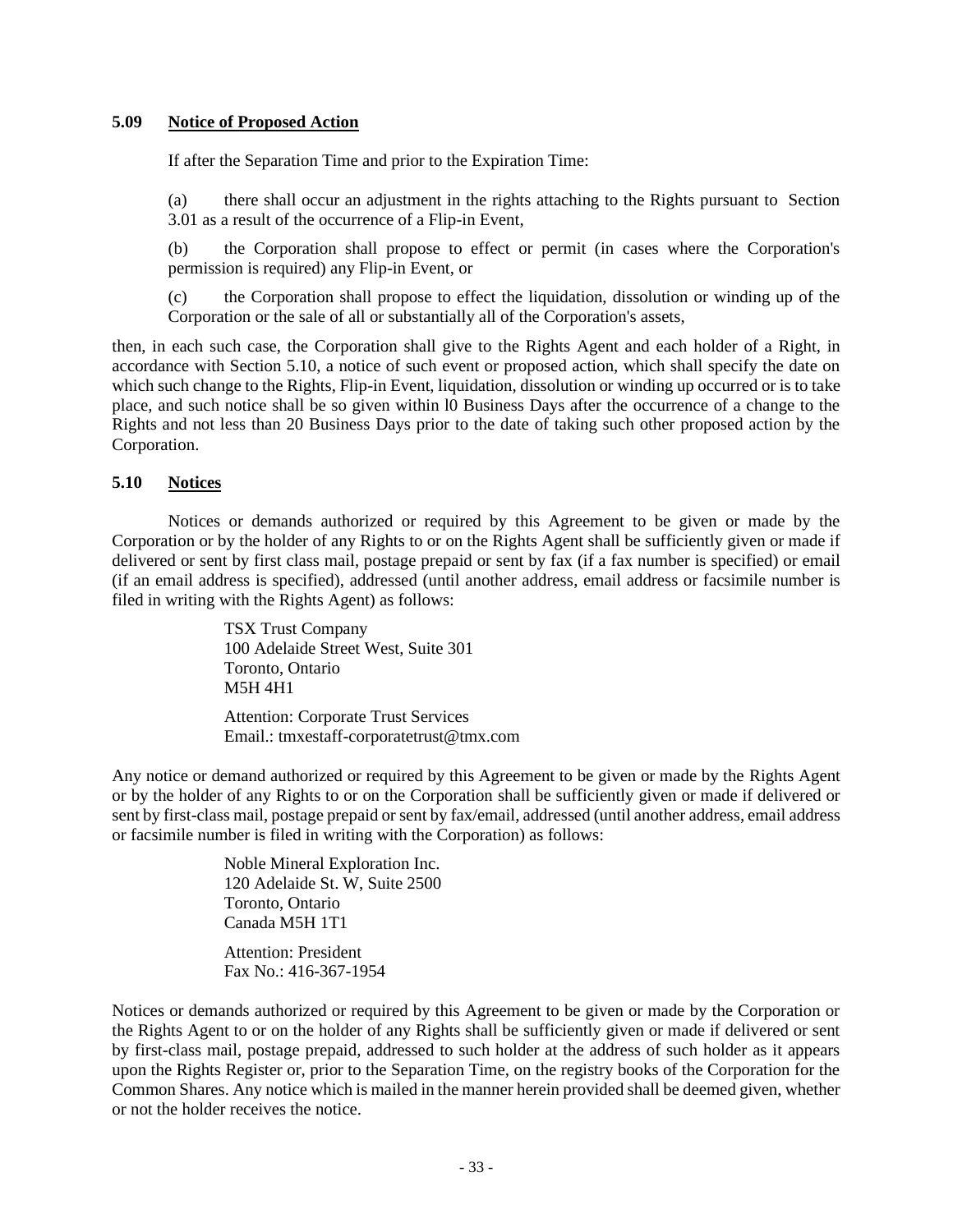### 5.09 Notice of Proposed Action

If after the Separation Time and prior to the Expiration Time:

(a) there shall occur an adjustment in the rights attaching to the Rights pursuant to Section 3.01 as a result of the occurrence of a Flip-in Event,

(b) the Corporation shall propose to effect or permit (in cases where the Corporation's permission is required) any Flip-in Event, or

(c) the Corporation shall propose to effect the liquidation, dissolution or winding up of the Corporation or the sale of all or substantially all of the Corporation's assets,

then, in each such case, the Corporation shall give to the Rights Agent and each holder of a Right, in accordance with Section 5.10, a notice of such event or proposed action, which shall specify the date on which such change to the Rights, Flip-in Event, liquidation, dissolution or winding up occurred or is to take place, and such notice shall be so given within l0 Business Days after the occurrence of a change to the Rights and not less than 20 Business Days prior to the date of taking such other proposed action by the Corporation.

### 5.10 Notices

Notices or demands authorized or required by this Agreement to be given or made by the Corporation or by the holder of any Rights to or on the Rights Agent shall be sufficiently given or made if delivered or sent by first class mail, postage prepaid or sent by fax (if a fax number is specified) or email (if an email address is specified), addressed (until another address, email address or facsimile number is filed in writing with the Rights Agent) as follows:

> TSX Trust Company
> 100 Adelaide Street West, Suite 301
> Toronto, Ontario
> M5H 4H1
>
> Attention: Corporate Trust Services
> Email.: tmxestaff-corporatetrust@tmx.com

Any notice or demand authorized or required by this Agreement to be given or made by the Rights Agent or by the holder of any Rights to or on the Corporation shall be sufficiently given or made if delivered or sent by first-class mail, postage prepaid or sent by fax/email, addressed (until another address, email address or facsimile number is filed in writing with the Corporation) as follows:

> Noble Mineral Exploration Inc.
> 120 Adelaide St. W, Suite 2500
> Toronto, Ontario
> Canada M5H 1T1
>
> Attention: President
> Fax No.: 416-367-1954

Notices or demands authorized or required by this Agreement to be given or made by the Corporation or the Rights Agent to or on the holder of any Rights shall be sufficiently given or made if delivered or sent by first-class mail, postage prepaid, addressed to such holder at the address of such holder as it appears upon the Rights Register or, prior to the Separation Time, on the registry books of the Corporation for the Common Shares. Any notice which is mailed in the manner herein provided shall be deemed given, whether or not the holder receives the notice.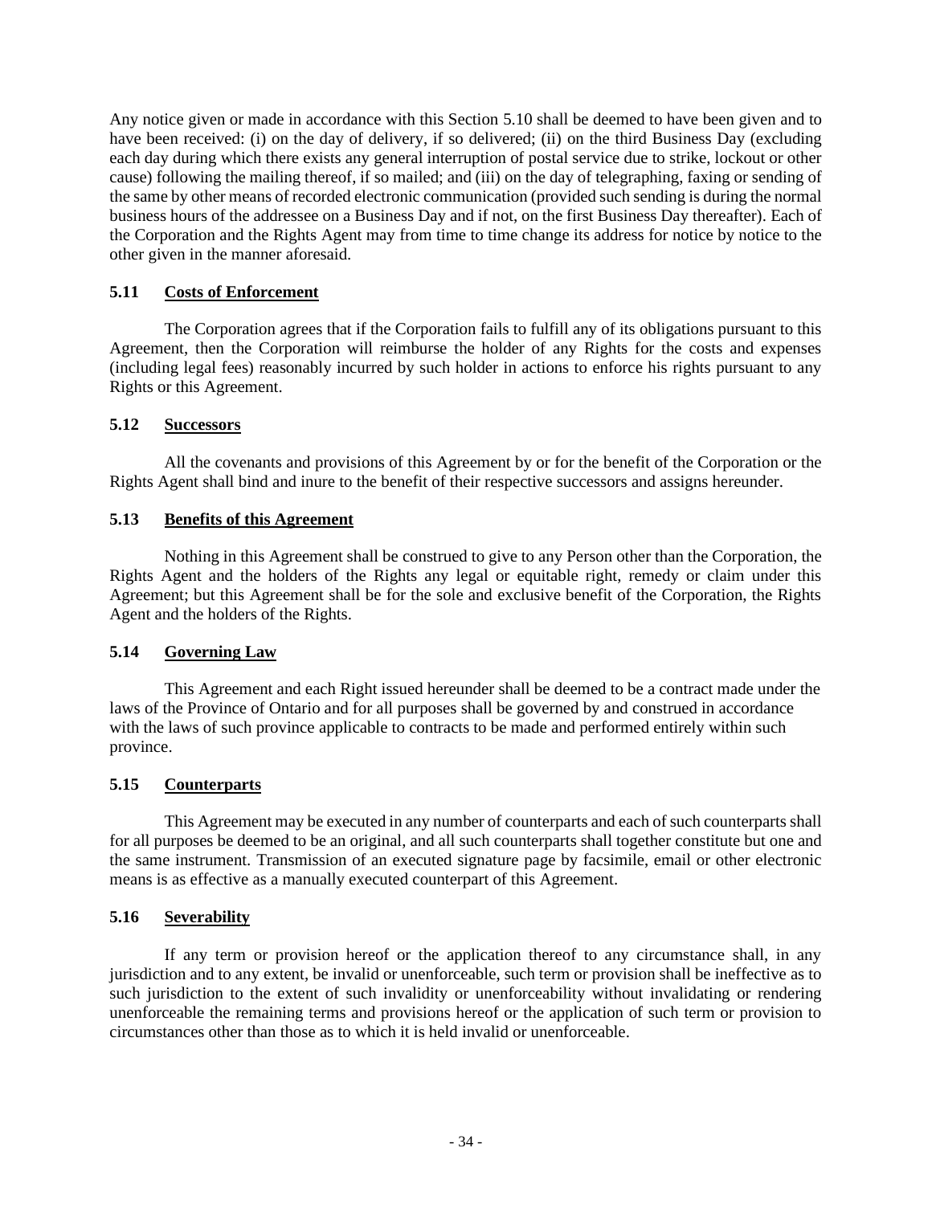Any notice given or made in accordance with this Section 5.10 shall be deemed to have been given and to have been received: (i) on the day of delivery, if so delivered; (ii) on the third Business Day (excluding each day during which there exists any general interruption of postal service due to strike, lockout or other cause) following the mailing thereof, if so mailed; and (iii) on the day of telegraphing, faxing or sending of the same by other means of recorded electronic communication (provided such sending is during the normal business hours of the addressee on a Business Day and if not, on the first Business Day thereafter). Each of the Corporation and the Rights Agent may from time to time change its address for notice by notice to the other given in the manner aforesaid.

### 5.11 Costs of Enforcement

The Corporation agrees that if the Corporation fails to fulfill any of its obligations pursuant to this Agreement, then the Corporation will reimburse the holder of any Rights for the costs and expenses (including legal fees) reasonably incurred by such holder in actions to enforce his rights pursuant to any Rights or this Agreement.

### 5.12 Successors

All the covenants and provisions of this Agreement by or for the benefit of the Corporation or the Rights Agent shall bind and inure to the benefit of their respective successors and assigns hereunder.

### 5.13 Benefits of this Agreement

Nothing in this Agreement shall be construed to give to any Person other than the Corporation, the Rights Agent and the holders of the Rights any legal or equitable right, remedy or claim under this Agreement; but this Agreement shall be for the sole and exclusive benefit of the Corporation, the Rights Agent and the holders of the Rights.

### 5.14 Governing Law

This Agreement and each Right issued hereunder shall be deemed to be a contract made under the laws of the Province of Ontario and for all purposes shall be governed by and construed in accordance with the laws of such province applicable to contracts to be made and performed entirely within such province.

### 5.15 Counterparts

This Agreement may be executed in any number of counterparts and each of such counterparts shall for all purposes be deemed to be an original, and all such counterparts shall together constitute but one and the same instrument. Transmission of an executed signature page by facsimile, email or other electronic means is as effective as a manually executed counterpart of this Agreement.

### 5.16 Severability

If any term or provision hereof or the application thereof to any circumstance shall, in any jurisdiction and to any extent, be invalid or unenforceable, such term or provision shall be ineffective as to such jurisdiction to the extent of such invalidity or unenforceability without invalidating or rendering unenforceable the remaining terms and provisions hereof or the application of such term or provision to circumstances other than those as to which it is held invalid or unenforceable.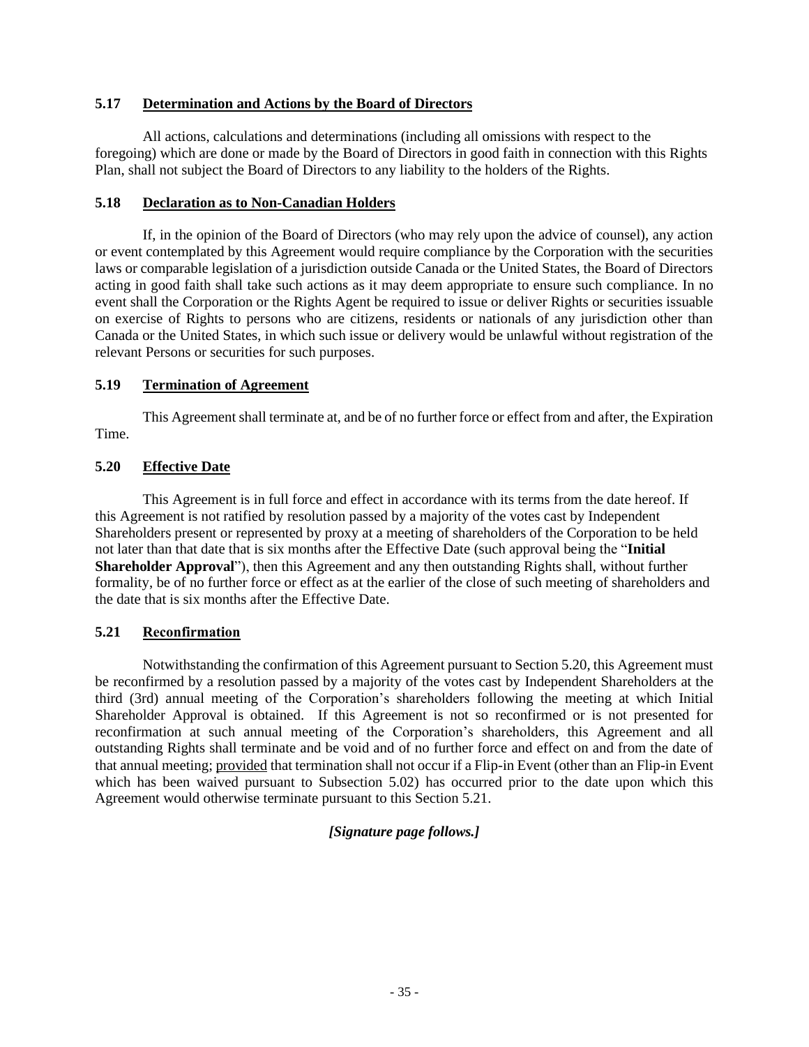### 5.17 Determination and Actions by the Board of Directors

All actions, calculations and determinations (including all omissions with respect to the foregoing) which are done or made by the Board of Directors in good faith in connection with this Rights Plan, shall not subject the Board of Directors to any liability to the holders of the Rights.

### 5.18 Declaration as to Non-Canadian Holders

If, in the opinion of the Board of Directors (who may rely upon the advice of counsel), any action or event contemplated by this Agreement would require compliance by the Corporation with the securities laws or comparable legislation of a jurisdiction outside Canada or the United States, the Board of Directors acting in good faith shall take such actions as it may deem appropriate to ensure such compliance. In no event shall the Corporation or the Rights Agent be required to issue or deliver Rights or securities issuable on exercise of Rights to persons who are citizens, residents or nationals of any jurisdiction other than Canada or the United States, in which such issue or delivery would be unlawful without registration of the relevant Persons or securities for such purposes.

### 5.19 Termination of Agreement

This Agreement shall terminate at, and be of no further force or effect from and after, the Expiration Time.

### 5.20 Effective Date

This Agreement is in full force and effect in accordance with its terms from the date hereof. If this Agreement is not ratified by resolution passed by a majority of the votes cast by Independent Shareholders present or represented by proxy at a meeting of shareholders of the Corporation to be held not later than that date that is six months after the Effective Date (such approval being the "**Initial Shareholder Approval**"), then this Agreement and any then outstanding Rights shall, without further formality, be of no further force or effect as at the earlier of the close of such meeting of shareholders and the date that is six months after the Effective Date.

### 5.21 Reconfirmation

Notwithstanding the confirmation of this Agreement pursuant to Section 5.20, this Agreement must be reconfirmed by a resolution passed by a majority of the votes cast by Independent Shareholders at the third (3rd) annual meeting of the Corporation's shareholders following the meeting at which Initial Shareholder Approval is obtained. If this Agreement is not so reconfirmed or is not presented for reconfirmation at such annual meeting of the Corporation's shareholders, this Agreement and all outstanding Rights shall terminate and be void and of no further force and effect on and from the date of that annual meeting; provided that termination shall not occur if a Flip-in Event (other than an Flip-in Event which has been waived pursuant to Subsection 5.02) has occurred prior to the date upon which this Agreement would otherwise terminate pursuant to this Section 5.21.

***[Signature page follows.]***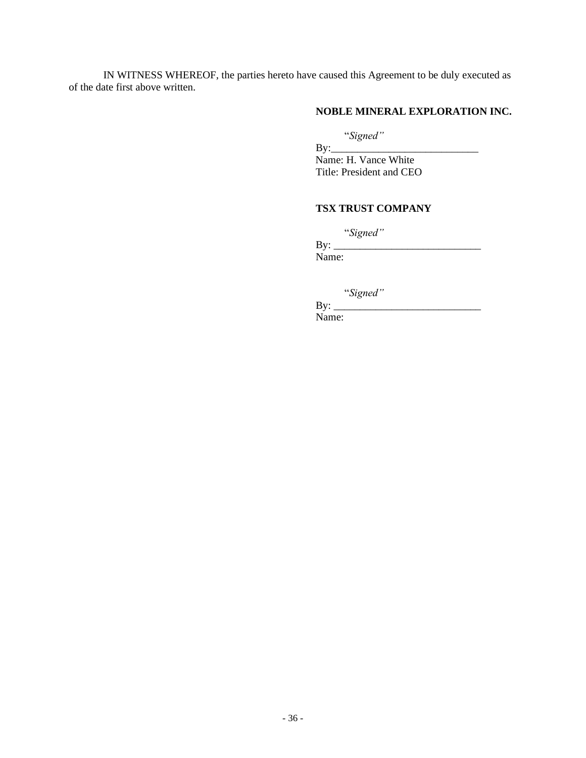IN WITNESS WHEREOF, the parties hereto have caused this Agreement to be duly executed as of the date first above written.

**NOBLE MINERAL EXPLORATION INC.**

"*Signed*"
By:____________________________
Name: H. Vance White
Title: President and CEO

**TSX TRUST COMPANY**

"*Signed*"
By: ____________________________
Name:

"*Signed*"
By: ____________________________
Name: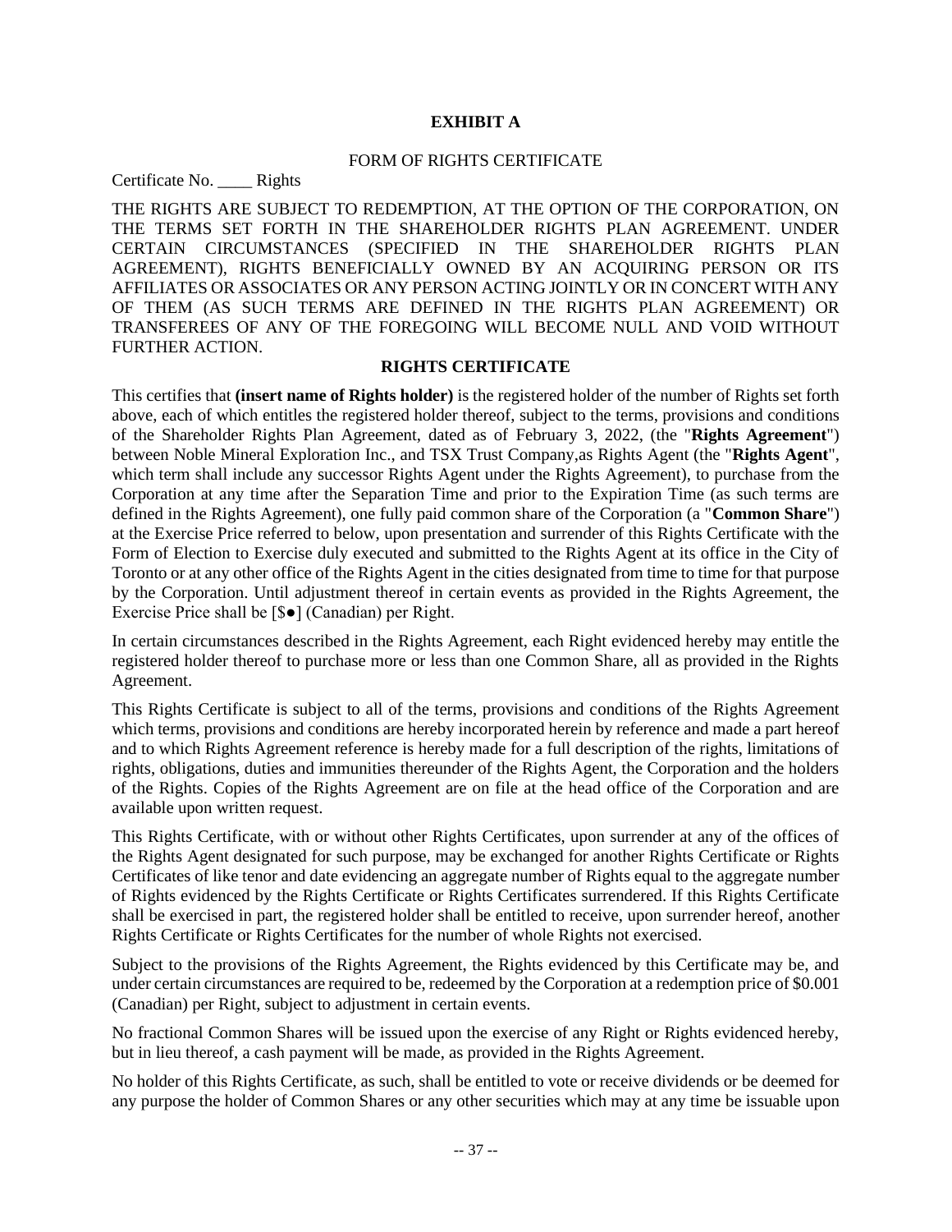**EXHIBIT A**

FORM OF RIGHTS CERTIFICATE

Certificate No. ____ Rights

THE RIGHTS ARE SUBJECT TO REDEMPTION, AT THE OPTION OF THE CORPORATION, ON THE TERMS SET FORTH IN THE SHAREHOLDER RIGHTS PLAN AGREEMENT. UNDER CERTAIN CIRCUMSTANCES (SPECIFIED IN THE SHAREHOLDER RIGHTS PLAN AGREEMENT), RIGHTS BENEFICIALLY OWNED BY AN ACQUIRING PERSON OR ITS AFFILIATES OR ASSOCIATES OR ANY PERSON ACTING JOINTLY OR IN CONCERT WITH ANY OF THEM (AS SUCH TERMS ARE DEFINED IN THE RIGHTS PLAN AGREEMENT) OR TRANSFEREES OF ANY OF THE FOREGOING WILL BECOME NULL AND VOID WITHOUT FURTHER ACTION.

**RIGHTS CERTIFICATE**

This certifies that **(insert name of Rights holder)** is the registered holder of the number of Rights set forth above, each of which entitles the registered holder thereof, subject to the terms, provisions and conditions of the Shareholder Rights Plan Agreement, dated as of February 3, 2022, (the "**Rights Agreement**") between Noble Mineral Exploration Inc., and TSX Trust Company,as Rights Agent (the "**Rights Agent**", which term shall include any successor Rights Agent under the Rights Agreement), to purchase from the Corporation at any time after the Separation Time and prior to the Expiration Time (as such terms are defined in the Rights Agreement), one fully paid common share of the Corporation (a "**Common Share**") at the Exercise Price referred to below, upon presentation and surrender of this Rights Certificate with the Form of Election to Exercise duly executed and submitted to the Rights Agent at its office in the City of Toronto or at any other office of the Rights Agent in the cities designated from time to time for that purpose by the Corporation. Until adjustment thereof in certain events as provided in the Rights Agreement, the Exercise Price shall be [$●] (Canadian) per Right.

In certain circumstances described in the Rights Agreement, each Right evidenced hereby may entitle the registered holder thereof to purchase more or less than one Common Share, all as provided in the Rights Agreement.

This Rights Certificate is subject to all of the terms, provisions and conditions of the Rights Agreement which terms, provisions and conditions are hereby incorporated herein by reference and made a part hereof and to which Rights Agreement reference is hereby made for a full description of the rights, limitations of rights, obligations, duties and immunities thereunder of the Rights Agent, the Corporation and the holders of the Rights. Copies of the Rights Agreement are on file at the head office of the Corporation and are available upon written request.

This Rights Certificate, with or without other Rights Certificates, upon surrender at any of the offices of the Rights Agent designated for such purpose, may be exchanged for another Rights Certificate or Rights Certificates of like tenor and date evidencing an aggregate number of Rights equal to the aggregate number of Rights evidenced by the Rights Certificate or Rights Certificates surrendered. If this Rights Certificate shall be exercised in part, the registered holder shall be entitled to receive, upon surrender hereof, another Rights Certificate or Rights Certificates for the number of whole Rights not exercised.

Subject to the provisions of the Rights Agreement, the Rights evidenced by this Certificate may be, and under certain circumstances are required to be, redeemed by the Corporation at a redemption price of $0.001 (Canadian) per Right, subject to adjustment in certain events.

No fractional Common Shares will be issued upon the exercise of any Right or Rights evidenced hereby, but in lieu thereof, a cash payment will be made, as provided in the Rights Agreement.

No holder of this Rights Certificate, as such, shall be entitled to vote or receive dividends or be deemed for any purpose the holder of Common Shares or any other securities which may at any time be issuable upon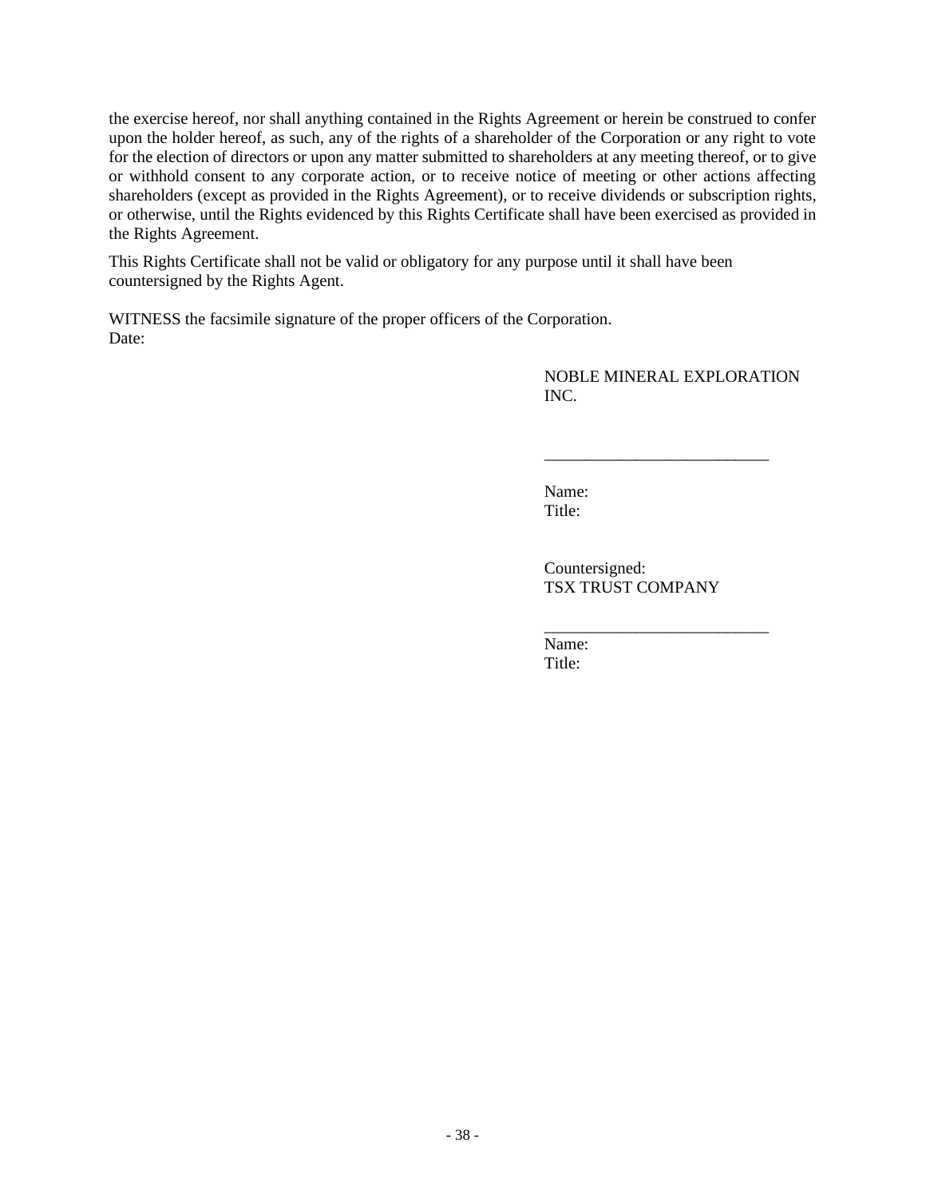the exercise hereof, nor shall anything contained in the Rights Agreement or herein be construed to confer upon the holder hereof, as such, any of the rights of a shareholder of the Corporation or any right to vote for the election of directors or upon any matter submitted to shareholders at any meeting thereof, or to give or withhold consent to any corporate action, or to receive notice of meeting or other actions affecting shareholders (except as provided in the Rights Agreement), or to receive dividends or subscription rights, or otherwise, until the Rights evidenced by this Rights Certificate shall have been exercised as provided in the Rights Agreement.

This Rights Certificate shall not be valid or obligatory for any purpose until it shall have been countersigned by the Rights Agent.

WITNESS the facsimile signature of the proper officers of the Corporation.
Date:

NOBLE MINERAL EXPLORATION INC.

___________________________

Name:
Title:

Countersigned:
TSX TRUST COMPANY

___________________________
Name:
Title: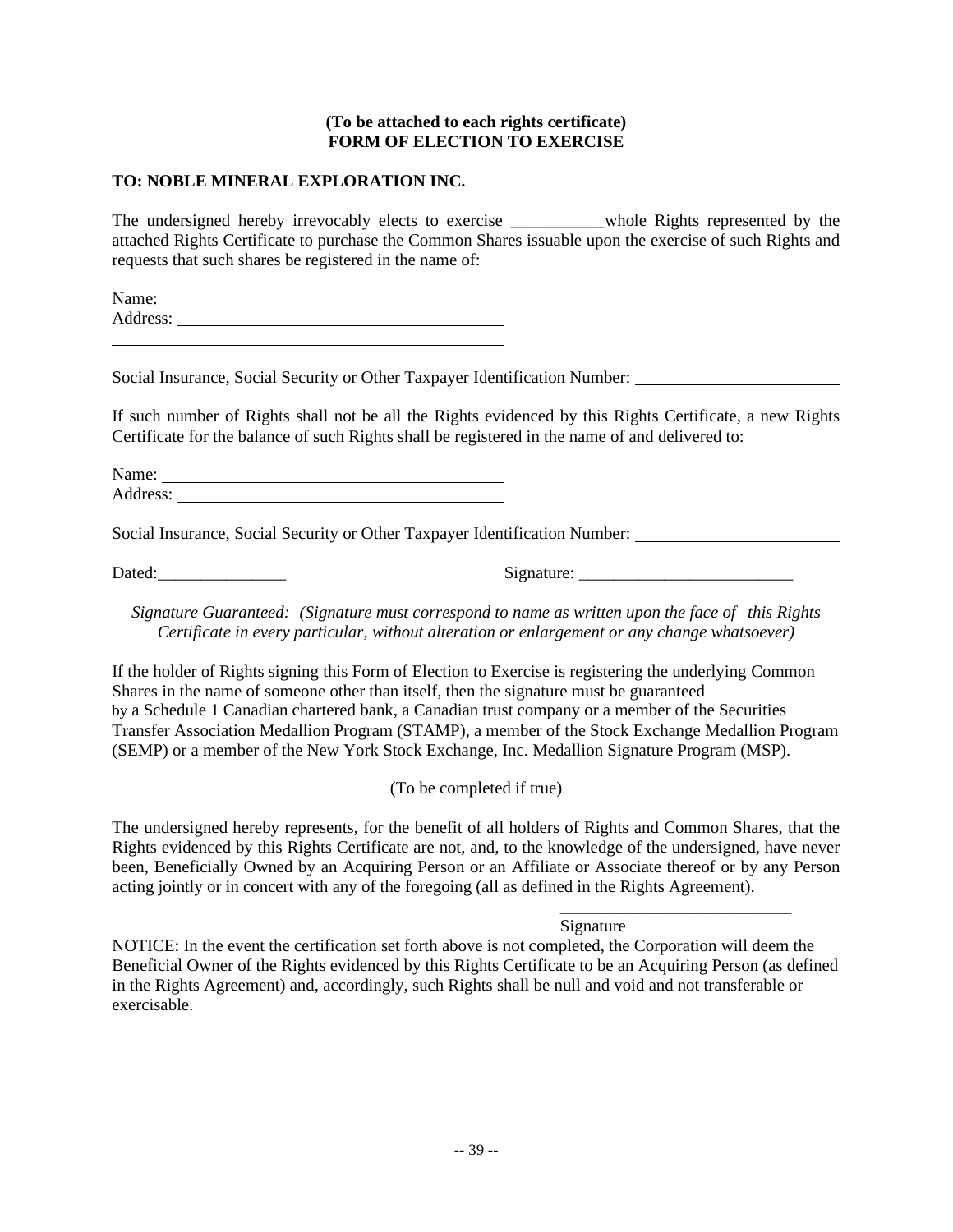**(To be attached to each rights certificate)**
**FORM OF ELECTION TO EXERCISE**

**TO: NOBLE MINERAL EXPLORATION INC.**

The undersigned hereby irrevocably elects to exercise ___________whole Rights represented by the attached Rights Certificate to purchase the Common Shares issuable upon the exercise of such Rights and requests that such shares be registered in the name of:

Name: ________________________________________
Address: ______________________________________
______________________________________________

Social Insurance, Social Security or Other Taxpayer Identification Number: ________________________

If such number of Rights shall not be all the Rights evidenced by this Rights Certificate, a new Rights Certificate for the balance of such Rights shall be registered in the name of and delivered to:

Name: ________________________________________
Address: ______________________________________
______________________________________________
Social Insurance, Social Security or Other Taxpayer Identification Number: ________________________

Dated:_______________ Signature: _________________________

*Signature Guaranteed: (Signature must correspond to name as written upon the face of this Rights Certificate in every particular, without alteration or enlargement or any change whatsoever)*

If the holder of Rights signing this Form of Election to Exercise is registering the underlying Common Shares in the name of someone other than itself, then the signature must be guaranteed by a Schedule 1 Canadian chartered bank, a Canadian trust company or a member of the Securities Transfer Association Medallion Program (STAMP), a member of the Stock Exchange Medallion Program (SEMP) or a member of the New York Stock Exchange, Inc. Medallion Signature Program (MSP).

(To be completed if true)

The undersigned hereby represents, for the benefit of all holders of Rights and Common Shares, that the Rights evidenced by this Rights Certificate are not, and, to the knowledge of the undersigned, have never been, Beneficially Owned by an Acquiring Person or an Affiliate or Associate thereof or by any Person acting jointly or in concert with any of the foregoing (all as defined in the Rights Agreement).

___________________________
Signature

NOTICE: In the event the certification set forth above is not completed, the Corporation will deem the Beneficial Owner of the Rights evidenced by this Rights Certificate to be an Acquiring Person (as defined in the Rights Agreement) and, accordingly, such Rights shall be null and void and not transferable or exercisable.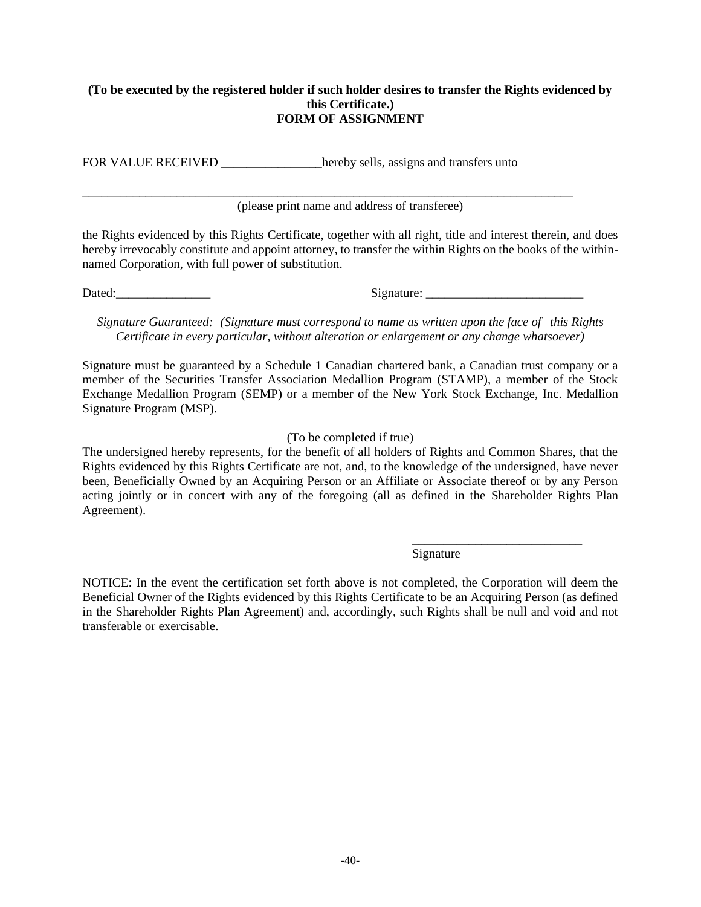**(To be executed by the registered holder if such holder desires to transfer the Rights evidenced by this Certificate.)**

**FORM OF ASSIGNMENT**

FOR VALUE RECEIVED ________________hereby sells, assigns and transfers unto

_________________________________________________________________________________

(please print name and address of transferee)

the Rights evidenced by this Rights Certificate, together with all right, title and interest therein, and does hereby irrevocably constitute and appoint attorney, to transfer the within Rights on the books of the within-named Corporation, with full power of substitution.

Dated:_______________ Signature: _________________________

*Signature Guaranteed: (Signature must correspond to name as written upon the face of this Rights Certificate in every particular, without alteration or enlargement or any change whatsoever)*

Signature must be guaranteed by a Schedule 1 Canadian chartered bank, a Canadian trust company or a member of the Securities Transfer Association Medallion Program (STAMP), a member of the Stock Exchange Medallion Program (SEMP) or a member of the New York Stock Exchange, Inc. Medallion Signature Program (MSP).

(To be completed if true)

The undersigned hereby represents, for the benefit of all holders of Rights and Common Shares, that the Rights evidenced by this Rights Certificate are not, and, to the knowledge of the undersigned, have never been, Beneficially Owned by an Acquiring Person or an Affiliate or Associate thereof or by any Person acting jointly or in concert with any of the foregoing (all as defined in the Shareholder Rights Plan Agreement).

___________________________

Signature

NOTICE: In the event the certification set forth above is not completed, the Corporation will deem the Beneficial Owner of the Rights evidenced by this Rights Certificate to be an Acquiring Person (as defined in the Shareholder Rights Plan Agreement) and, accordingly, such Rights shall be null and void and not transferable or exercisable.